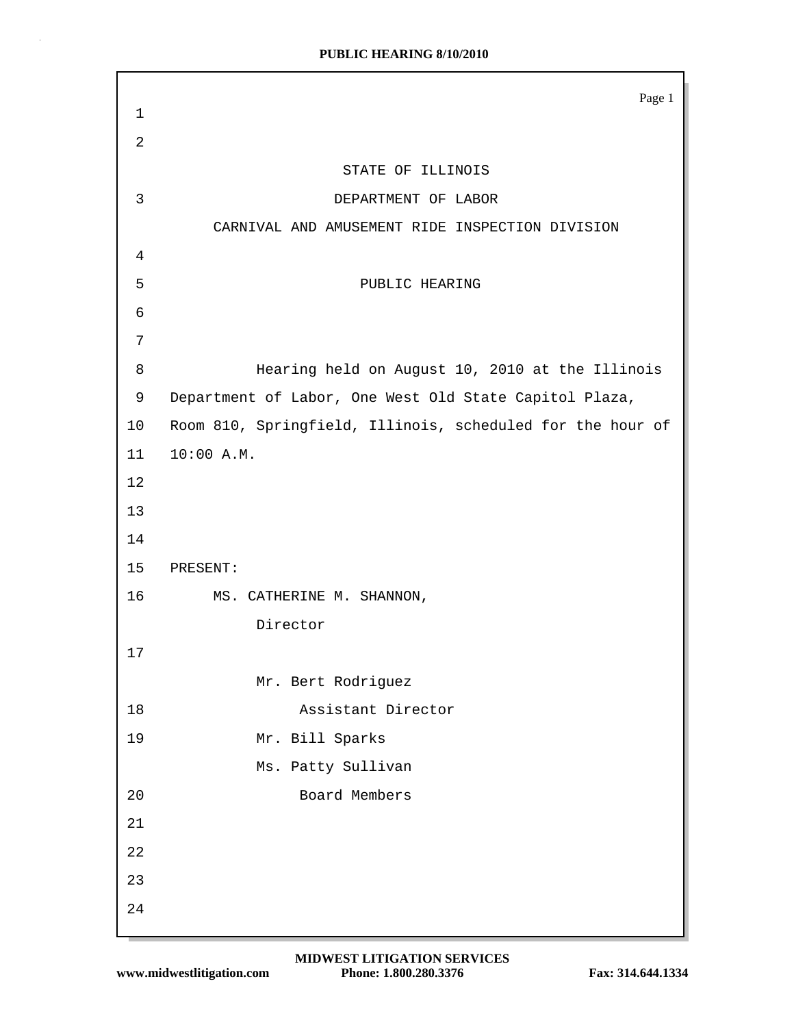STATE OF ILLINOIS

DEPARTMENT OF LABOR

CARNIVAL AND AMUSEMENT RIDE INSPECTION DIVISION

PUBLIC HEARING

Hearing held on August 10, 2010 at the Illinois Department of Labor, One West Old State Capitol Plaza, Room 810, Springfield, Illinois, scheduled for the hour of 10:00 A.M.

PRESENT:

MS. CATHERINE M. SHANNON,
Director

Mr. Bert Rodriguez
Assistant Director

Mr. Bill Sparks
Ms. Patty Sullivan
Board Members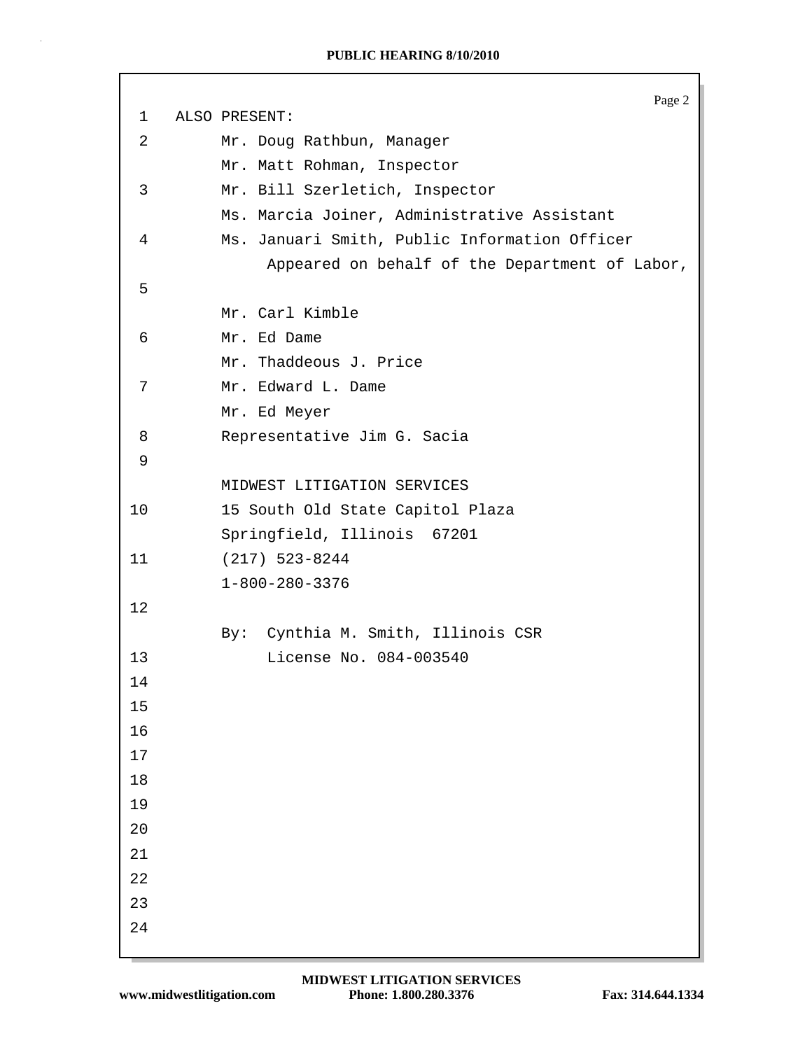ALSO PRESENT:

Mr. Doug Rathbun, Manager
Mr. Matt Rohman, Inspector
Mr. Bill Szerletich, Inspector
Ms. Marcia Joiner, Administrative Assistant
Ms. Januari Smith, Public Information Officer
Appeared on behalf of the Department of Labor,

Mr. Carl Kimble
Mr. Ed Dame
Mr. Thaddeous J. Price
Mr. Edward L. Dame
Mr. Ed Meyer
Representative Jim G. Sacia

MIDWEST LITIGATION SERVICES
15 South Old State Capitol Plaza
Springfield, Illinois 67201
(217) 523-8244
1-800-280-3376

By: Cynthia M. Smith, Illinois CSR
License No. 084-003540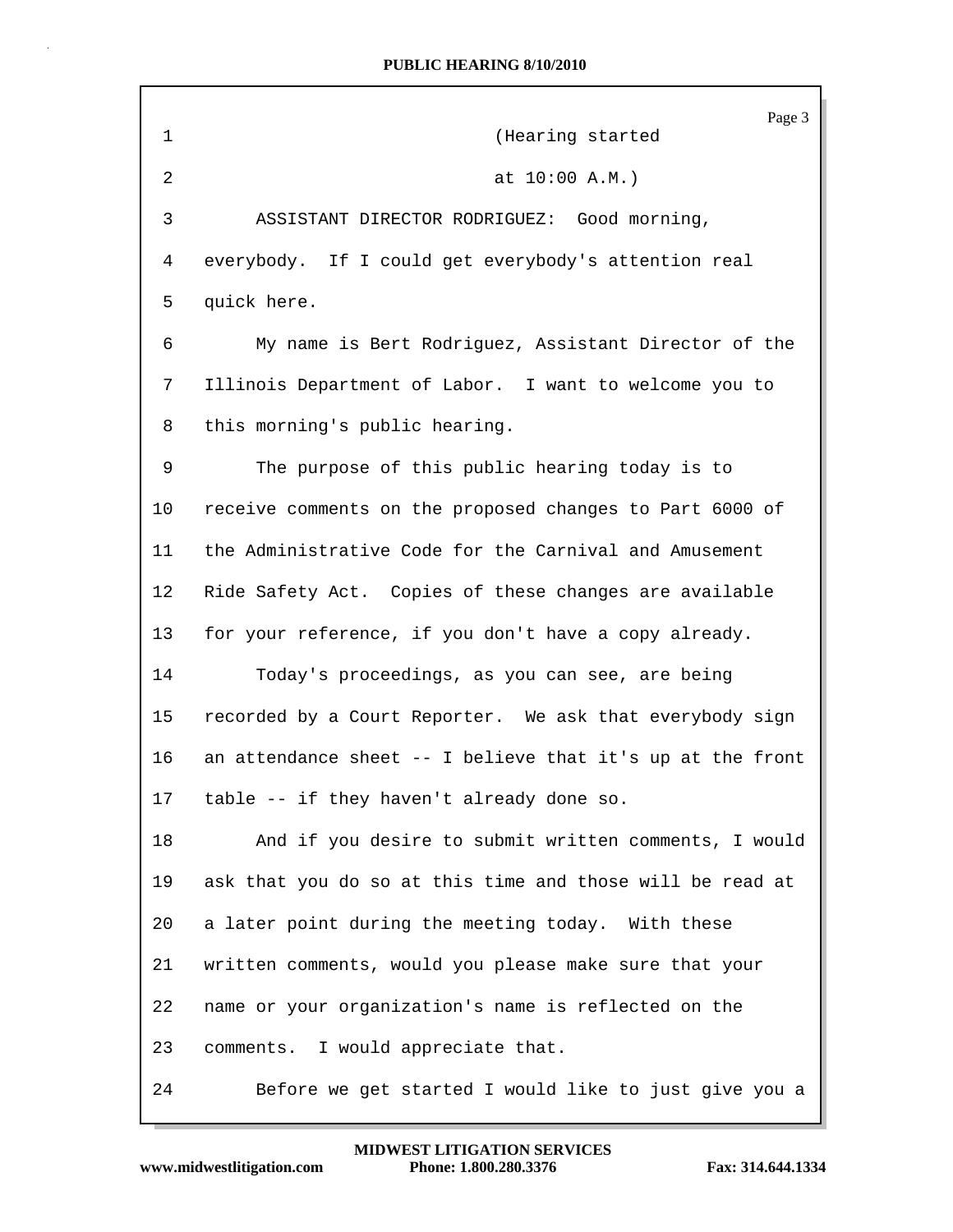(Hearing started at 10:00 A.M.)

ASSISTANT DIRECTOR RODRIGUEZ: Good morning, everybody. If I could get everybody's attention real quick here.

My name is Bert Rodriguez, Assistant Director of the Illinois Department of Labor. I want to welcome you to this morning's public hearing.

The purpose of this public hearing today is to receive comments on the proposed changes to Part 6000 of the Administrative Code for the Carnival and Amusement Ride Safety Act. Copies of these changes are available for your reference, if you don't have a copy already.

Today's proceedings, as you can see, are being recorded by a Court Reporter. We ask that everybody sign an attendance sheet -- I believe that it's up at the front table -- if they haven't already done so.

And if you desire to submit written comments, I would ask that you do so at this time and those will be read at a later point during the meeting today. With these written comments, would you please make sure that your name or your organization's name is reflected on the comments. I would appreciate that.

Before we get started I would like to just give you a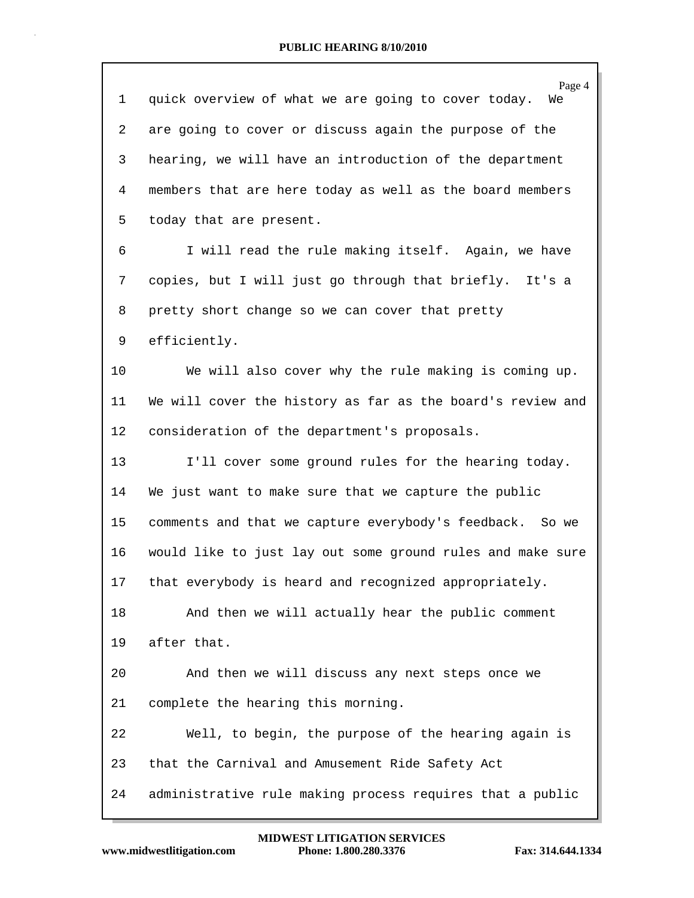quick overview of what we are going to cover today. We are going to cover or discuss again the purpose of the hearing, we will have an introduction of the department members that are here today as well as the board members today that are present.

I will read the rule making itself. Again, we have copies, but I will just go through that briefly. It's a pretty short change so we can cover that pretty efficiently.

We will also cover why the rule making is coming up. We will cover the history as far as the board's review and consideration of the department's proposals.

I'll cover some ground rules for the hearing today. We just want to make sure that we capture the public comments and that we capture everybody's feedback. So we would like to just lay out some ground rules and make sure that everybody is heard and recognized appropriately.

And then we will actually hear the public comment after that.

And then we will discuss any next steps once we complete the hearing this morning.

Well, to begin, the purpose of the hearing again is that the Carnival and Amusement Ride Safety Act administrative rule making process requires that a public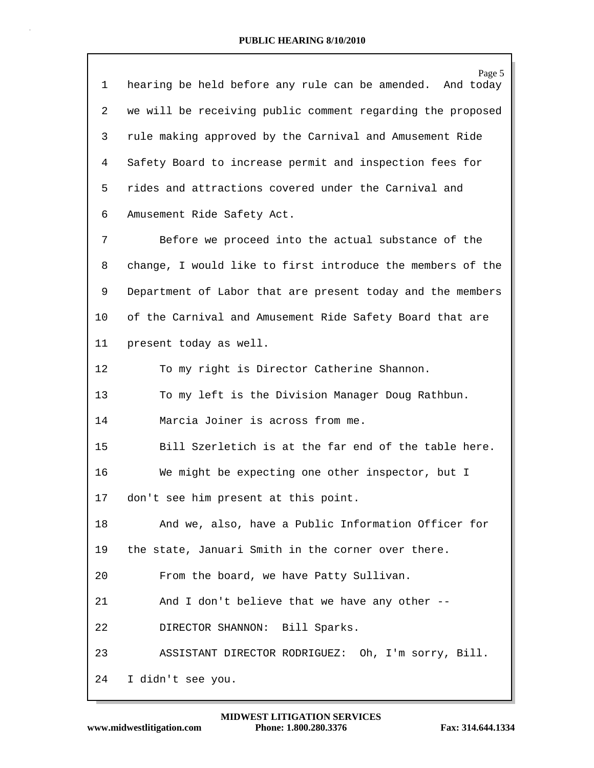1 hearing be held before any rule can be amended. And today
2 we will be receiving public comment regarding the proposed
3 rule making approved by the Carnival and Amusement Ride
4 Safety Board to increase permit and inspection fees for
5 rides and attractions covered under the Carnival and
6 Amusement Ride Safety Act.
7 Before we proceed into the actual substance of the
8 change, I would like to first introduce the members of the
9 Department of Labor that are present today and the members
10 of the Carnival and Amusement Ride Safety Board that are
11 present today as well.
12 To my right is Director Catherine Shannon.
13 To my left is the Division Manager Doug Rathbun.
14 Marcia Joiner is across from me.
15 Bill Szerletich is at the far end of the table here.
16 We might be expecting one other inspector, but I
17 don't see him present at this point.
18 And we, also, have a Public Information Officer for
19 the state, Januari Smith in the corner over there.
20 From the board, we have Patty Sullivan.
21 And I don't believe that we have any other --
22 DIRECTOR SHANNON: Bill Sparks.
23 ASSISTANT DIRECTOR RODRIGUEZ: Oh, I'm sorry, Bill.
24 I didn't see you.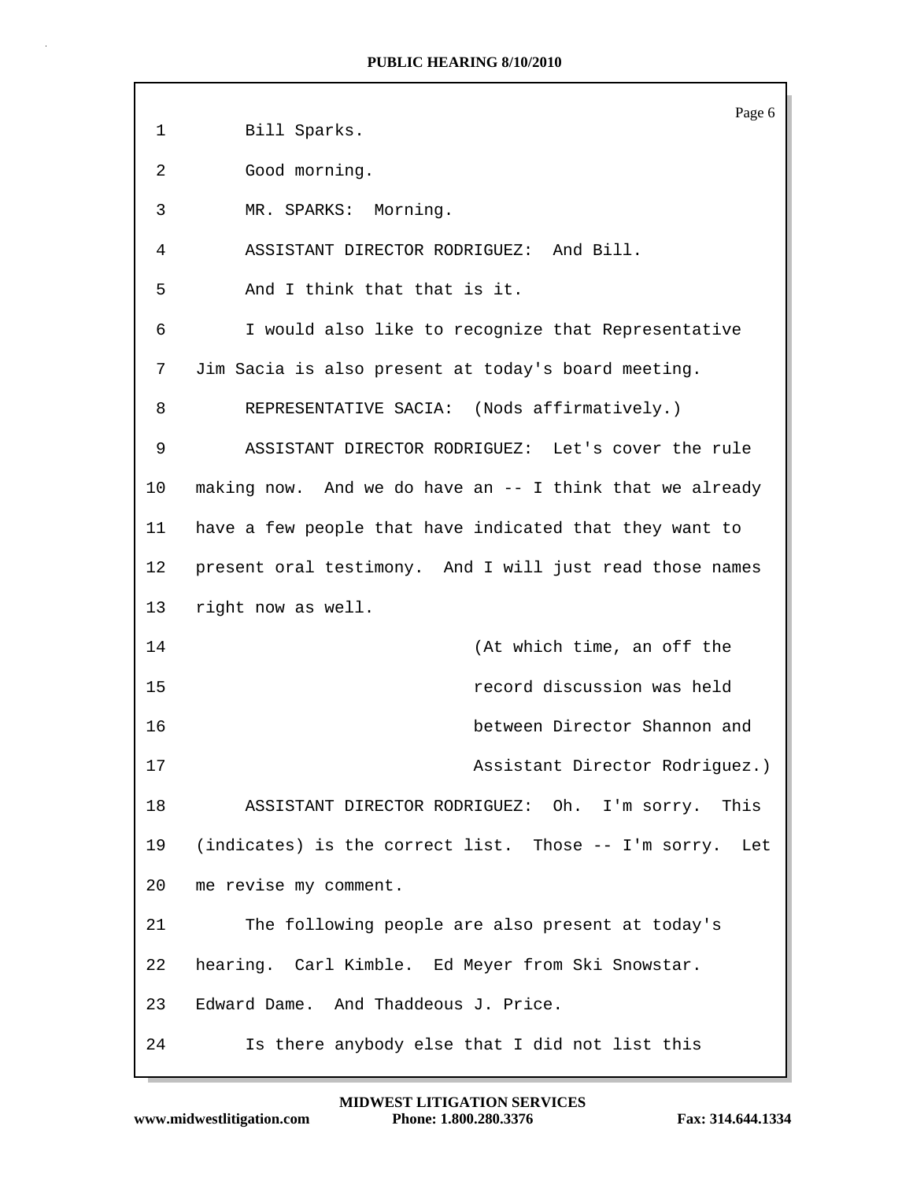1 Bill Sparks.

2 Good morning.

3 MR. SPARKS: Morning.

4 ASSISTANT DIRECTOR RODRIGUEZ: And Bill.

5 And I think that that is it.

6 I would also like to recognize that Representative

7 Jim Sacia is also present at today's board meeting.

8 REPRESENTATIVE SACIA: (Nods affirmatively.)

9 ASSISTANT DIRECTOR RODRIGUEZ: Let's cover the rule

10 making now. And we do have an -- I think that we already

11 have a few people that have indicated that they want to

12 present oral testimony. And I will just read those names

13 right now as well.

14 (At which time, an off the

15 record discussion was held

16 between Director Shannon and

17 Assistant Director Rodriguez.)

18 ASSISTANT DIRECTOR RODRIGUEZ: Oh. I'm sorry. This

19 (indicates) is the correct list. Those -- I'm sorry. Let

20 me revise my comment.

21 The following people are also present at today's

22 hearing. Carl Kimble. Ed Meyer from Ski Snowstar.

23 Edward Dame. And Thaddeous J. Price.

24 Is there anybody else that I did not list this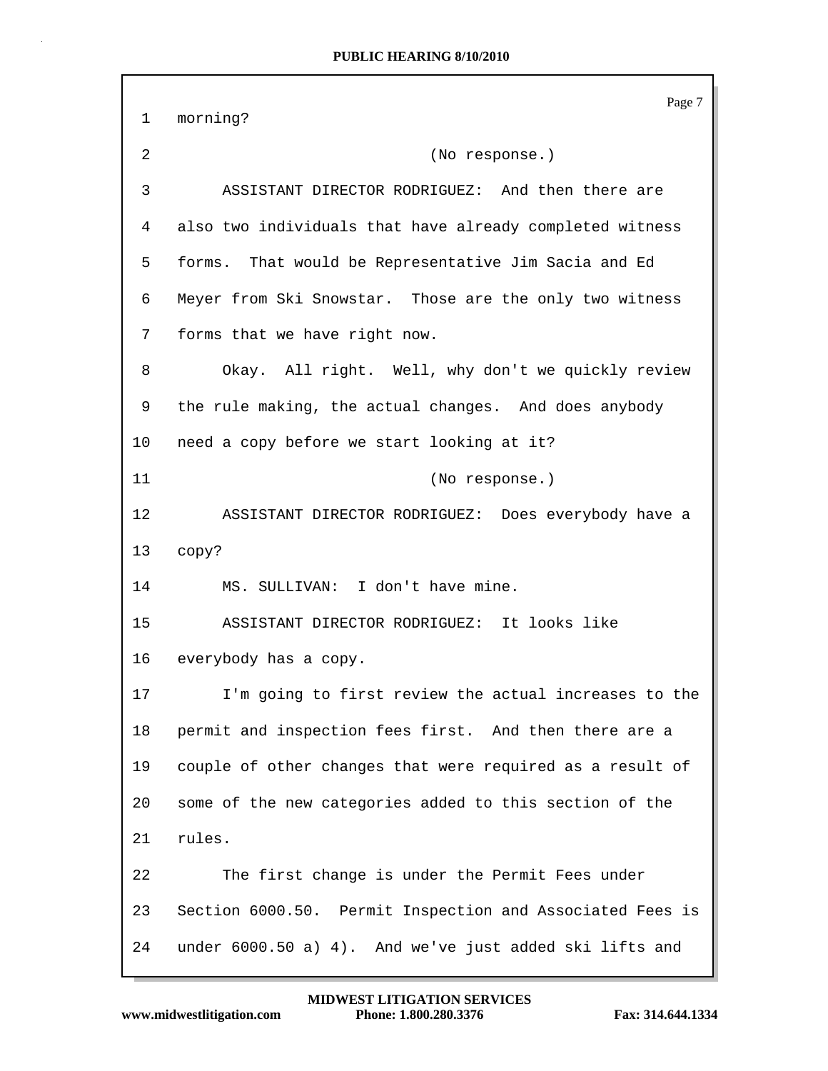morning?

(No response.)

ASSISTANT DIRECTOR RODRIGUEZ: And then there are also two individuals that have already completed witness forms. That would be Representative Jim Sacia and Ed Meyer from Ski Snowstar. Those are the only two witness forms that we have right now.

Okay. All right. Well, why don't we quickly review the rule making, the actual changes. And does anybody need a copy before we start looking at it?

(No response.)

ASSISTANT DIRECTOR RODRIGUEZ: Does everybody have a copy?

MS. SULLIVAN: I don't have mine.

ASSISTANT DIRECTOR RODRIGUEZ: It looks like everybody has a copy.

I'm going to first review the actual increases to the permit and inspection fees first. And then there are a couple of other changes that were required as a result of some of the new categories added to this section of the rules.

The first change is under the Permit Fees under Section 6000.50. Permit Inspection and Associated Fees is under 6000.50 a) 4). And we've just added ski lifts and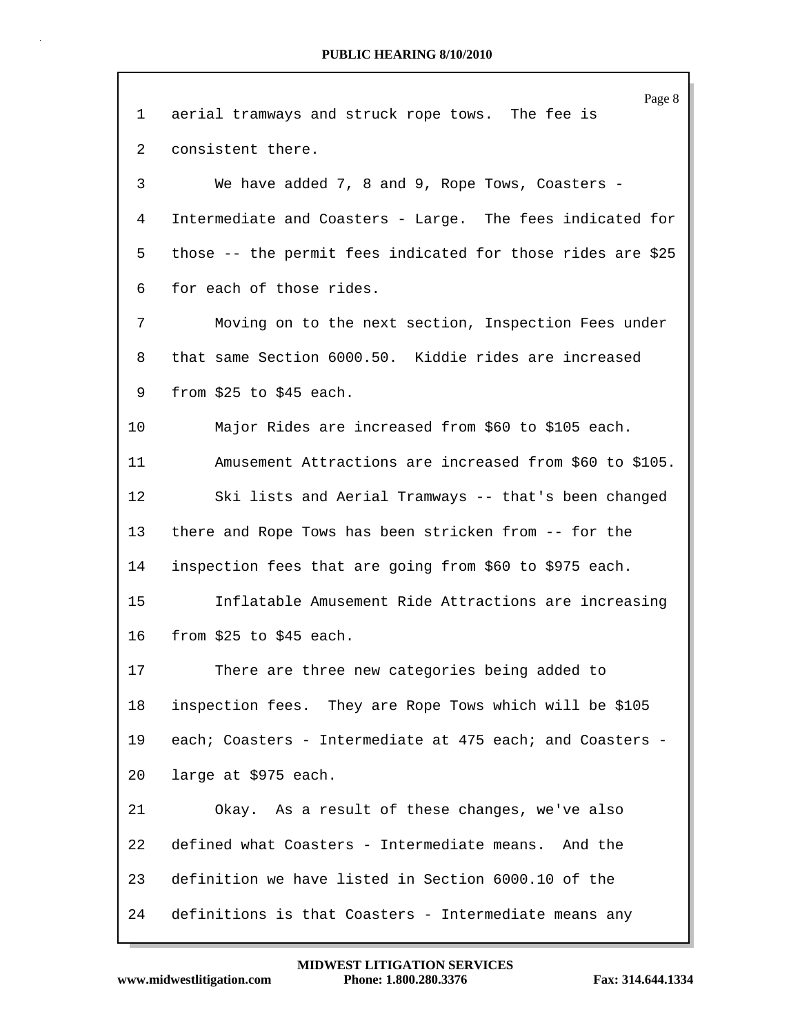aerial tramways and struck rope tows. The fee is consistent there.

We have added 7, 8 and 9, Rope Tows, Coasters - Intermediate and Coasters - Large. The fees indicated for those -- the permit fees indicated for those rides are $25 for each of those rides.

Moving on to the next section, Inspection Fees under that same Section 6000.50. Kiddie rides are increased from $25 to $45 each.

Major Rides are increased from $60 to $105 each.

Amusement Attractions are increased from $60 to $105.

Ski lists and Aerial Tramways -- that's been changed there and Rope Tows has been stricken from -- for the inspection fees that are going from $60 to $975 each.

Inflatable Amusement Ride Attractions are increasing from $25 to $45 each.

There are three new categories being added to inspection fees. They are Rope Tows which will be $105 each; Coasters - Intermediate at 475 each; and Coasters - large at $975 each.

Okay. As a result of these changes, we've also defined what Coasters - Intermediate means. And the definition we have listed in Section 6000.10 of the definitions is that Coasters - Intermediate means any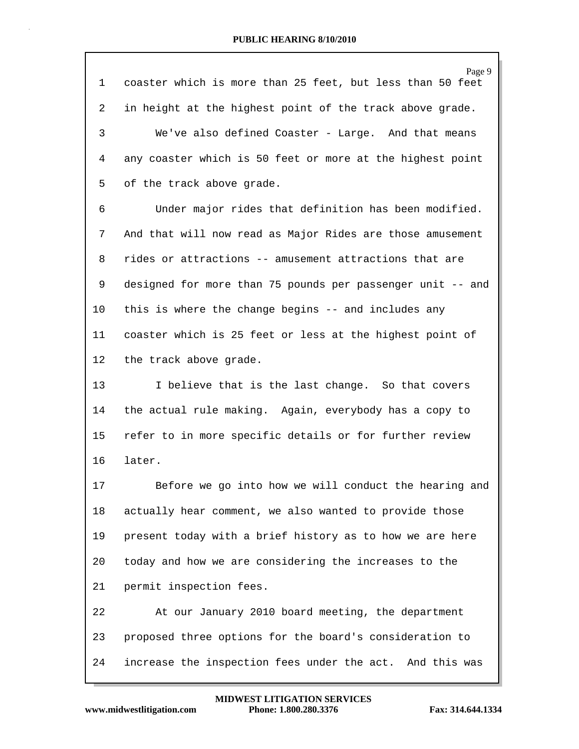coaster which is more than 25 feet, but less than 50 feet in height at the highest point of the track above grade.

We've also defined Coaster - Large. And that means any coaster which is 50 feet or more at the highest point of the track above grade.

Under major rides that definition has been modified. And that will now read as Major Rides are those amusement rides or attractions -- amusement attractions that are designed for more than 75 pounds per passenger unit -- and this is where the change begins -- and includes any coaster which is 25 feet or less at the highest point of the track above grade.

I believe that is the last change. So that covers the actual rule making. Again, everybody has a copy to refer to in more specific details or for further review later.

Before we go into how we will conduct the hearing and actually hear comment, we also wanted to provide those present today with a brief history as to how we are here today and how we are considering the increases to the permit inspection fees.

At our January 2010 board meeting, the department proposed three options for the board's consideration to increase the inspection fees under the act. And this was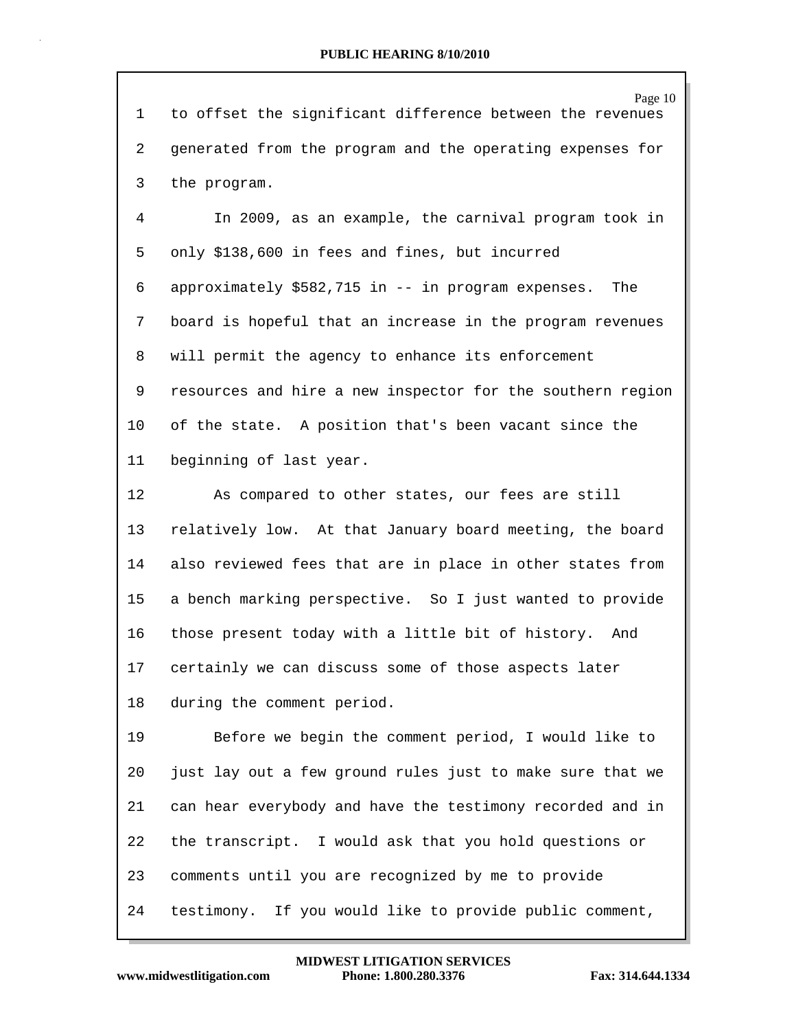to offset the significant difference between the revenues generated from the program and the operating expenses for the program.

In 2009, as an example, the carnival program took in only $138,600 in fees and fines, but incurred approximately $582,715 in -- in program expenses. The board is hopeful that an increase in the program revenues will permit the agency to enhance its enforcement resources and hire a new inspector for the southern region of the state. A position that's been vacant since the beginning of last year.

As compared to other states, our fees are still relatively low. At that January board meeting, the board also reviewed fees that are in place in other states from a bench marking perspective. So I just wanted to provide those present today with a little bit of history. And certainly we can discuss some of those aspects later during the comment period.

Before we begin the comment period, I would like to just lay out a few ground rules just to make sure that we can hear everybody and have the testimony recorded and in the transcript. I would ask that you hold questions or comments until you are recognized by me to provide testimony. If you would like to provide public comment,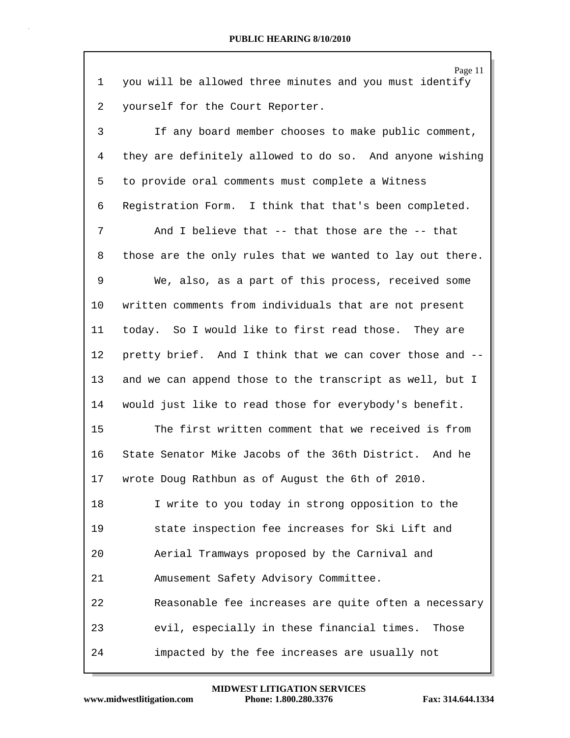you will be allowed three minutes and you must identify yourself for the Court Reporter.

If any board member chooses to make public comment, they are definitely allowed to do so. And anyone wishing to provide oral comments must complete a Witness Registration Form. I think that that's been completed.

And I believe that -- that those are the -- that those are the only rules that we wanted to lay out there.

We, also, as a part of this process, received some written comments from individuals that are not present today. So I would like to first read those. They are pretty brief. And I think that we can cover those and -- and we can append those to the transcript as well, but I would just like to read those for everybody's benefit.

The first written comment that we received is from State Senator Mike Jacobs of the 36th District. And he wrote Doug Rathbun as of August the 6th of 2010.

> I write to you today in strong opposition to the state inspection fee increases for Ski Lift and Aerial Tramways proposed by the Carnival and Amusement Safety Advisory Committee.
>
> Reasonable fee increases are quite often a necessary evil, especially in these financial times. Those impacted by the fee increases are usually not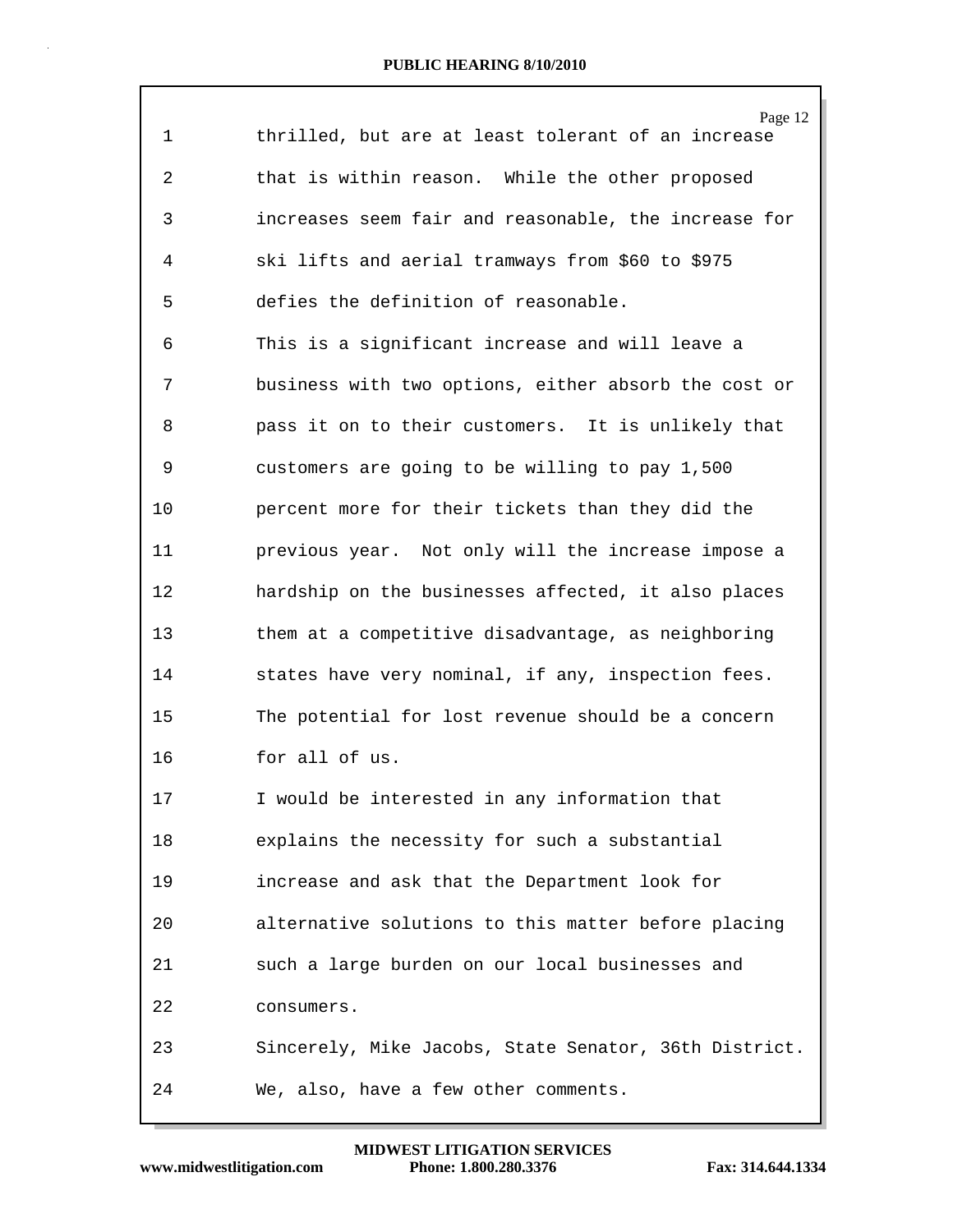thrilled, but are at least tolerant of an increase that is within reason. While the other proposed increases seem fair and reasonable, the increase for ski lifts and aerial tramways from $60 to $975 defies the definition of reasonable.

This is a significant increase and will leave a business with two options, either absorb the cost or pass it on to their customers. It is unlikely that customers are going to be willing to pay 1,500 percent more for their tickets than they did the previous year. Not only will the increase impose a hardship on the businesses affected, it also places them at a competitive disadvantage, as neighboring states have very nominal, if any, inspection fees. The potential for lost revenue should be a concern for all of us.

I would be interested in any information that explains the necessity for such a substantial increase and ask that the Department look for alternative solutions to this matter before placing such a large burden on our local businesses and consumers.

Sincerely, Mike Jacobs, State Senator, 36th District.

We, also, have a few other comments.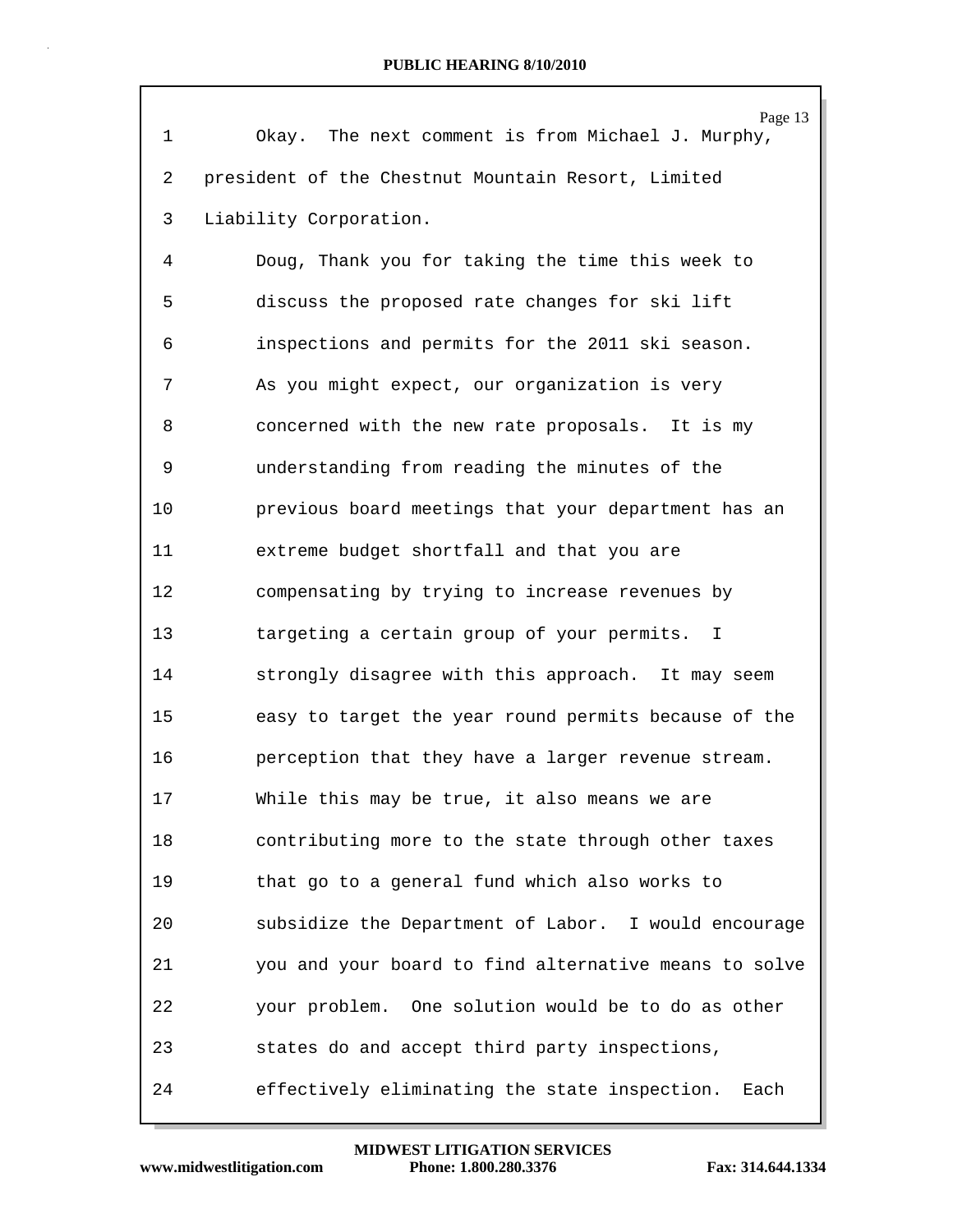1 Okay. The next comment is from Michael J. Murphy,
2 president of the Chestnut Mountain Resort, Limited
3 Liability Corporation.
4 Doug, Thank you for taking the time this week to
5 discuss the proposed rate changes for ski lift
6 inspections and permits for the 2011 ski season.
7 As you might expect, our organization is very
8 concerned with the new rate proposals. It is my
9 understanding from reading the minutes of the
10 previous board meetings that your department has an
11 extreme budget shortfall and that you are
12 compensating by trying to increase revenues by
13 targeting a certain group of your permits. I
14 strongly disagree with this approach. It may seem
15 easy to target the year round permits because of the
16 perception that they have a larger revenue stream.
17 While this may be true, it also means we are
18 contributing more to the state through other taxes
19 that go to a general fund which also works to
20 subsidize the Department of Labor. I would encourage
21 you and your board to find alternative means to solve
22 your problem. One solution would be to do as other
23 states do and accept third party inspections,
24 effectively eliminating the state inspection. Each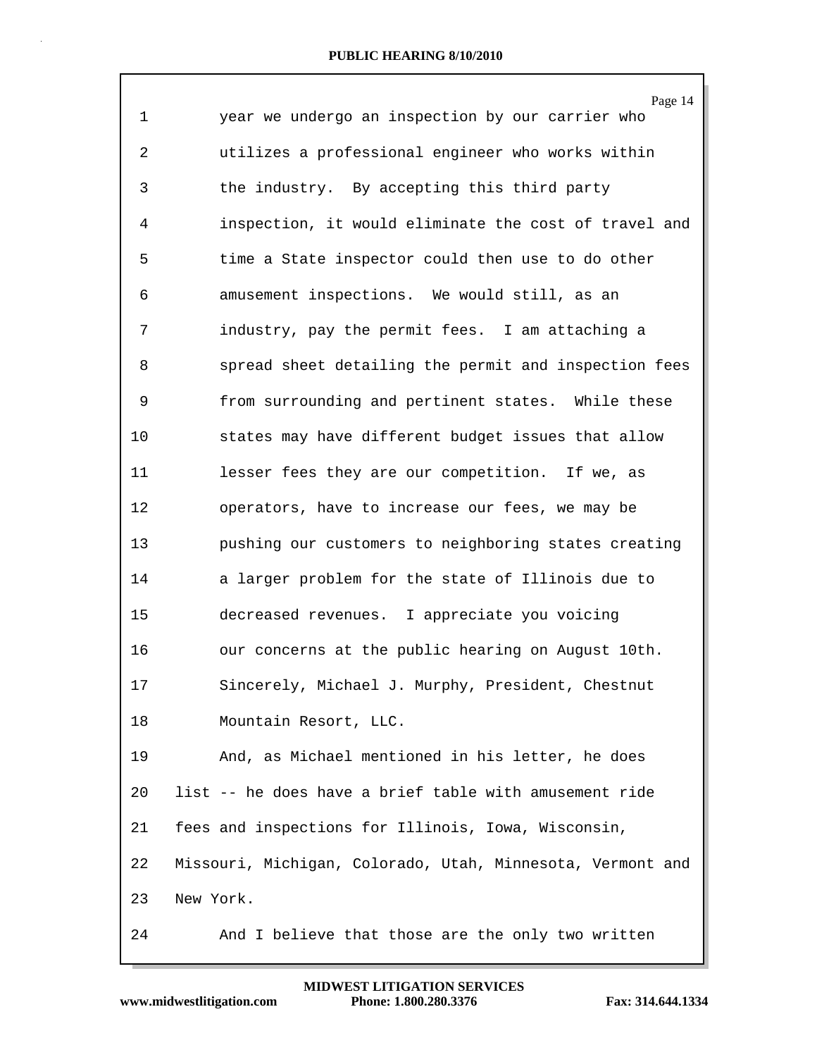year we undergo an inspection by our carrier who utilizes a professional engineer who works within the industry. By accepting this third party inspection, it would eliminate the cost of travel and time a State inspector could then use to do other amusement inspections. We would still, as an industry, pay the permit fees. I am attaching a spread sheet detailing the permit and inspection fees from surrounding and pertinent states. While these states may have different budget issues that allow lesser fees they are our competition. If we, as operators, have to increase our fees, we may be pushing our customers to neighboring states creating a larger problem for the state of Illinois due to decreased revenues. I appreciate you voicing our concerns at the public hearing on August 10th. Sincerely, Michael J. Murphy, President, Chestnut Mountain Resort, LLC.

And, as Michael mentioned in his letter, he does list -- he does have a brief table with amusement ride fees and inspections for Illinois, Iowa, Wisconsin, Missouri, Michigan, Colorado, Utah, Minnesota, Vermont and New York.

And I believe that those are the only two written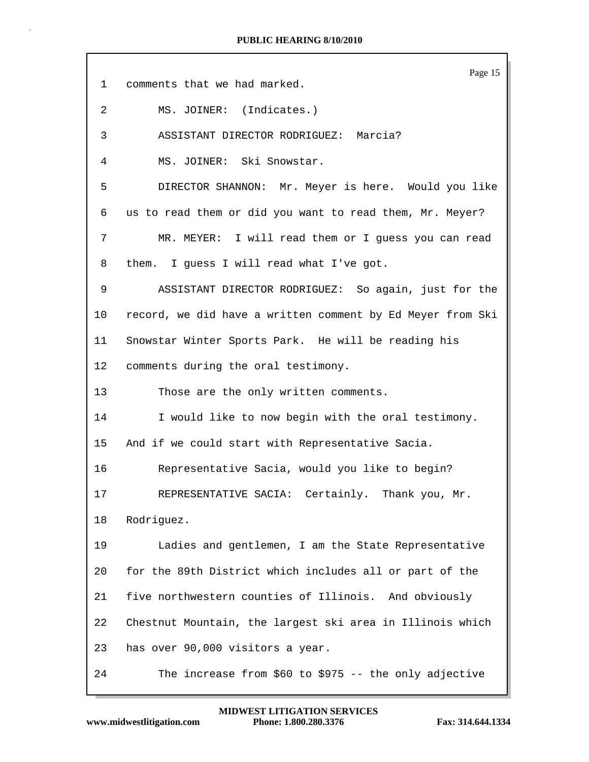comments that we had marked.

MS. JOINER: (Indicates.)

ASSISTANT DIRECTOR RODRIGUEZ: Marcia?

MS. JOINER: Ski Snowstar.

DIRECTOR SHANNON: Mr. Meyer is here. Would you like us to read them or did you want to read them, Mr. Meyer?

MR. MEYER: I will read them or I guess you can read them. I guess I will read what I've got.

ASSISTANT DIRECTOR RODRIGUEZ: So again, just for the record, we did have a written comment by Ed Meyer from Ski Snowstar Winter Sports Park. He will be reading his comments during the oral testimony.

Those are the only written comments.

I would like to now begin with the oral testimony. And if we could start with Representative Sacia.

Representative Sacia, would you like to begin?

REPRESENTATIVE SACIA: Certainly. Thank you, Mr. Rodriguez.

Ladies and gentlemen, I am the State Representative for the 89th District which includes all or part of the five northwestern counties of Illinois. And obviously Chestnut Mountain, the largest ski area in Illinois which has over 90,000 visitors a year.

The increase from $60 to $975 -- the only adjective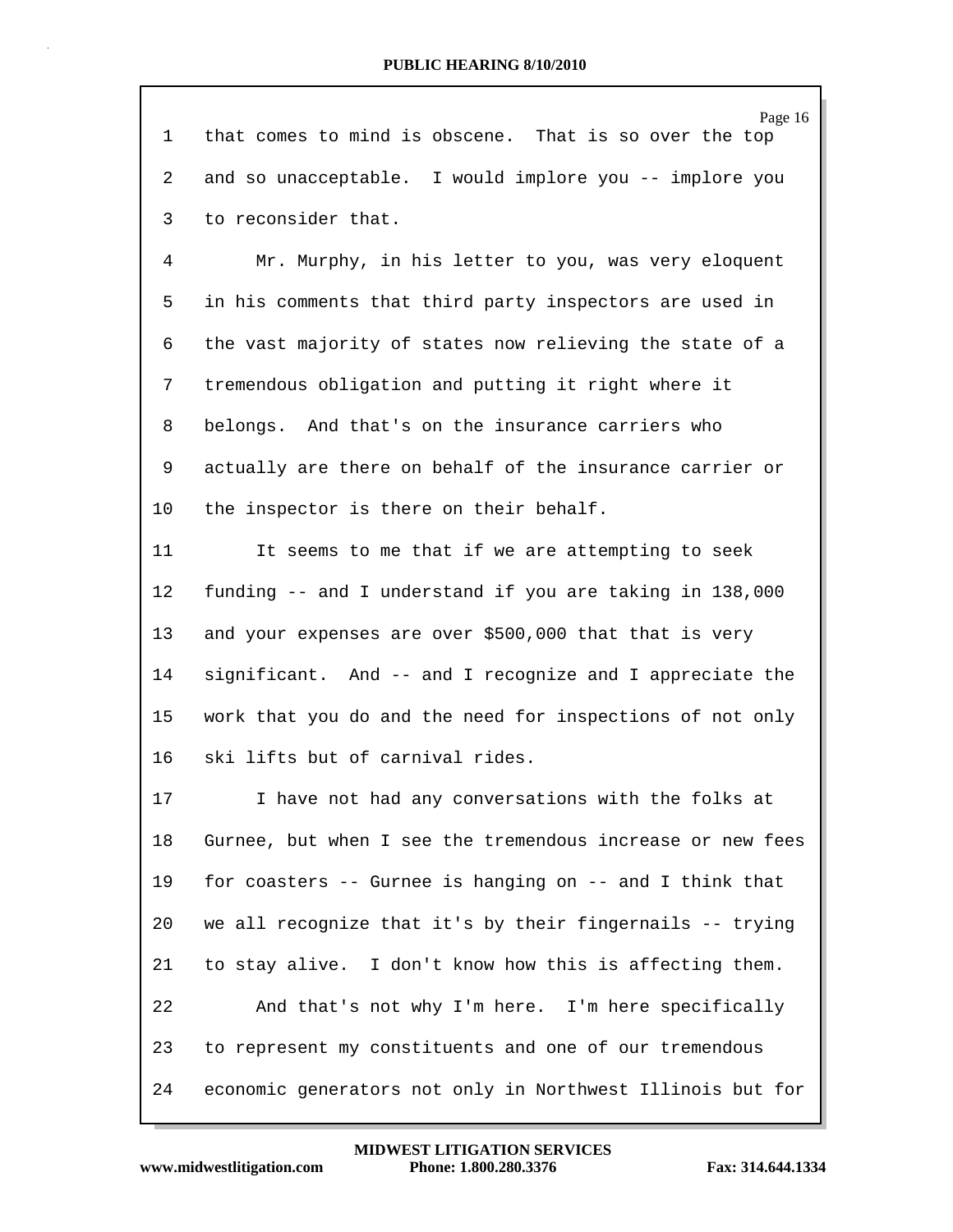1 that comes to mind is obscene. That is so over the top
2 and so unacceptable. I would implore you -- implore you
3 to reconsider that.

4 Mr. Murphy, in his letter to you, was very eloquent
5 in his comments that third party inspectors are used in
6 the vast majority of states now relieving the state of a
7 tremendous obligation and putting it right where it
8 belongs. And that's on the insurance carriers who
9 actually are there on behalf of the insurance carrier or
10 the inspector is there on their behalf.

11 It seems to me that if we are attempting to seek
12 funding -- and I understand if you are taking in 138,000
13 and your expenses are over $500,000 that that is very
14 significant. And -- and I recognize and I appreciate the
15 work that you do and the need for inspections of not only
16 ski lifts but of carnival rides.

17 I have not had any conversations with the folks at
18 Gurnee, but when I see the tremendous increase or new fees
19 for coasters -- Gurnee is hanging on -- and I think that
20 we all recognize that it's by their fingernails -- trying
21 to stay alive. I don't know how this is affecting them.

22 And that's not why I'm here. I'm here specifically
23 to represent my constituents and one of our tremendous
24 economic generators not only in Northwest Illinois but for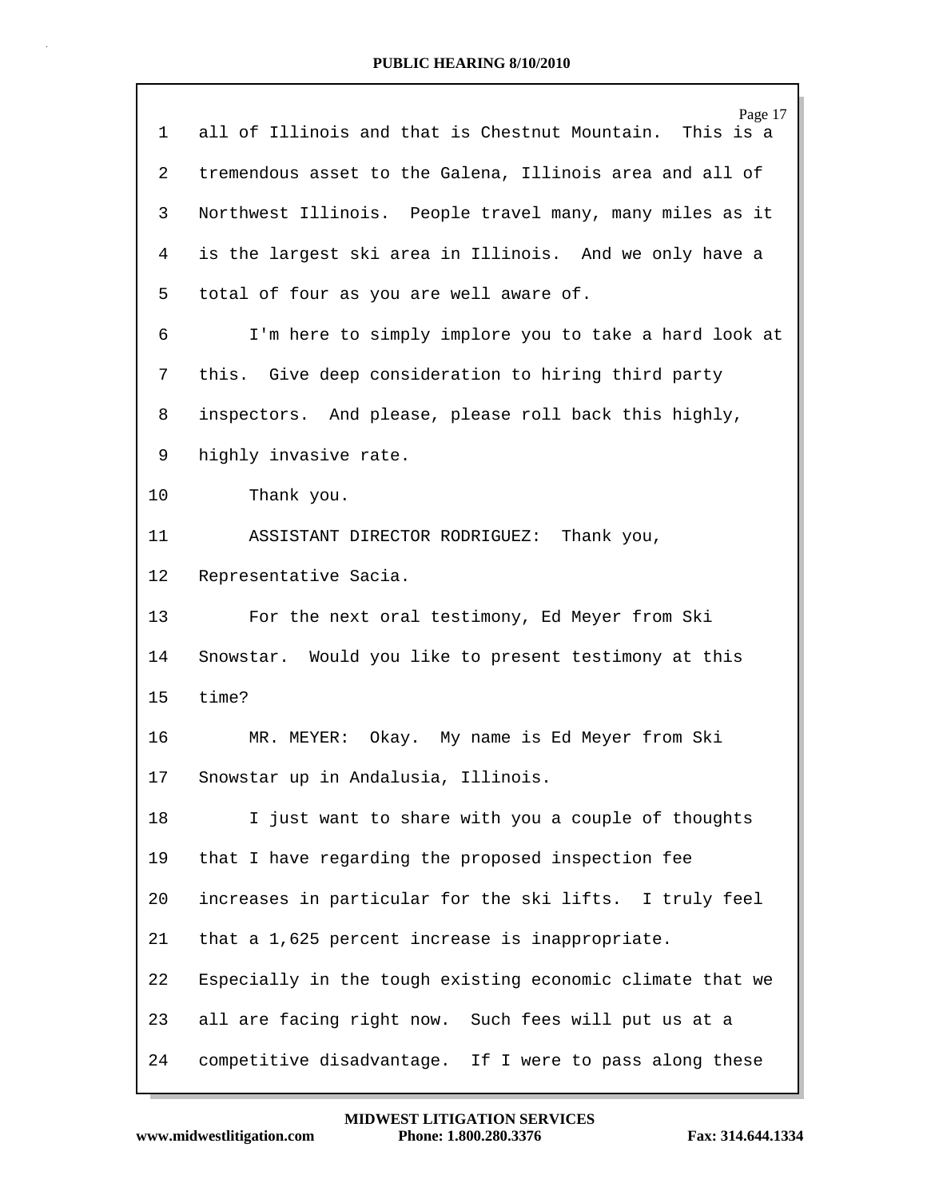all of Illinois and that is Chestnut Mountain. This is a tremendous asset to the Galena, Illinois area and all of Northwest Illinois. People travel many, many miles as it is the largest ski area in Illinois. And we only have a total of four as you are well aware of.

I'm here to simply implore you to take a hard look at this. Give deep consideration to hiring third party inspectors. And please, please roll back this highly, highly invasive rate.

Thank you.

ASSISTANT DIRECTOR RODRIGUEZ: Thank you, Representative Sacia.

For the next oral testimony, Ed Meyer from Ski Snowstar. Would you like to present testimony at this time?

MR. MEYER: Okay. My name is Ed Meyer from Ski Snowstar up in Andalusia, Illinois.

I just want to share with you a couple of thoughts that I have regarding the proposed inspection fee increases in particular for the ski lifts. I truly feel that a 1,625 percent increase is inappropriate. Especially in the tough existing economic climate that we all are facing right now. Such fees will put us at a competitive disadvantage. If I were to pass along these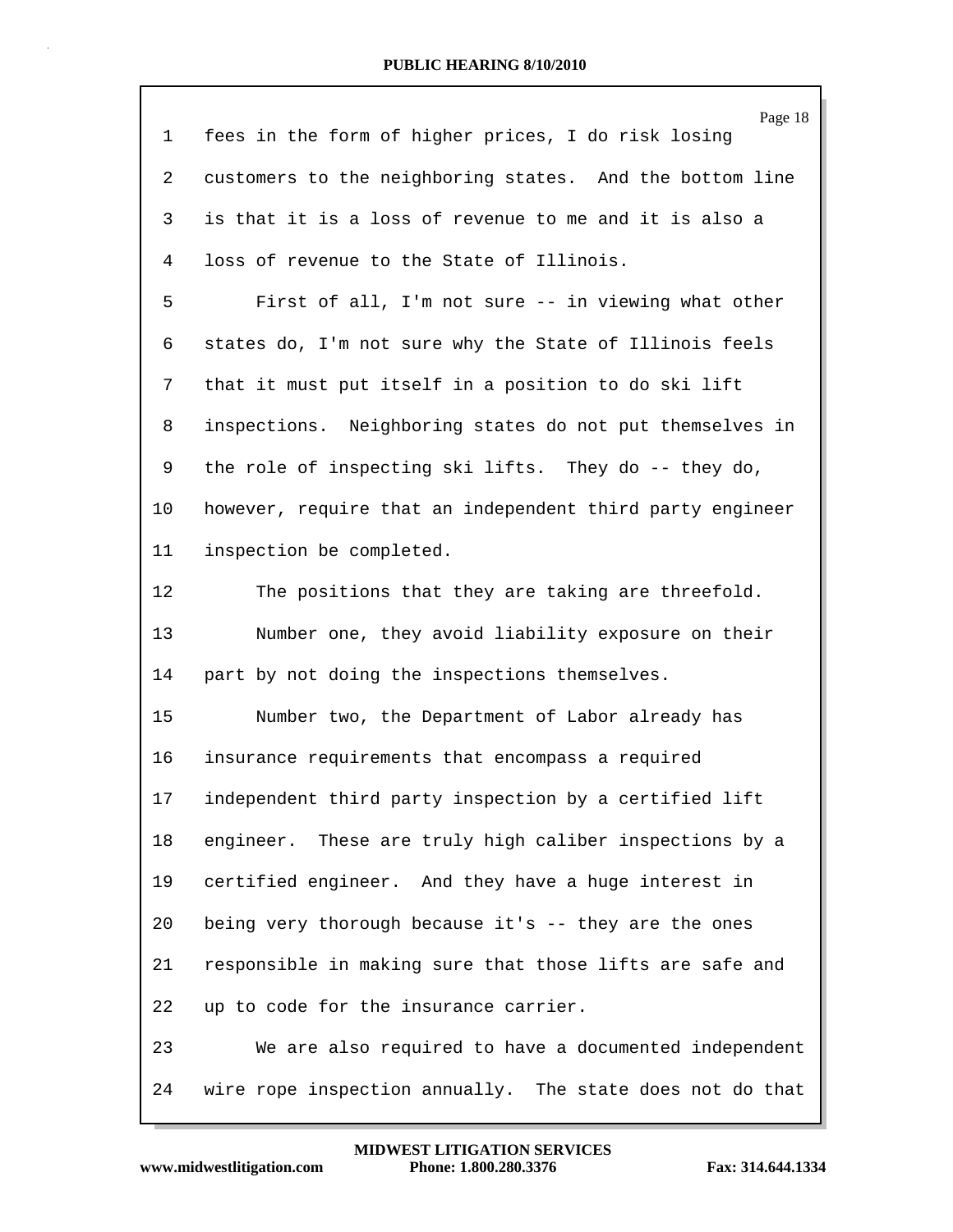fees in the form of higher prices, I do risk losing customers to the neighboring states. And the bottom line is that it is a loss of revenue to me and it is also a loss of revenue to the State of Illinois.

First of all, I'm not sure -- in viewing what other states do, I'm not sure why the State of Illinois feels that it must put itself in a position to do ski lift inspections. Neighboring states do not put themselves in the role of inspecting ski lifts. They do -- they do, however, require that an independent third party engineer inspection be completed.

The positions that they are taking are threefold.

Number one, they avoid liability exposure on their part by not doing the inspections themselves.

Number two, the Department of Labor already has insurance requirements that encompass a required independent third party inspection by a certified lift engineer. These are truly high caliber inspections by a certified engineer. And they have a huge interest in being very thorough because it's -- they are the ones responsible in making sure that those lifts are safe and up to code for the insurance carrier.

We are also required to have a documented independent wire rope inspection annually. The state does not do that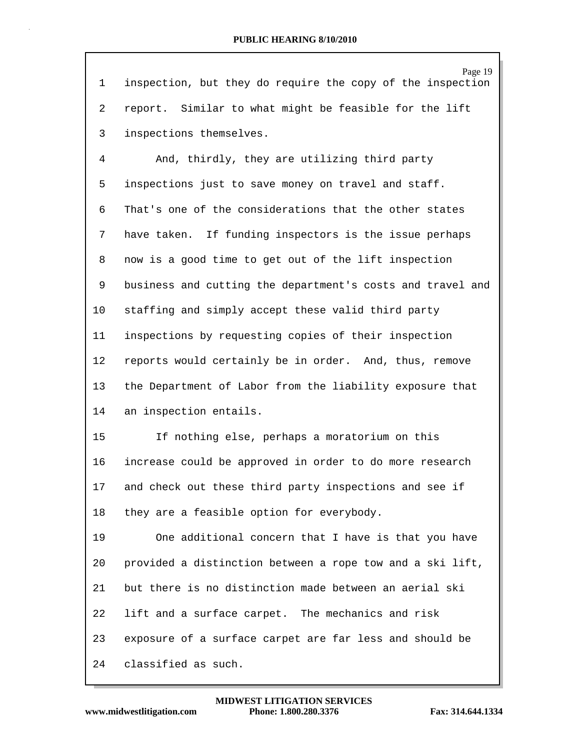inspection, but they do require the copy of the inspection report. Similar to what might be feasible for the lift inspections themselves.

And, thirdly, they are utilizing third party inspections just to save money on travel and staff. That's one of the considerations that the other states have taken. If funding inspectors is the issue perhaps now is a good time to get out of the lift inspection business and cutting the department's costs and travel and staffing and simply accept these valid third party inspections by requesting copies of their inspection reports would certainly be in order. And, thus, remove the Department of Labor from the liability exposure that an inspection entails.

If nothing else, perhaps a moratorium on this increase could be approved in order to do more research and check out these third party inspections and see if they are a feasible option for everybody.

One additional concern that I have is that you have provided a distinction between a rope tow and a ski lift, but there is no distinction made between an aerial ski lift and a surface carpet. The mechanics and risk exposure of a surface carpet are far less and should be classified as such.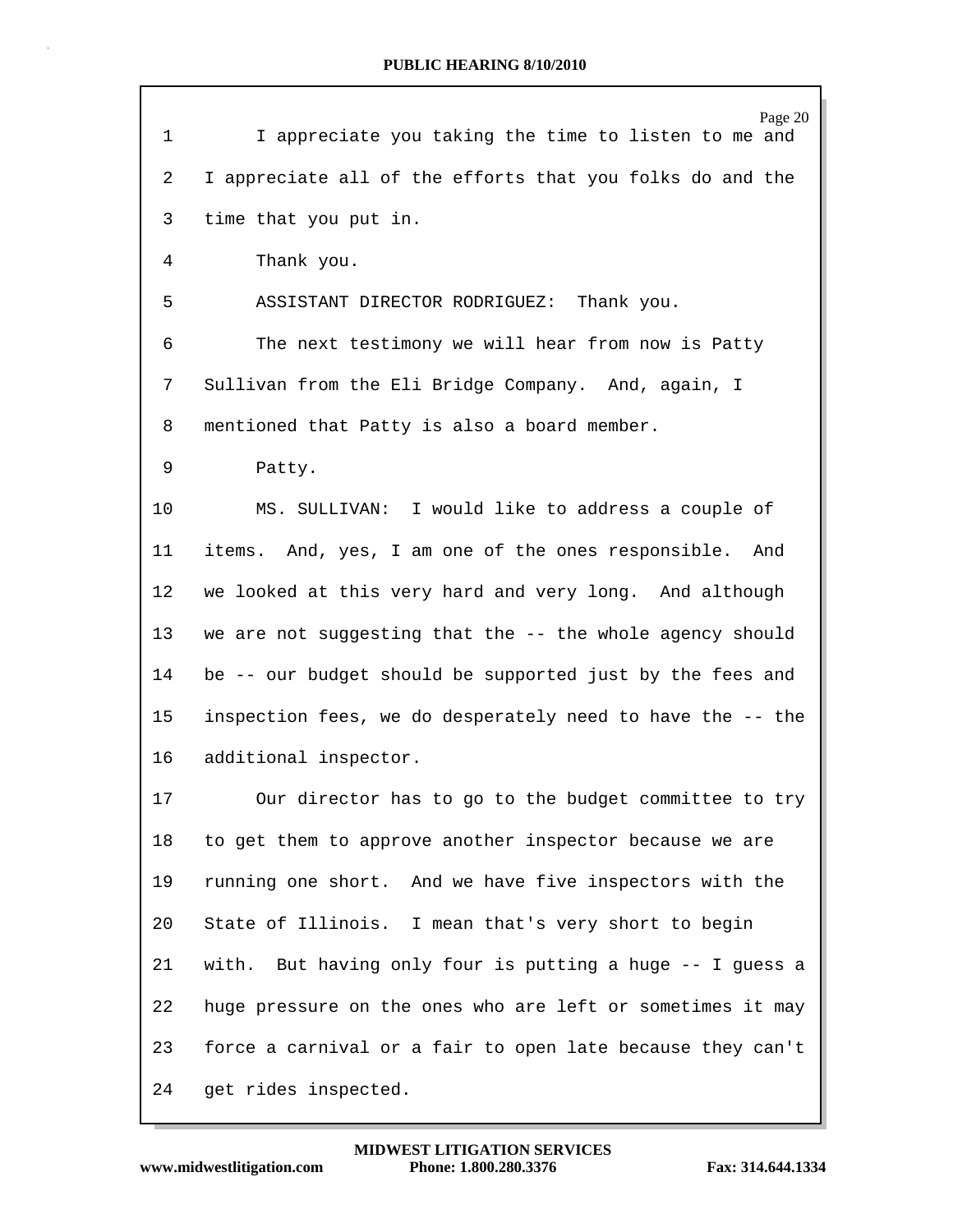1 I appreciate you taking the time to listen to me and
2 I appreciate all of the efforts that you folks do and the
3 time that you put in.
4 Thank you.
5 ASSISTANT DIRECTOR RODRIGUEZ: Thank you.
6 The next testimony we will hear from now is Patty
7 Sullivan from the Eli Bridge Company. And, again, I
8 mentioned that Patty is also a board member.
9 Patty.
10 MS. SULLIVAN: I would like to address a couple of
11 items. And, yes, I am one of the ones responsible. And
12 we looked at this very hard and very long. And although
13 we are not suggesting that the -- the whole agency should
14 be -- our budget should be supported just by the fees and
15 inspection fees, we do desperately need to have the -- the
16 additional inspector.
17 Our director has to go to the budget committee to try
18 to get them to approve another inspector because we are
19 running one short. And we have five inspectors with the
20 State of Illinois. I mean that's very short to begin
21 with. But having only four is putting a huge -- I guess a
22 huge pressure on the ones who are left or sometimes it may
23 force a carnival or a fair to open late because they can't
24 get rides inspected.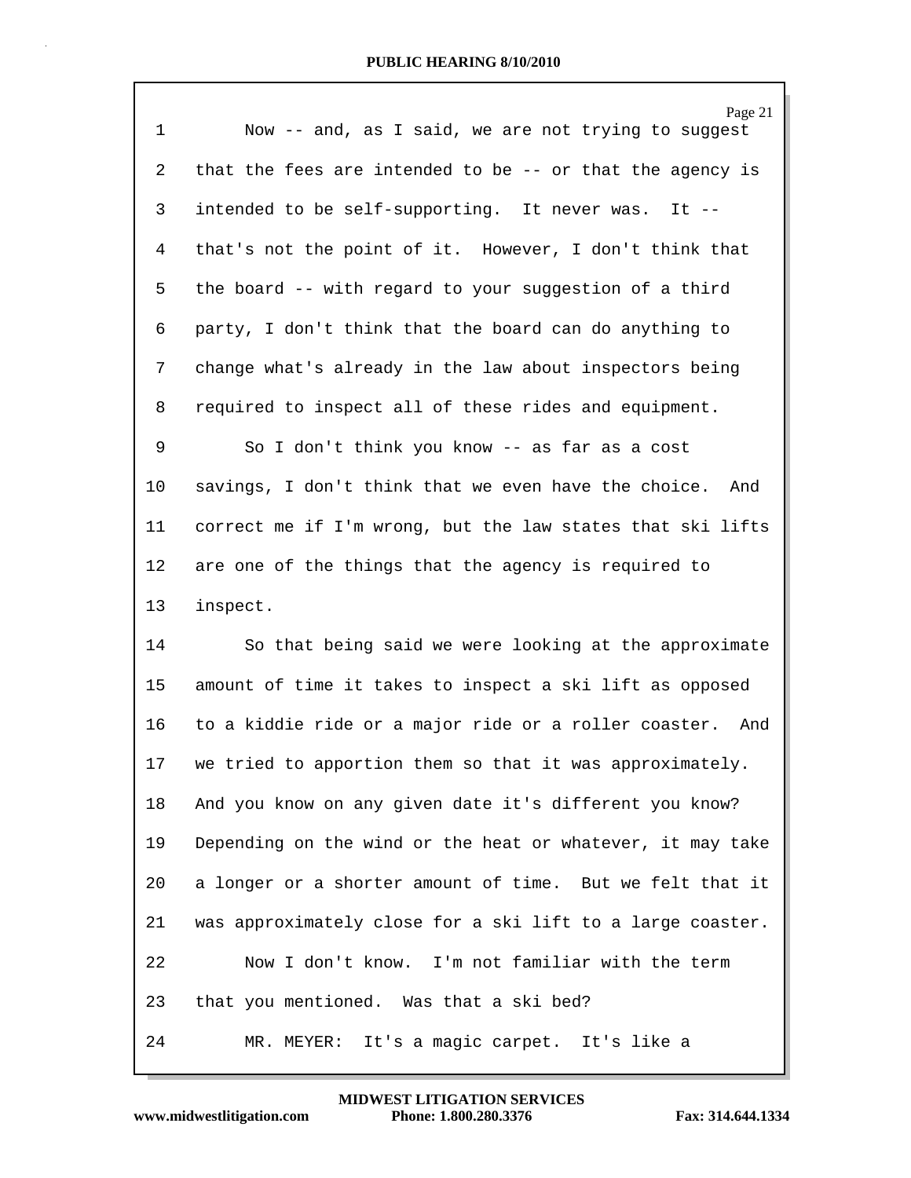Now -- and, as I said, we are not trying to suggest that the fees are intended to be -- or that the agency is intended to be self-supporting. It never was. It -- that's not the point of it. However, I don't think that the board -- with regard to your suggestion of a third party, I don't think that the board can do anything to change what's already in the law about inspectors being required to inspect all of these rides and equipment.

So I don't think you know -- as far as a cost savings, I don't think that we even have the choice. And correct me if I'm wrong, but the law states that ski lifts are one of the things that the agency is required to inspect.

So that being said we were looking at the approximate amount of time it takes to inspect a ski lift as opposed to a kiddie ride or a major ride or a roller coaster. And we tried to apportion them so that it was approximately. And you know on any given date it's different you know? Depending on the wind or the heat or whatever, it may take a longer or a shorter amount of time. But we felt that it was approximately close for a ski lift to a large coaster.

Now I don't know. I'm not familiar with the term that you mentioned. Was that a ski bed?

MR. MEYER: It's a magic carpet. It's like a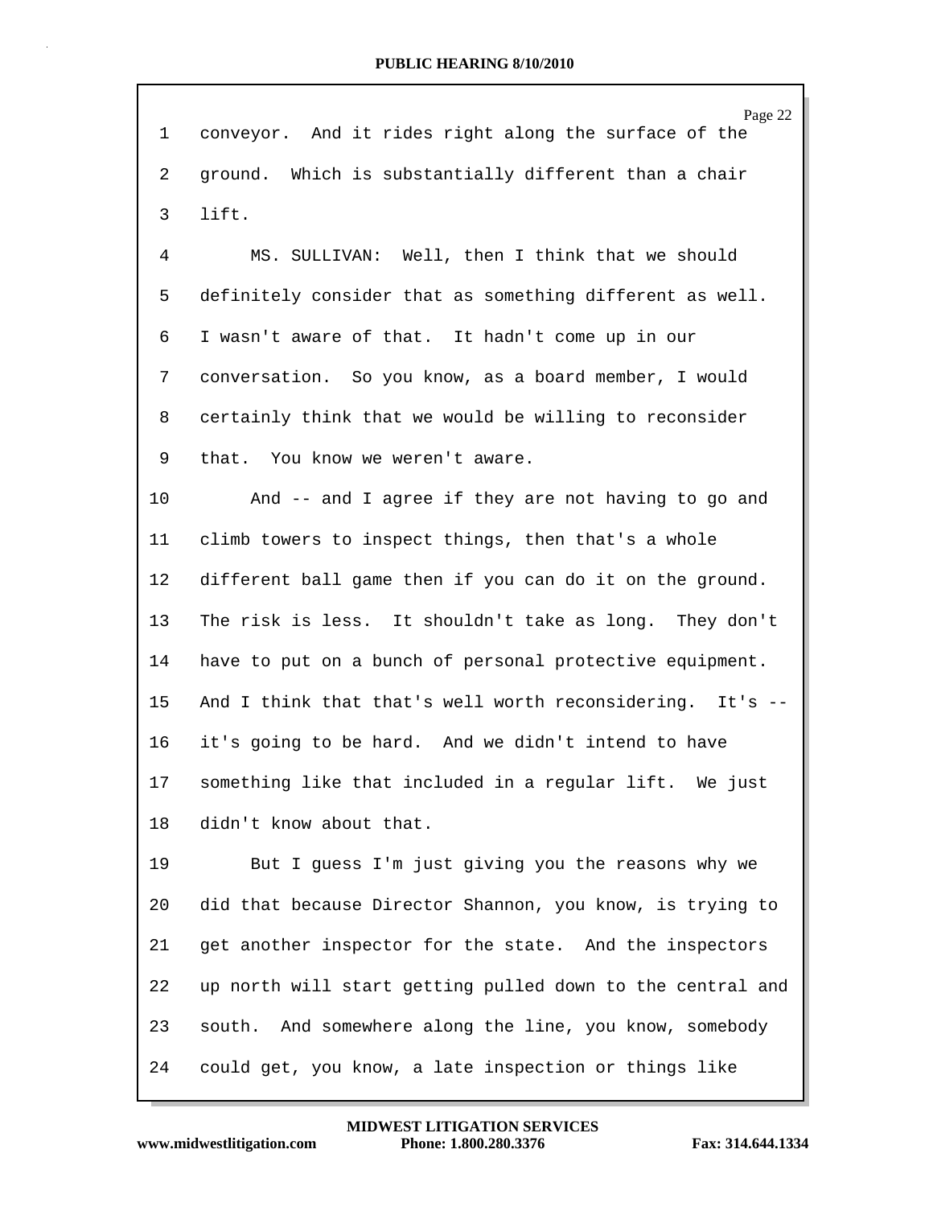conveyor. And it rides right along the surface of the ground. Which is substantially different than a chair lift.

MS. SULLIVAN: Well, then I think that we should definitely consider that as something different as well. I wasn't aware of that. It hadn't come up in our conversation. So you know, as a board member, I would certainly think that we would be willing to reconsider that. You know we weren't aware.

And -- and I agree if they are not having to go and climb towers to inspect things, then that's a whole different ball game then if you can do it on the ground. The risk is less. It shouldn't take as long. They don't have to put on a bunch of personal protective equipment. And I think that that's well worth reconsidering. It's -- it's going to be hard. And we didn't intend to have something like that included in a regular lift. We just didn't know about that.

But I guess I'm just giving you the reasons why we did that because Director Shannon, you know, is trying to get another inspector for the state. And the inspectors up north will start getting pulled down to the central and south. And somewhere along the line, you know, somebody could get, you know, a late inspection or things like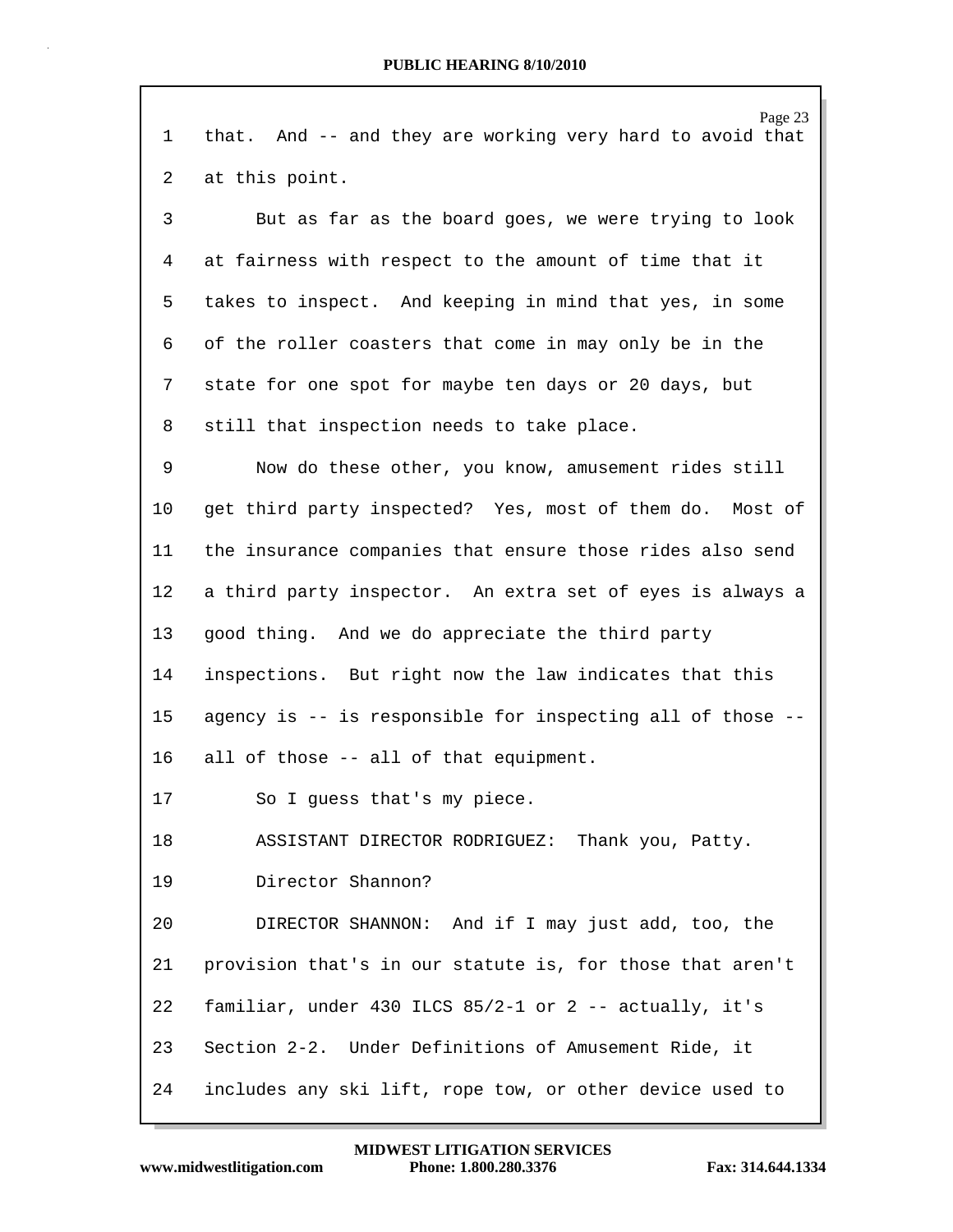1 that. And -- and they are working very hard to avoid that
2 at this point.

3 But as far as the board goes, we were trying to look
4 at fairness with respect to the amount of time that it
5 takes to inspect. And keeping in mind that yes, in some
6 of the roller coasters that come in may only be in the
7 state for one spot for maybe ten days or 20 days, but
8 still that inspection needs to take place.

9 Now do these other, you know, amusement rides still
10 get third party inspected? Yes, most of them do. Most of
11 the insurance companies that ensure those rides also send
12 a third party inspector. An extra set of eyes is always a
13 good thing. And we do appreciate the third party
14 inspections. But right now the law indicates that this
15 agency is -- is responsible for inspecting all of those --
16 all of those -- all of that equipment.

17 So I guess that's my piece.

18 ASSISTANT DIRECTOR RODRIGUEZ: Thank you, Patty.

19 Director Shannon?

20 DIRECTOR SHANNON: And if I may just add, too, the
21 provision that's in our statute is, for those that aren't
22 familiar, under 430 ILCS 85/2-1 or 2 -- actually, it's
23 Section 2-2. Under Definitions of Amusement Ride, it
24 includes any ski lift, rope tow, or other device used to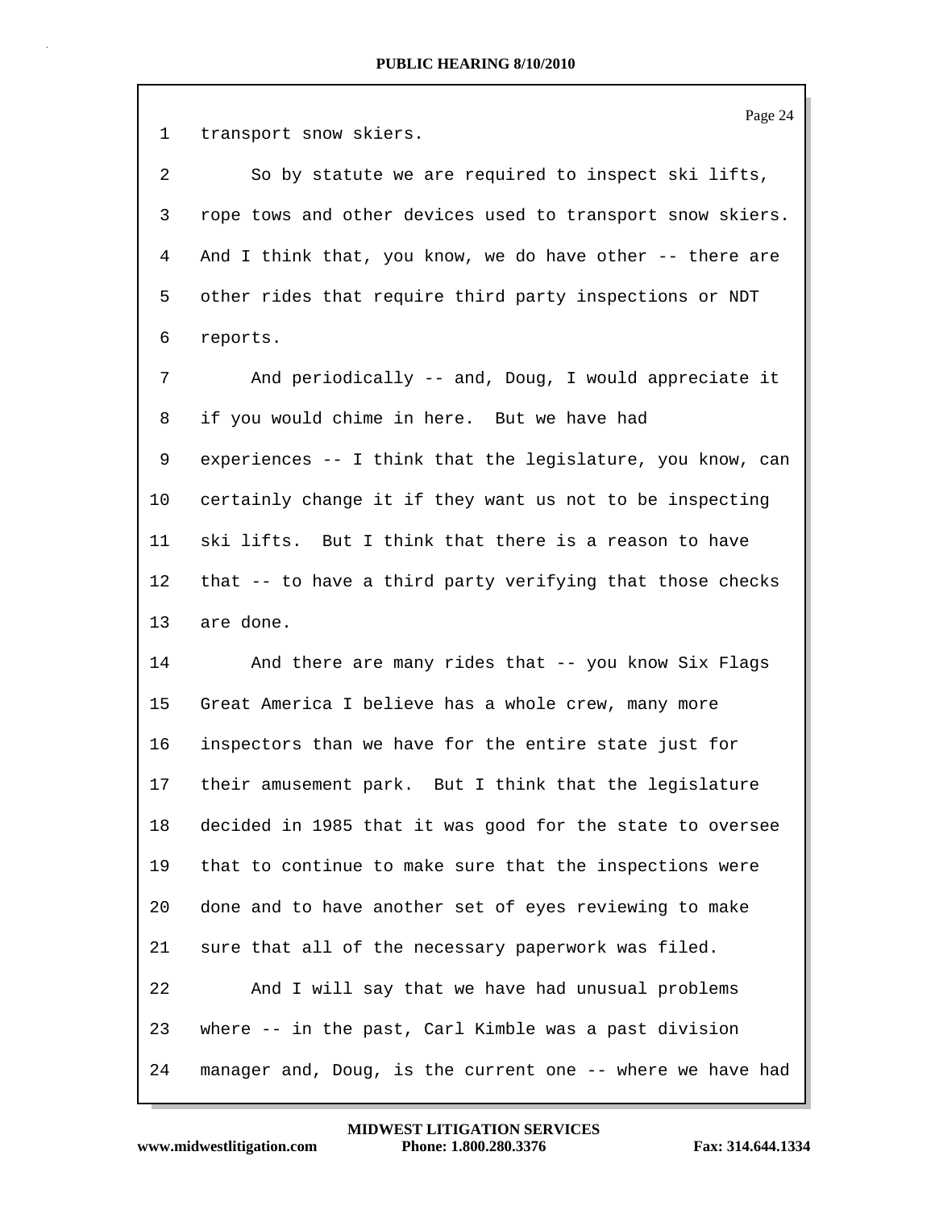transport snow skiers.

So by statute we are required to inspect ski lifts, rope tows and other devices used to transport snow skiers. And I think that, you know, we do have other -- there are other rides that require third party inspections or NDT reports.

And periodically -- and, Doug, I would appreciate it if you would chime in here. But we have had experiences -- I think that the legislature, you know, can certainly change it if they want us not to be inspecting ski lifts. But I think that there is a reason to have that -- to have a third party verifying that those checks are done.

And there are many rides that -- you know Six Flags Great America I believe has a whole crew, many more inspectors than we have for the entire state just for their amusement park. But I think that the legislature decided in 1985 that it was good for the state to oversee that to continue to make sure that the inspections were done and to have another set of eyes reviewing to make sure that all of the necessary paperwork was filed.

And I will say that we have had unusual problems where -- in the past, Carl Kimble was a past division manager and, Doug, is the current one -- where we have had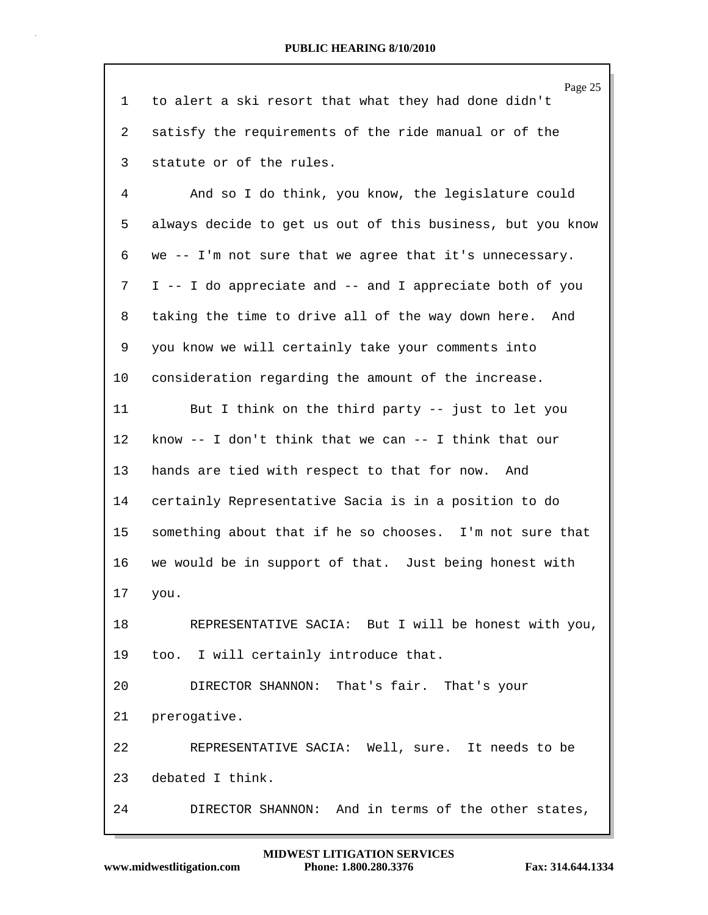to alert a ski resort that what they had done didn't satisfy the requirements of the ride manual or of the statute or of the rules.

And so I do think, you know, the legislature could always decide to get us out of this business, but you know we -- I'm not sure that we agree that it's unnecessary. I -- I do appreciate and -- and I appreciate both of you taking the time to drive all of the way down here. And you know we will certainly take your comments into consideration regarding the amount of the increase.

But I think on the third party -- just to let you know -- I don't think that we can -- I think that our hands are tied with respect to that for now. And certainly Representative Sacia is in a position to do something about that if he so chooses. I'm not sure that we would be in support of that. Just being honest with you.

REPRESENTATIVE SACIA: But I will be honest with you, too. I will certainly introduce that.

DIRECTOR SHANNON: That's fair. That's your prerogative.

REPRESENTATIVE SACIA: Well, sure. It needs to be debated I think.

DIRECTOR SHANNON: And in terms of the other states,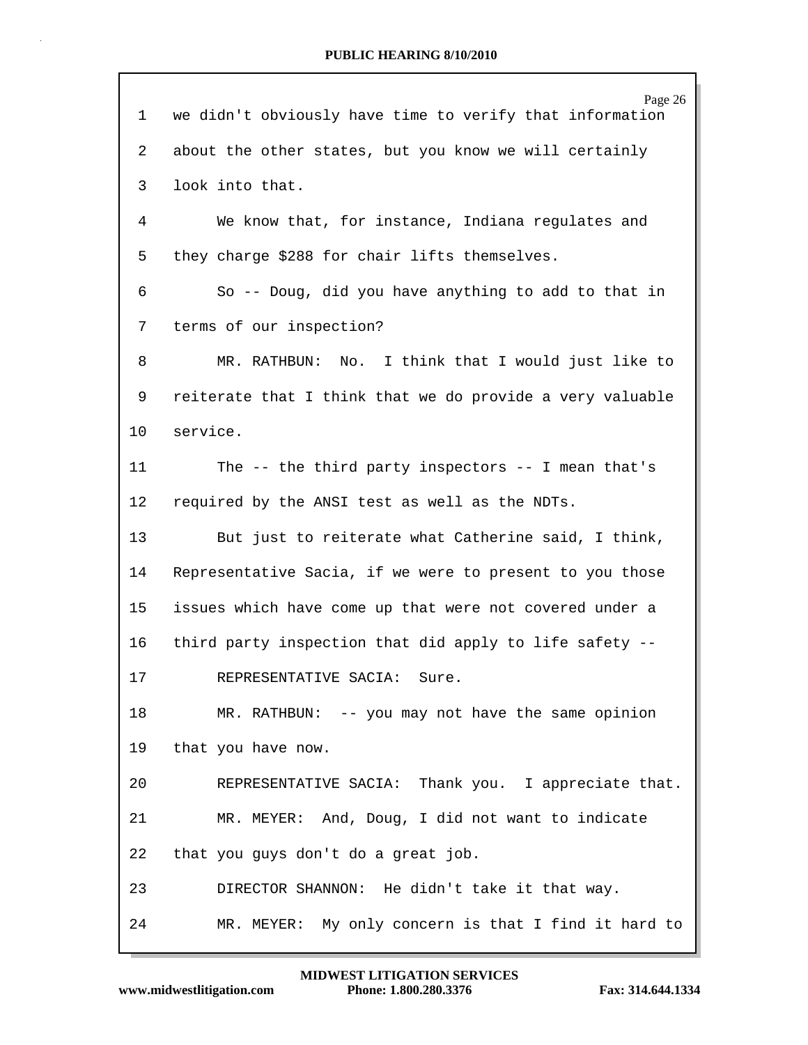we didn't obviously have time to verify that information about the other states, but you know we will certainly look into that.

We know that, for instance, Indiana regulates and they charge $288 for chair lifts themselves.

So -- Doug, did you have anything to add to that in terms of our inspection?

MR. RATHBUN: No. I think that I would just like to reiterate that I think that we do provide a very valuable service.

The -- the third party inspectors -- I mean that's required by the ANSI test as well as the NDTs.

But just to reiterate what Catherine said, I think, Representative Sacia, if we were to present to you those issues which have come up that were not covered under a third party inspection that did apply to life safety --

REPRESENTATIVE SACIA: Sure.

MR. RATHBUN: -- you may not have the same opinion that you have now.

REPRESENTATIVE SACIA: Thank you. I appreciate that.

MR. MEYER: And, Doug, I did not want to indicate that you guys don't do a great job.

DIRECTOR SHANNON: He didn't take it that way.

MR. MEYER: My only concern is that I find it hard to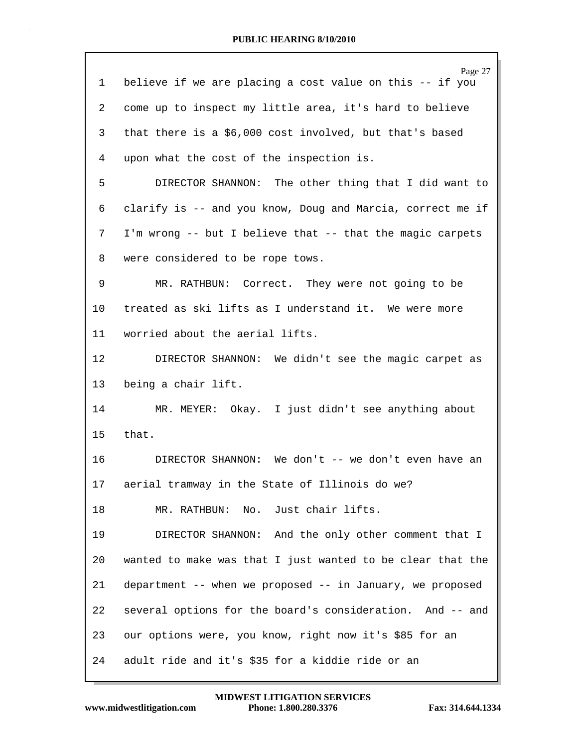1 believe if we are placing a cost value on this -- if you
2 come up to inspect my little area, it's hard to believe
3 that there is a $6,000 cost involved, but that's based
4 upon what the cost of the inspection is.
5 DIRECTOR SHANNON: The other thing that I did want to
6 clarify is -- and you know, Doug and Marcia, correct me if
7 I'm wrong -- but I believe that -- that the magic carpets
8 were considered to be rope tows.
9 MR. RATHBUN: Correct. They were not going to be
10 treated as ski lifts as I understand it. We were more
11 worried about the aerial lifts.
12 DIRECTOR SHANNON: We didn't see the magic carpet as
13 being a chair lift.
14 MR. MEYER: Okay. I just didn't see anything about
15 that.
16 DIRECTOR SHANNON: We don't -- we don't even have an
17 aerial tramway in the State of Illinois do we?
18 MR. RATHBUN: No. Just chair lifts.
19 DIRECTOR SHANNON: And the only other comment that I
20 wanted to make was that I just wanted to be clear that the
21 department -- when we proposed -- in January, we proposed
22 several options for the board's consideration. And -- and
23 our options were, you know, right now it's $85 for an
24 adult ride and it's $35 for a kiddie ride or an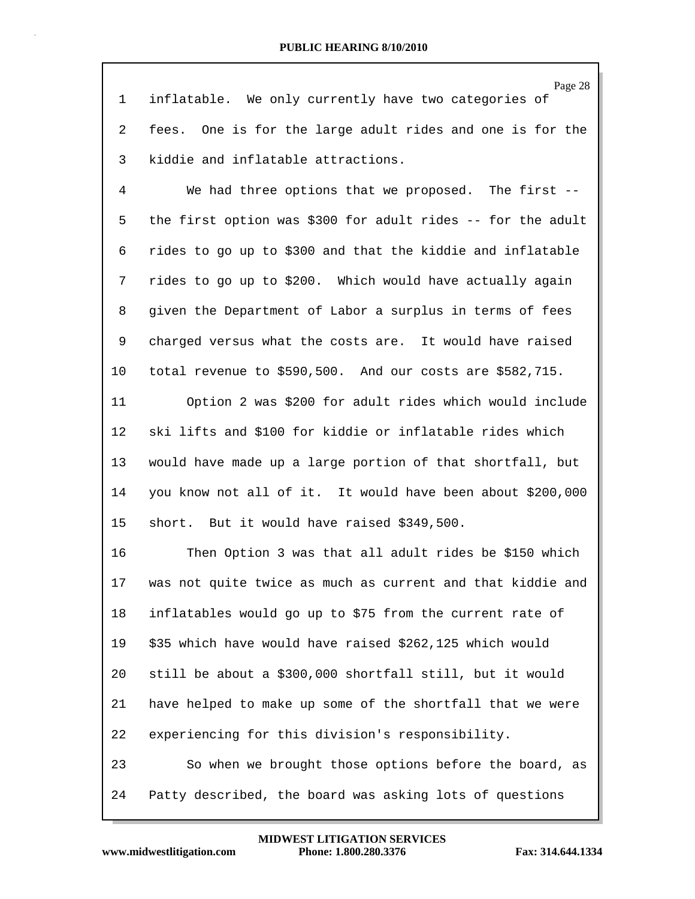inflatable. We only currently have two categories of fees. One is for the large adult rides and one is for the kiddie and inflatable attractions.

We had three options that we proposed. The first -- the first option was $300 for adult rides -- for the adult rides to go up to $300 and that the kiddie and inflatable rides to go up to $200. Which would have actually again given the Department of Labor a surplus in terms of fees charged versus what the costs are. It would have raised total revenue to $590,500. And our costs are $582,715.

Option 2 was $200 for adult rides which would include ski lifts and $100 for kiddie or inflatable rides which would have made up a large portion of that shortfall, but you know not all of it. It would have been about $200,000 short. But it would have raised $349,500.

Then Option 3 was that all adult rides be $150 which was not quite twice as much as current and that kiddie and inflatables would go up to $75 from the current rate of $35 which have would have raised $262,125 which would still be about a $300,000 shortfall still, but it would have helped to make up some of the shortfall that we were experiencing for this division's responsibility.

So when we brought those options before the board, as Patty described, the board was asking lots of questions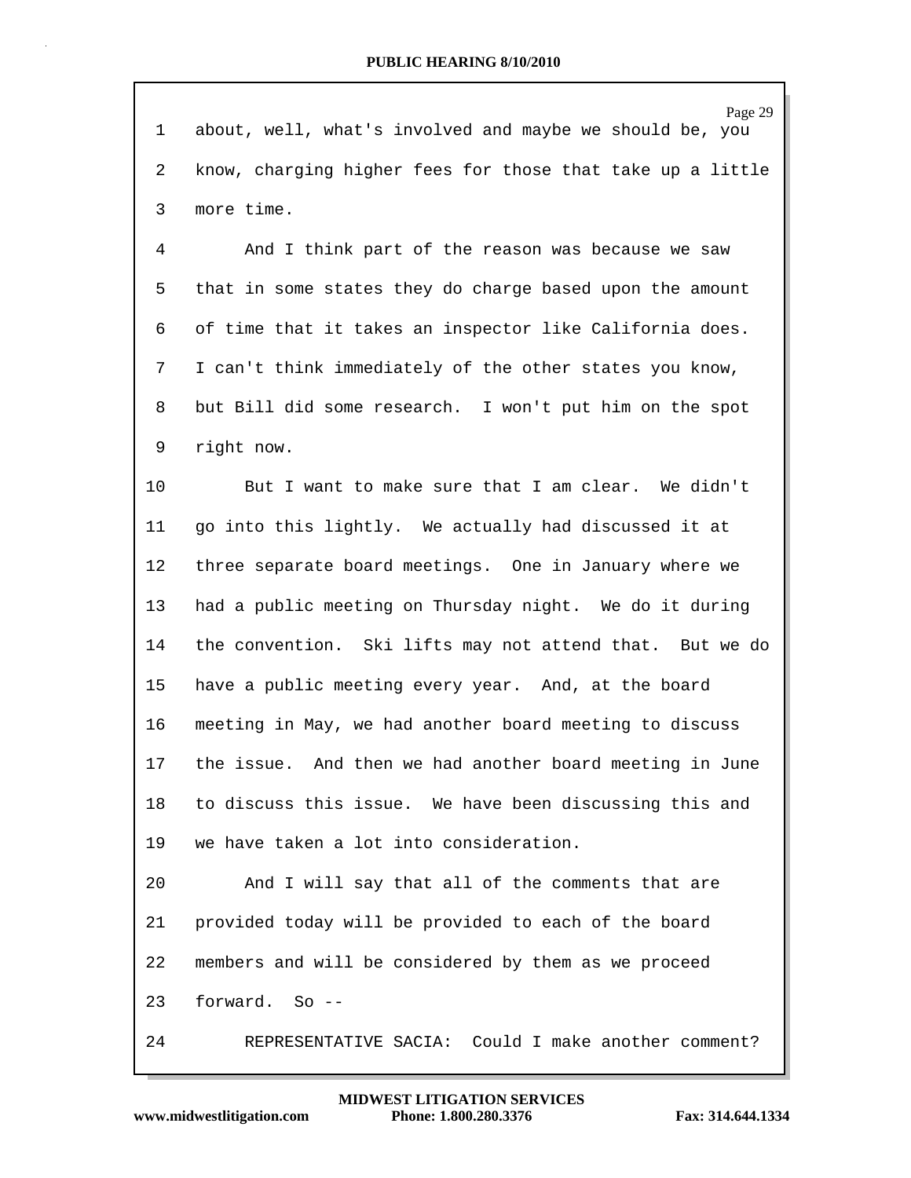about, well, what's involved and maybe we should be, you know, charging higher fees for those that take up a little more time.

And I think part of the reason was because we saw that in some states they do charge based upon the amount of time that it takes an inspector like California does. I can't think immediately of the other states you know, but Bill did some research. I won't put him on the spot right now.

But I want to make sure that I am clear. We didn't go into this lightly. We actually had discussed it at three separate board meetings. One in January where we had a public meeting on Thursday night. We do it during the convention. Ski lifts may not attend that. But we do have a public meeting every year. And, at the board meeting in May, we had another board meeting to discuss the issue. And then we had another board meeting in June to discuss this issue. We have been discussing this and we have taken a lot into consideration.

And I will say that all of the comments that are provided today will be provided to each of the board members and will be considered by them as we proceed forward. So --

REPRESENTATIVE SACIA: Could I make another comment?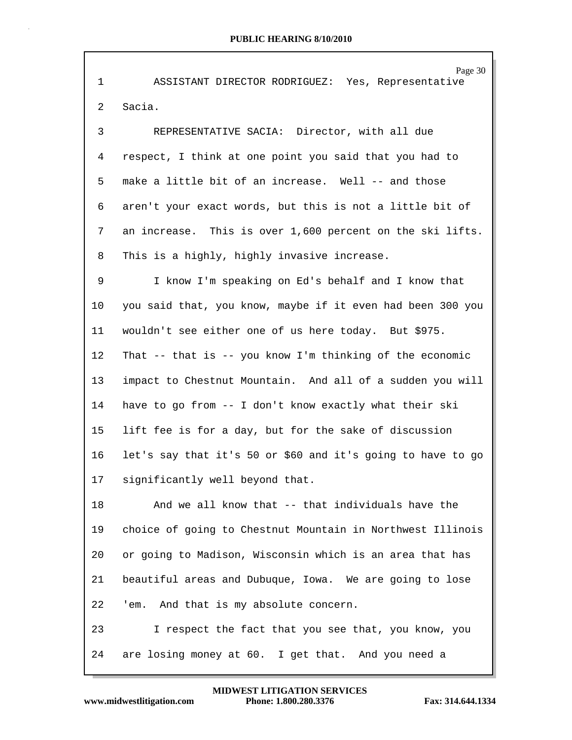1 ASSISTANT DIRECTOR RODRIGUEZ: Yes, Representative
2 Sacia.
3 REPRESENTATIVE SACIA: Director, with all due
4 respect, I think at one point you said that you had to
5 make a little bit of an increase. Well -- and those
6 aren't your exact words, but this is not a little bit of
7 an increase. This is over 1,600 percent on the ski lifts.
8 This is a highly, highly invasive increase.
9 I know I'm speaking on Ed's behalf and I know that
10 you said that, you know, maybe if it even had been 300 you
11 wouldn't see either one of us here today. But $975.
12 That -- that is -- you know I'm thinking of the economic
13 impact to Chestnut Mountain. And all of a sudden you will
14 have to go from -- I don't know exactly what their ski
15 lift fee is for a day, but for the sake of discussion
16 let's say that it's 50 or $60 and it's going to have to go
17 significantly well beyond that.
18 And we all know that -- that individuals have the
19 choice of going to Chestnut Mountain in Northwest Illinois
20 or going to Madison, Wisconsin which is an area that has
21 beautiful areas and Dubuque, Iowa. We are going to lose
22 'em. And that is my absolute concern.
23 I respect the fact that you see that, you know, you
24 are losing money at 60. I get that. And you need a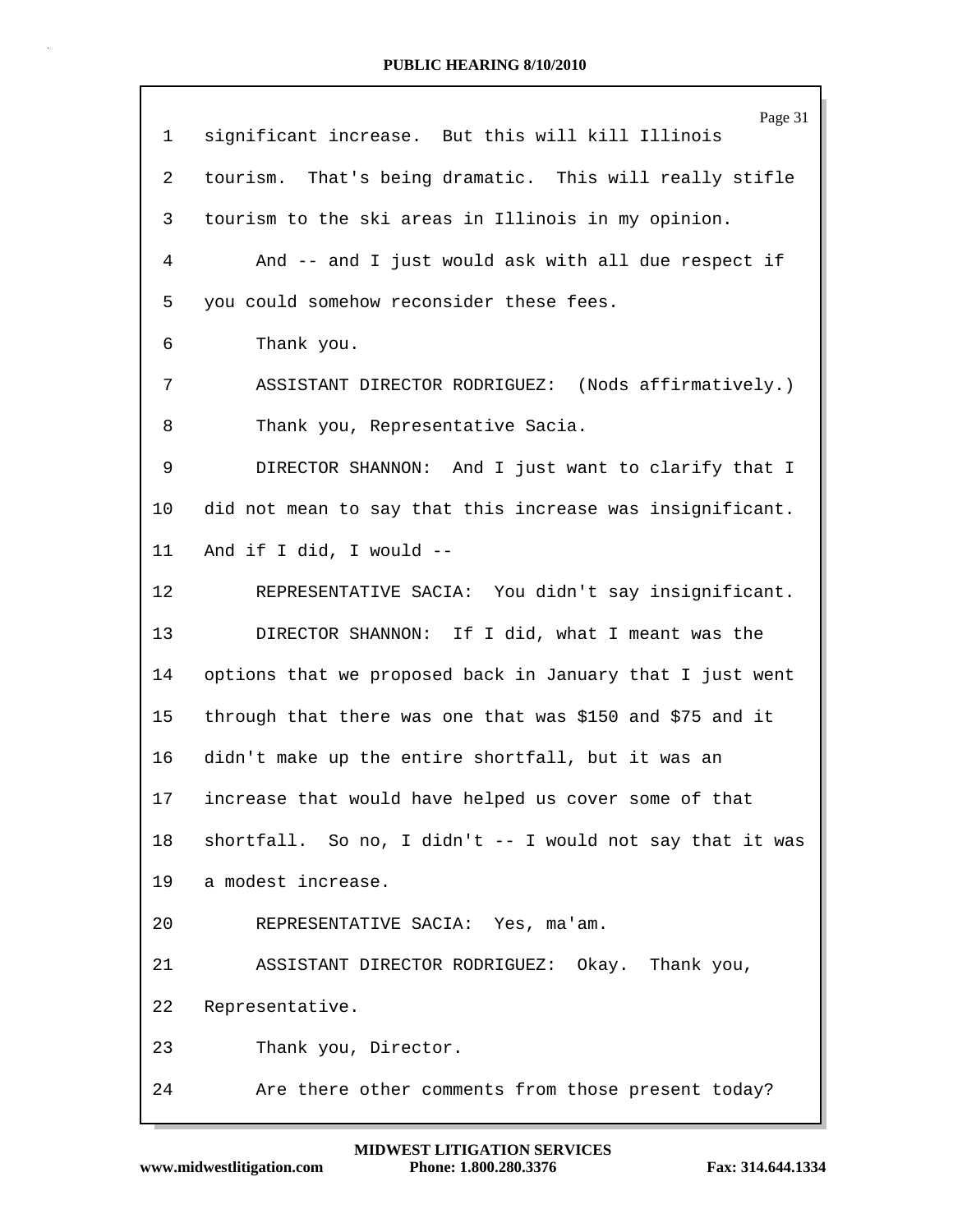1 significant increase. But this will kill Illinois
2 tourism. That's being dramatic. This will really stifle
3 tourism to the ski areas in Illinois in my opinion.
4 And -- and I just would ask with all due respect if
5 you could somehow reconsider these fees.
6 Thank you.
7 ASSISTANT DIRECTOR RODRIGUEZ: (Nods affirmatively.)
8 Thank you, Representative Sacia.
9 DIRECTOR SHANNON: And I just want to clarify that I
10 did not mean to say that this increase was insignificant.
11 And if I did, I would --
12 REPRESENTATIVE SACIA: You didn't say insignificant.
13 DIRECTOR SHANNON: If I did, what I meant was the
14 options that we proposed back in January that I just went
15 through that there was one that was $150 and $75 and it
16 didn't make up the entire shortfall, but it was an
17 increase that would have helped us cover some of that
18 shortfall. So no, I didn't -- I would not say that it was
19 a modest increase.
20 REPRESENTATIVE SACIA: Yes, ma'am.
21 ASSISTANT DIRECTOR RODRIGUEZ: Okay. Thank you,
22 Representative.
23 Thank you, Director.
24 Are there other comments from those present today?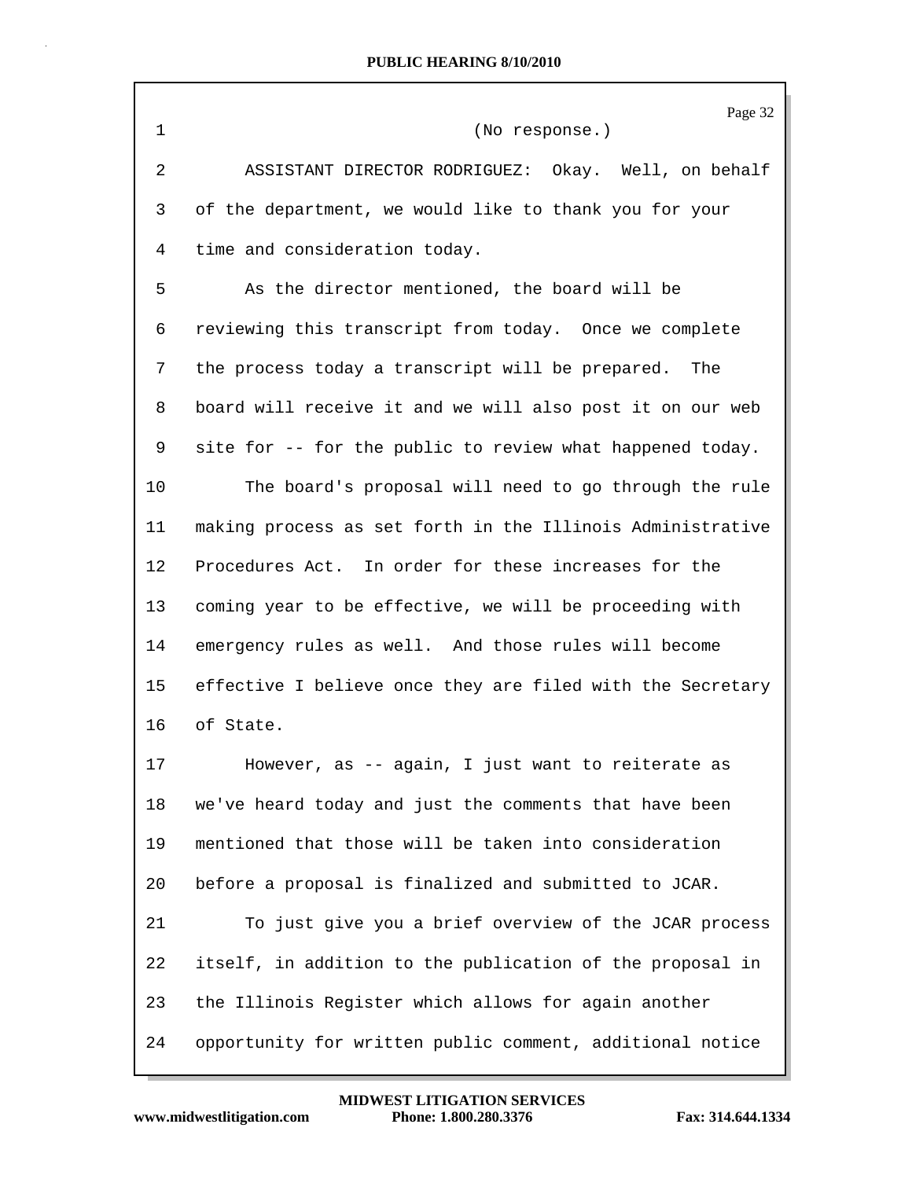(No response.)

ASSISTANT DIRECTOR RODRIGUEZ: Okay. Well, on behalf of the department, we would like to thank you for your time and consideration today.

As the director mentioned, the board will be reviewing this transcript from today. Once we complete the process today a transcript will be prepared. The board will receive it and we will also post it on our web site for -- for the public to review what happened today.

The board's proposal will need to go through the rule making process as set forth in the Illinois Administrative Procedures Act. In order for these increases for the coming year to be effective, we will be proceeding with emergency rules as well. And those rules will become effective I believe once they are filed with the Secretary of State.

However, as -- again, I just want to reiterate as we've heard today and just the comments that have been mentioned that those will be taken into consideration before a proposal is finalized and submitted to JCAR.

To just give you a brief overview of the JCAR process itself, in addition to the publication of the proposal in the Illinois Register which allows for again another opportunity for written public comment, additional notice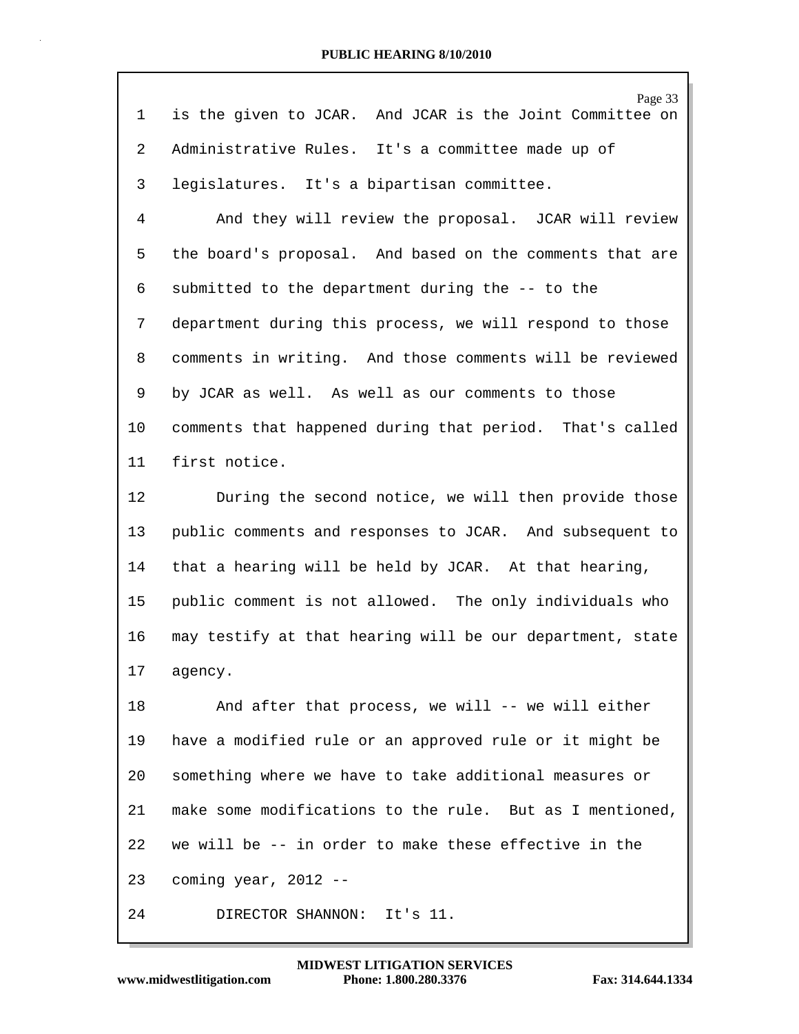is the given to JCAR. And JCAR is the Joint Committee on Administrative Rules. It's a committee made up of legislatures. It's a bipartisan committee.

And they will review the proposal. JCAR will review the board's proposal. And based on the comments that are submitted to the department during the -- to the department during this process, we will respond to those comments in writing. And those comments will be reviewed by JCAR as well. As well as our comments to those comments that happened during that period. That's called first notice.

During the second notice, we will then provide those public comments and responses to JCAR. And subsequent to that a hearing will be held by JCAR. At that hearing, public comment is not allowed. The only individuals who may testify at that hearing will be our department, state agency.

And after that process, we will -- we will either have a modified rule or an approved rule or it might be something where we have to take additional measures or make some modifications to the rule. But as I mentioned, we will be -- in order to make these effective in the coming year, 2012 --

DIRECTOR SHANNON: It's 11.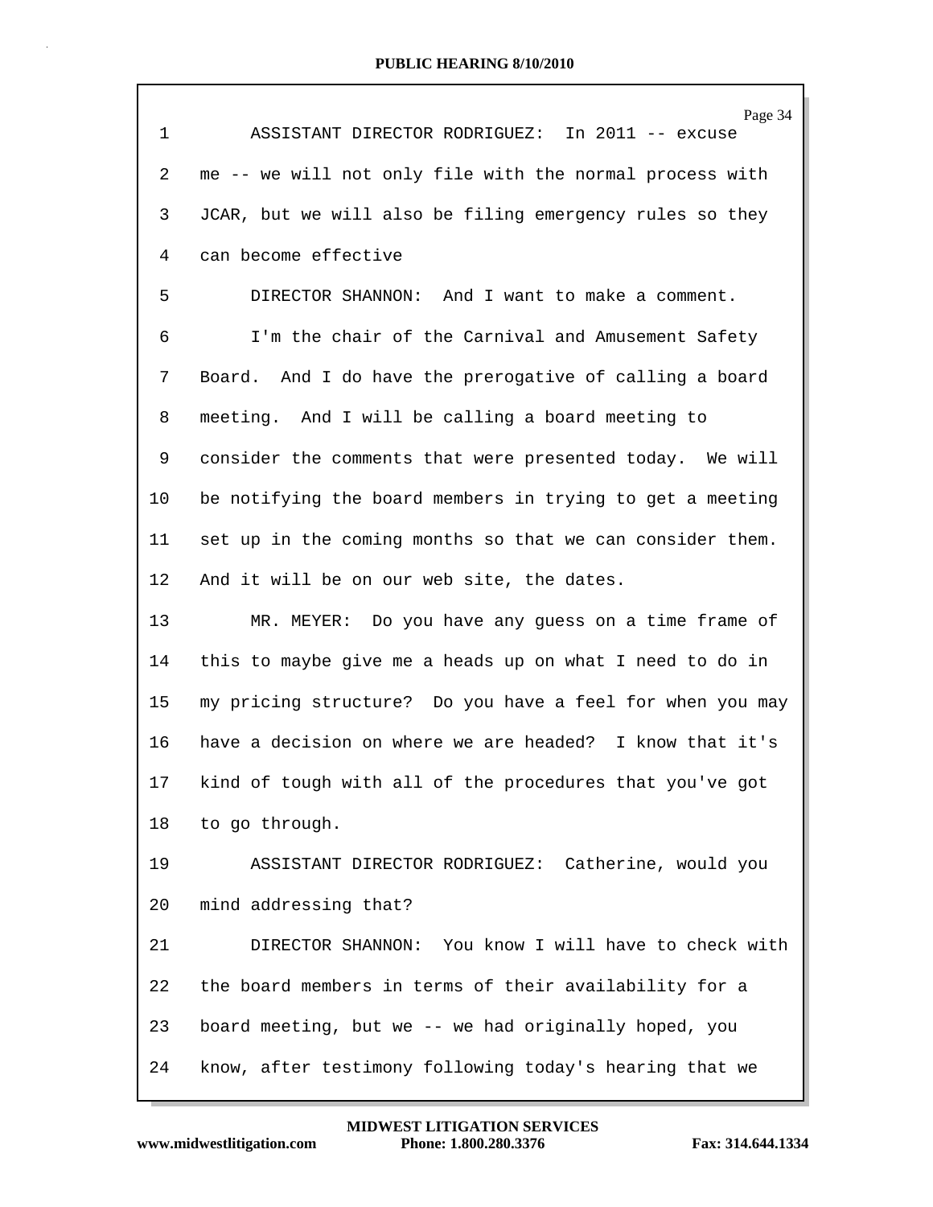1 ASSISTANT DIRECTOR RODRIGUEZ: In 2011 -- excuse
2 me -- we will not only file with the normal process with
3 JCAR, but we will also be filing emergency rules so they
4 can become effective

5 DIRECTOR SHANNON: And I want to make a comment.
6 I'm the chair of the Carnival and Amusement Safety
7 Board. And I do have the prerogative of calling a board
8 meeting. And I will be calling a board meeting to
9 consider the comments that were presented today. We will
10 be notifying the board members in trying to get a meeting
11 set up in the coming months so that we can consider them.
12 And it will be on our web site, the dates.

13 MR. MEYER: Do you have any guess on a time frame of
14 this to maybe give me a heads up on what I need to do in
15 my pricing structure? Do you have a feel for when you may
16 have a decision on where we are headed? I know that it's
17 kind of tough with all of the procedures that you've got
18 to go through.

19 ASSISTANT DIRECTOR RODRIGUEZ: Catherine, would you
20 mind addressing that?

21 DIRECTOR SHANNON: You know I will have to check with
22 the board members in terms of their availability for a
23 board meeting, but we -- we had originally hoped, you
24 know, after testimony following today's hearing that we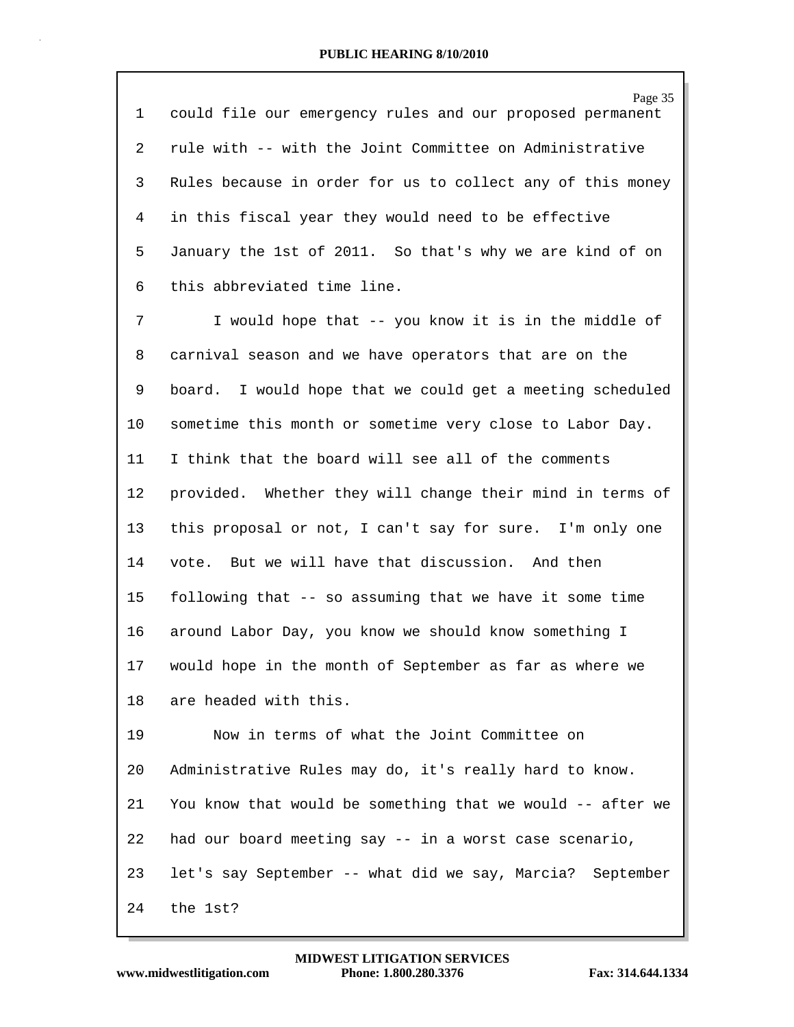1 could file our emergency rules and our proposed permanent
2 rule with -- with the Joint Committee on Administrative
3 Rules because in order for us to collect any of this money
4 in this fiscal year they would need to be effective
5 January the 1st of 2011. So that's why we are kind of on
6 this abbreviated time line.

7 I would hope that -- you know it is in the middle of
8 carnival season and we have operators that are on the
9 board. I would hope that we could get a meeting scheduled
10 sometime this month or sometime very close to Labor Day.
11 I think that the board will see all of the comments
12 provided. Whether they will change their mind in terms of
13 this proposal or not, I can't say for sure. I'm only one
14 vote. But we will have that discussion. And then
15 following that -- so assuming that we have it some time
16 around Labor Day, you know we should know something I
17 would hope in the month of September as far as where we
18 are headed with this.

19 Now in terms of what the Joint Committee on
20 Administrative Rules may do, it's really hard to know.
21 You know that would be something that we would -- after we
22 had our board meeting say -- in a worst case scenario,
23 let's say September -- what did we say, Marcia? September
24 the 1st?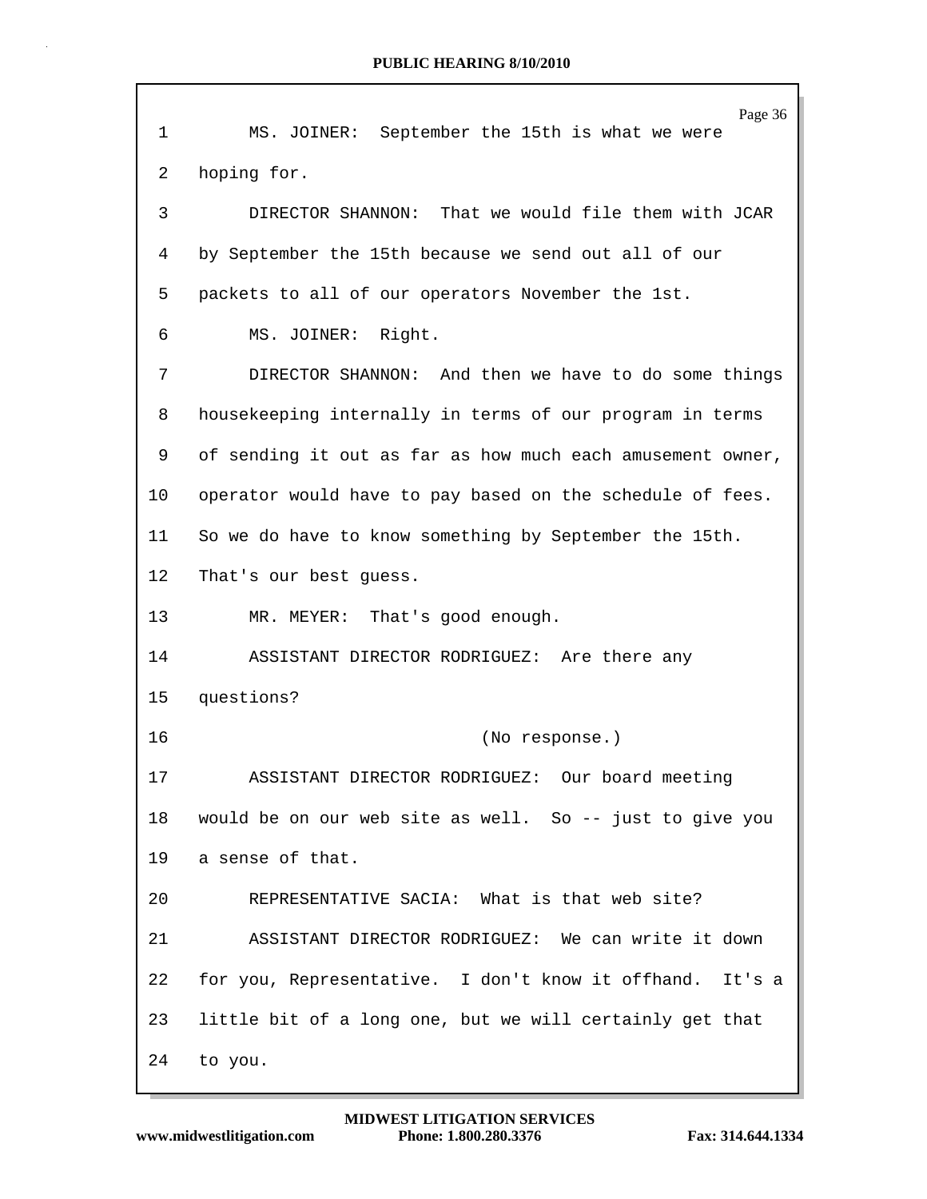MS. JOINER: September the 15th is what we were hoping for.

DIRECTOR SHANNON: That we would file them with JCAR by September the 15th because we send out all of our packets to all of our operators November the 1st.

MS. JOINER: Right.

DIRECTOR SHANNON: And then we have to do some things housekeeping internally in terms of our program in terms of sending it out as far as how much each amusement owner, operator would have to pay based on the schedule of fees. So we do have to know something by September the 15th. That's our best guess.

MR. MEYER: That's good enough.

ASSISTANT DIRECTOR RODRIGUEZ: Are there any questions?

(No response.)

ASSISTANT DIRECTOR RODRIGUEZ: Our board meeting would be on our web site as well. So -- just to give you a sense of that.

REPRESENTATIVE SACIA: What is that web site?

ASSISTANT DIRECTOR RODRIGUEZ: We can write it down for you, Representative. I don't know it offhand. It's a little bit of a long one, but we will certainly get that to you.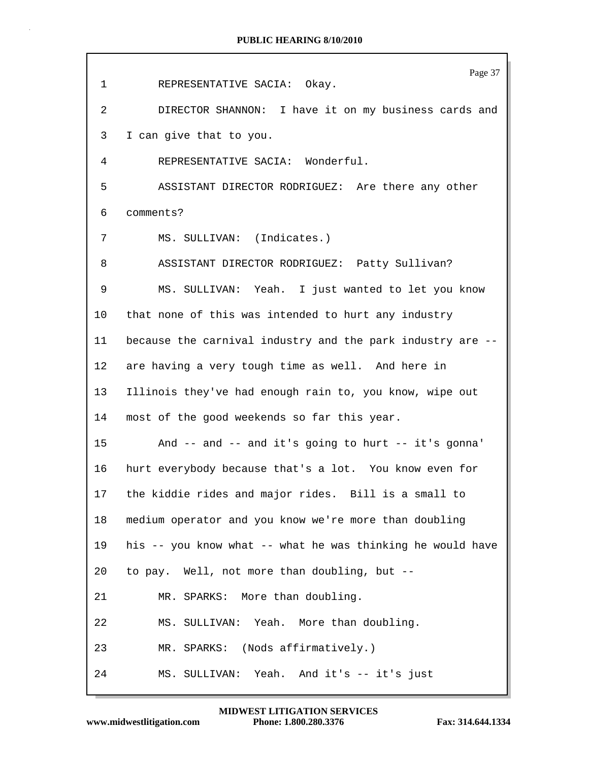1 REPRESENTATIVE SACIA: Okay.

2 DIRECTOR SHANNON: I have it on my business cards and

3 I can give that to you.

4 REPRESENTATIVE SACIA: Wonderful.

5 ASSISTANT DIRECTOR RODRIGUEZ: Are there any other

6 comments?

7 MS. SULLIVAN: (Indicates.)

8 ASSISTANT DIRECTOR RODRIGUEZ: Patty Sullivan?

9 MS. SULLIVAN: Yeah. I just wanted to let you know

10 that none of this was intended to hurt any industry

11 because the carnival industry and the park industry are --

12 are having a very tough time as well. And here in

13 Illinois they've had enough rain to, you know, wipe out

14 most of the good weekends so far this year.

15 And -- and -- and it's going to hurt -- it's gonna'

16 hurt everybody because that's a lot. You know even for

17 the kiddie rides and major rides. Bill is a small to

18 medium operator and you know we're more than doubling

19 his -- you know what -- what he was thinking he would have

20 to pay. Well, not more than doubling, but --

21 MR. SPARKS: More than doubling.

22 MS. SULLIVAN: Yeah. More than doubling.

23 MR. SPARKS: (Nods affirmatively.)

24 MS. SULLIVAN: Yeah. And it's -- it's just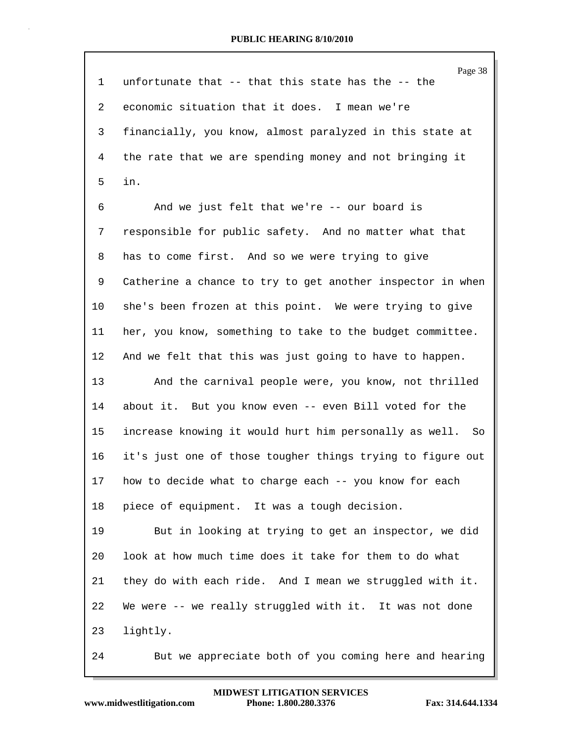unfortunate that -- that this state has the -- the economic situation that it does. I mean we're financially, you know, almost paralyzed in this state at the rate that we are spending money and not bringing it in.

And we just felt that we're -- our board is responsible for public safety. And no matter what that has to come first. And so we were trying to give Catherine a chance to try to get another inspector in when she's been frozen at this point. We were trying to give her, you know, something to take to the budget committee. And we felt that this was just going to have to happen.

And the carnival people were, you know, not thrilled about it. But you know even -- even Bill voted for the increase knowing it would hurt him personally as well. So it's just one of those tougher things trying to figure out how to decide what to charge each -- you know for each piece of equipment. It was a tough decision.

But in looking at trying to get an inspector, we did look at how much time does it take for them to do what they do with each ride. And I mean we struggled with it. We were -- we really struggled with it. It was not done lightly.

But we appreciate both of you coming here and hearing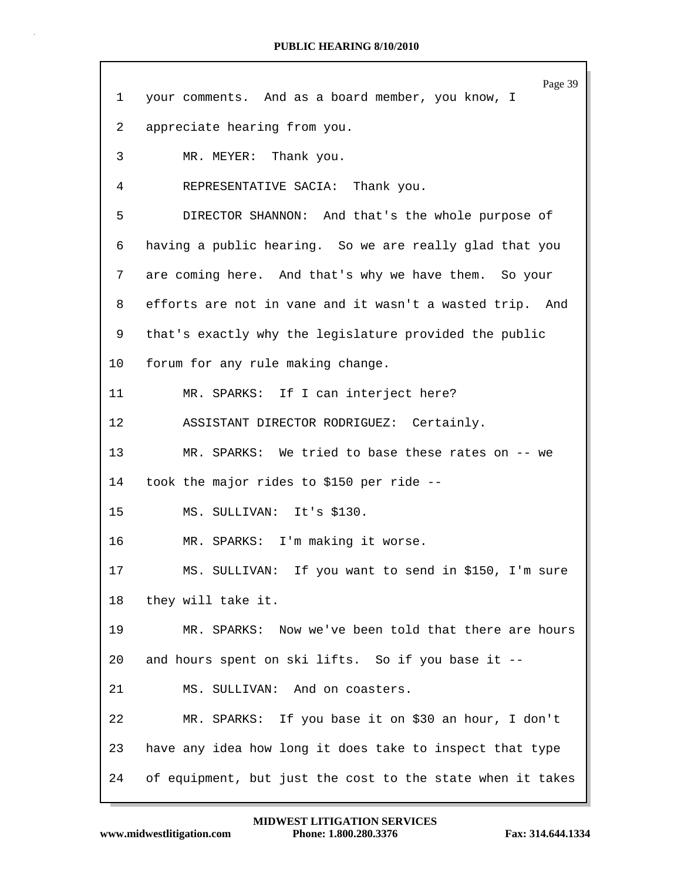1 your comments. And as a board member, you know, I
2 appreciate hearing from you.
3 MR. MEYER: Thank you.
4 REPRESENTATIVE SACIA: Thank you.
5 DIRECTOR SHANNON: And that's the whole purpose of
6 having a public hearing. So we are really glad that you
7 are coming here. And that's why we have them. So your
8 efforts are not in vane and it wasn't a wasted trip. And
9 that's exactly why the legislature provided the public
10 forum for any rule making change.
11 MR. SPARKS: If I can interject here?
12 ASSISTANT DIRECTOR RODRIGUEZ: Certainly.
13 MR. SPARKS: We tried to base these rates on -- we
14 took the major rides to $150 per ride --
15 MS. SULLIVAN: It's $130.
16 MR. SPARKS: I'm making it worse.
17 MS. SULLIVAN: If you want to send in $150, I'm sure
18 they will take it.
19 MR. SPARKS: Now we've been told that there are hours
20 and hours spent on ski lifts. So if you base it --
21 MS. SULLIVAN: And on coasters.
22 MR. SPARKS: If you base it on $30 an hour, I don't
23 have any idea how long it does take to inspect that type
24 of equipment, but just the cost to the state when it takes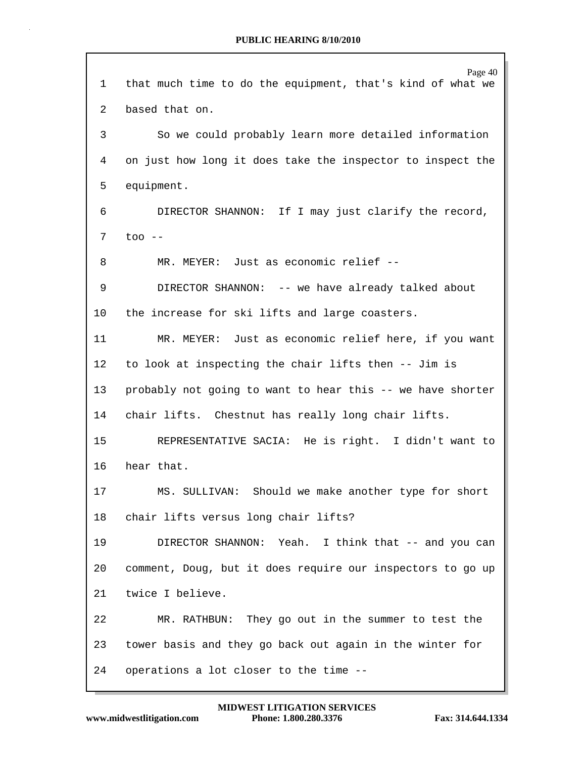1 that much time to do the equipment, that's kind of what we
2 based that on.
3 So we could probably learn more detailed information
4 on just how long it does take the inspector to inspect the
5 equipment.
6 DIRECTOR SHANNON: If I may just clarify the record,
7 too --
8 MR. MEYER: Just as economic relief --
9 DIRECTOR SHANNON: -- we have already talked about
10 the increase for ski lifts and large coasters.
11 MR. MEYER: Just as economic relief here, if you want
12 to look at inspecting the chair lifts then -- Jim is
13 probably not going to want to hear this -- we have shorter
14 chair lifts. Chestnut has really long chair lifts.
15 REPRESENTATIVE SACIA: He is right. I didn't want to
16 hear that.
17 MS. SULLIVAN: Should we make another type for short
18 chair lifts versus long chair lifts?
19 DIRECTOR SHANNON: Yeah. I think that -- and you can
20 comment, Doug, but it does require our inspectors to go up
21 twice I believe.
22 MR. RATHBUN: They go out in the summer to test the
23 tower basis and they go back out again in the winter for
24 operations a lot closer to the time --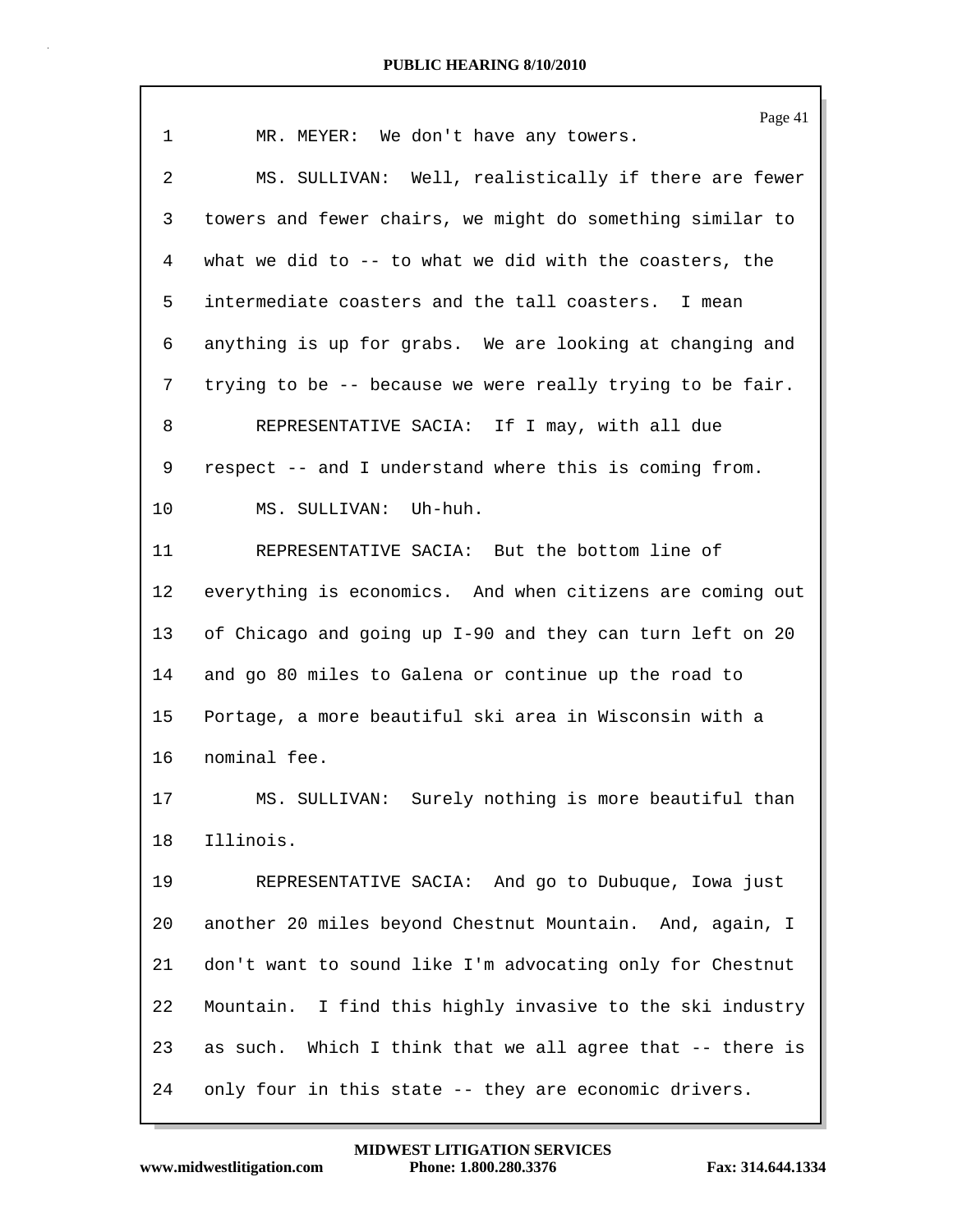1 MR. MEYER: We don't have any towers.

2 MS. SULLIVAN: Well, realistically if there are fewer

3 towers and fewer chairs, we might do something similar to

4 what we did to -- to what we did with the coasters, the

5 intermediate coasters and the tall coasters. I mean

6 anything is up for grabs. We are looking at changing and

7 trying to be -- because we were really trying to be fair.

8 REPRESENTATIVE SACIA: If I may, with all due

9 respect -- and I understand where this is coming from.

10 MS. SULLIVAN: Uh-huh.

11 REPRESENTATIVE SACIA: But the bottom line of

12 everything is economics. And when citizens are coming out

13 of Chicago and going up I-90 and they can turn left on 20

14 and go 80 miles to Galena or continue up the road to

15 Portage, a more beautiful ski area in Wisconsin with a

16 nominal fee.

17 MS. SULLIVAN: Surely nothing is more beautiful than

18 Illinois.

19 REPRESENTATIVE SACIA: And go to Dubuque, Iowa just

20 another 20 miles beyond Chestnut Mountain. And, again, I

21 don't want to sound like I'm advocating only for Chestnut

22 Mountain. I find this highly invasive to the ski industry

23 as such. Which I think that we all agree that -- there is

24 only four in this state -- they are economic drivers.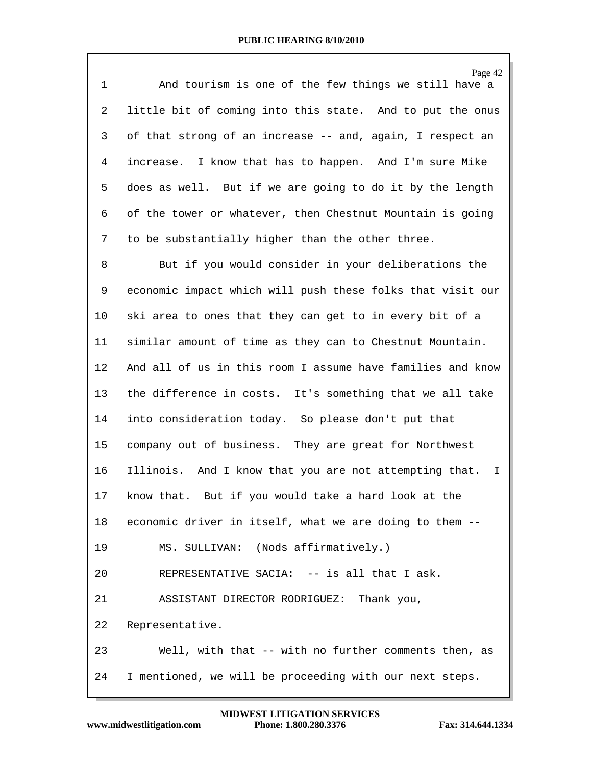1 And tourism is one of the few things we still have a
2 little bit of coming into this state. And to put the onus
3 of that strong of an increase -- and, again, I respect an
4 increase. I know that has to happen. And I'm sure Mike
5 does as well. But if we are going to do it by the length
6 of the tower or whatever, then Chestnut Mountain is going
7 to be substantially higher than the other three.
8 But if you would consider in your deliberations the
9 economic impact which will push these folks that visit our
10 ski area to ones that they can get to in every bit of a
11 similar amount of time as they can to Chestnut Mountain.
12 And all of us in this room I assume have families and know
13 the difference in costs. It's something that we all take
14 into consideration today. So please don't put that
15 company out of business. They are great for Northwest
16 Illinois. And I know that you are not attempting that. I
17 know that. But if you would take a hard look at the
18 economic driver in itself, what we are doing to them --
19 MS. SULLIVAN: (Nods affirmatively.)
20 REPRESENTATIVE SACIA: -- is all that I ask.
21 ASSISTANT DIRECTOR RODRIGUEZ: Thank you,
22 Representative.
23 Well, with that -- with no further comments then, as
24 I mentioned, we will be proceeding with our next steps.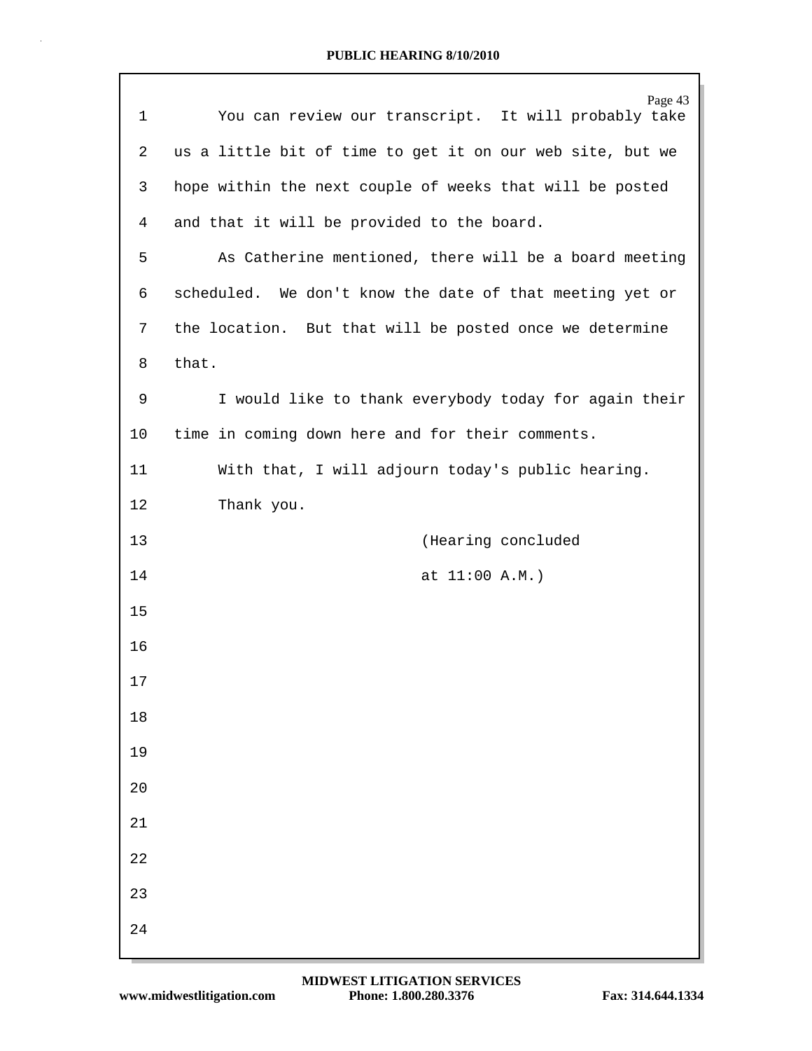You can review our transcript. It will probably take us a little bit of time to get it on our web site, but we hope within the next couple of weeks that will be posted and that it will be provided to the board.

As Catherine mentioned, there will be a board meeting scheduled. We don't know the date of that meeting yet or the location. But that will be posted once we determine that.

I would like to thank everybody today for again their time in coming down here and for their comments.

With that, I will adjourn today's public hearing.

Thank you.

(Hearing concluded at 11:00 A.M.)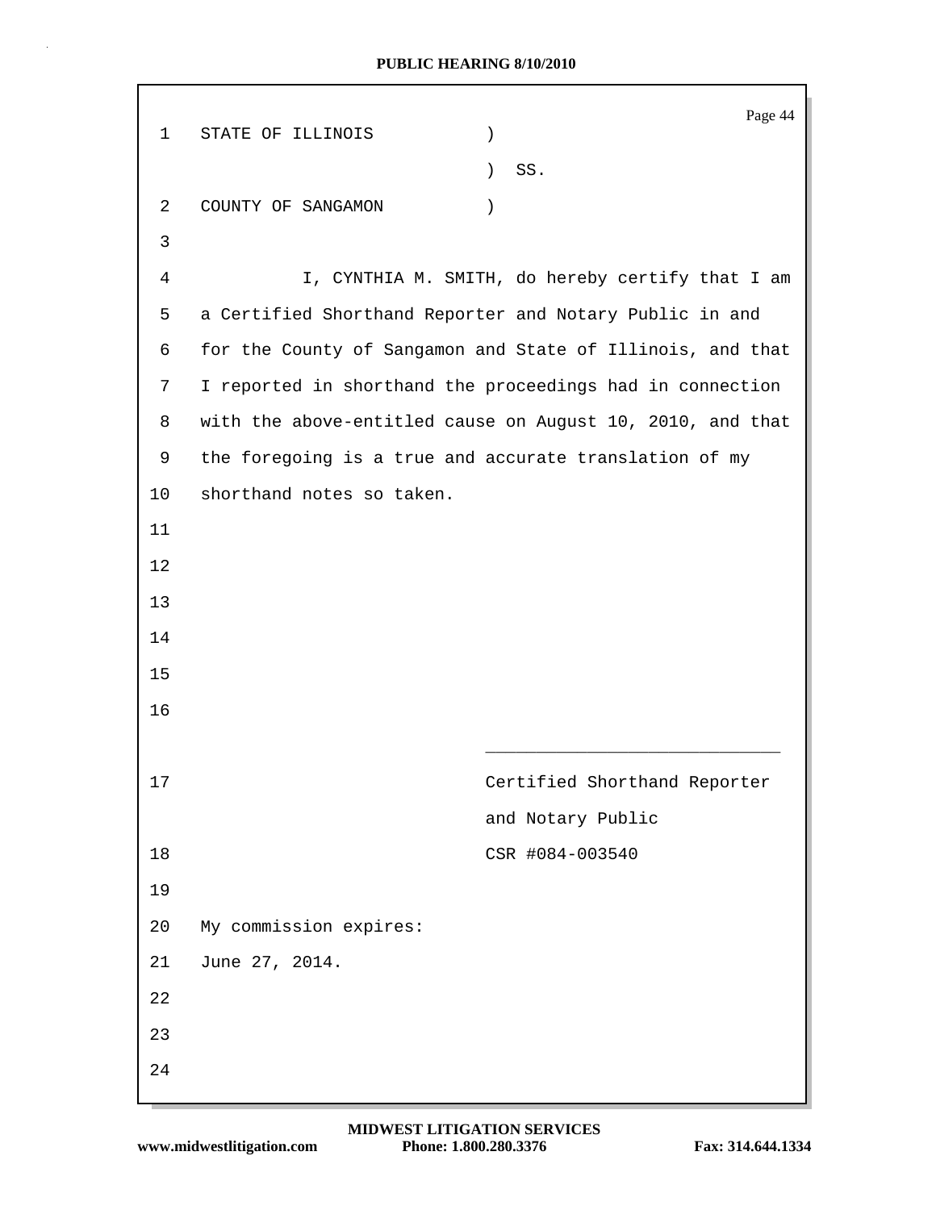STATE OF ILLINOIS )
) SS.
COUNTY OF SANGAMON )

I, CYNTHIA M. SMITH, do hereby certify that I am a Certified Shorthand Reporter and Notary Public in and for the County of Sangamon and State of Illinois, and that I reported in shorthand the proceedings had in connection with the above-entitled cause on August 10, 2010, and that the foregoing is a true and accurate translation of my shorthand notes so taken.

\_\_\_\_\_\_\_\_\_\_\_\_\_\_\_\_\_\_\_\_\_\_\_\_\_\_\_\_\_\_

Certified Shorthand Reporter
and Notary Public
CSR #084-003540

My commission expires:
June 27, 2014.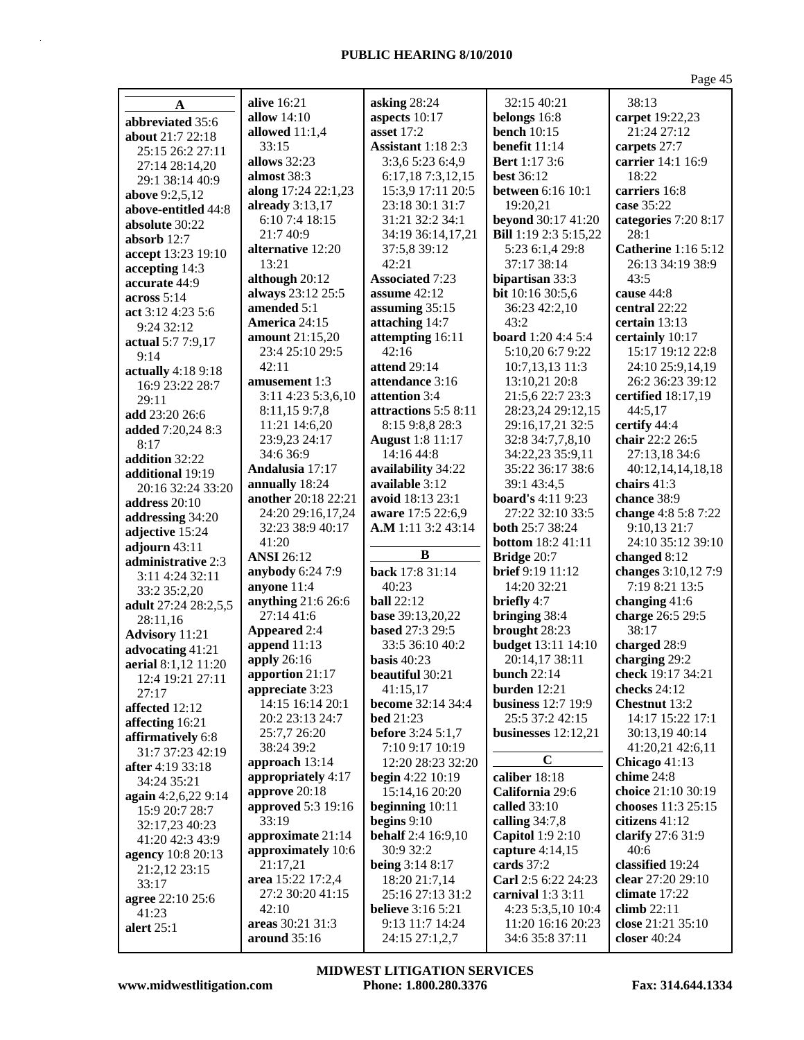**A**

**abbreviated** 35:6
**about** 21:7 22:18 25:15 26:2 27:11 27:14 28:14,20 29:1 38:14 40:9
**above** 9:2,5,12
**above-entitled** 44:8
**absolute** 30:22
**absorb** 12:7
**accept** 13:23 19:10
**accepting** 14:3
**accurate** 44:9
**across** 5:14
**act** 3:12 4:23 5:6 9:24 32:12
**actual** 5:7 7:9,17 9:14
**actually** 4:18 9:18 16:9 23:22 28:7 29:11
**add** 23:20 26:6
**added** 7:20,24 8:3 8:17
**addition** 32:22
**additional** 19:19 20:16 32:24 33:20
**address** 20:10
**addressing** 34:20
**adjective** 15:24
**adjourn** 43:11
**administrative** 2:3 3:11 4:24 32:11 33:2 35:2,20
**adult** 27:24 28:2,5,5 28:11,16
**Advisory** 11:21
**advocating** 41:21
**aerial** 8:1,12 11:20 12:4 19:21 27:11 27:17
**affected** 12:12
**affecting** 16:21
**affirmatively** 6:8 31:7 37:23 42:19
**after** 4:19 33:18 34:24 35:21
**again** 4:2,6,22 9:14 15:9 20:7 28:7 32:17,23 40:23 41:20 42:3 43:9
**agency** 10:8 20:13 21:2,12 23:15 33:17
**agree** 22:10 25:6 41:23
**alert** 25:1
**alive** 16:21
**allow** 14:10
**allowed** 11:1,4 33:15
**allows** 32:23
**almost** 38:3
**along** 17:24 22:1,23
**already** 3:13,17 6:10 7:4 18:15 21:7 40:9
**alternative** 12:20 13:21
**although** 20:12
**always** 23:12 25:5
**amended** 5:1
**America** 24:15
**amount** 21:15,20 23:4 25:10 29:5 42:11
**amusement** 1:3 3:11 4:23 5:3,6,10 8:11,15 9:7,8 11:21 14:6,20 23:9,23 24:17 34:6 36:9
**Andalusia** 17:17
**annually** 18:24
**another** 20:18 22:21 24:20 29:16,17,24 32:23 38:9 40:17 41:20
**ANSI** 26:12
**anybody** 6:24 7:9
**anyone** 11:4
**anything** 21:6 26:6 27:14 41:6
**Appeared** 2:4
**append** 11:13
**apply** 26:16
**apportion** 21:17
**appreciate** 3:23 14:15 16:14 20:1 20:2 23:13 24:7 25:7,7 26:20 38:24 39:2
**approach** 13:14
**appropriately** 4:17
**approve** 20:18
**approved** 5:3 19:16 33:19
**approximate** 21:14
**approximately** 10:6 21:17,21
**area** 15:22 17:2,4 27:2 30:20 41:15 42:10
**areas** 30:21 31:3
**around** 35:16
**asking** 28:24
**aspects** 10:17
**asset** 17:2
**Assistant** 1:18 2:3 3:3,6 5:23 6:4,9 6:17,18 7:3,12,15 15:3,9 17:11 20:5 23:18 30:1 31:7 31:21 32:2 34:1 34:19 36:14,17,21 37:5,8 39:12 42:21
**Associated** 7:23
**assume** 42:12
**assuming** 35:15
**attaching** 14:7
**attempting** 16:11 42:16
**attend** 29:14
**attendance** 3:16
**attention** 3:4
**attractions** 5:5 8:11 8:15 9:8,8 28:3
**August** 1:8 11:17 14:16 44:8
**availability** 34:22
**available** 3:12
**avoid** 18:13 23:1
**aware** 17:5 22:6,9
**A.M** 1:11 3:2 43:14

**B**

**back** 17:8 31:14 40:23
**ball** 22:12
**base** 39:13,20,22
**based** 27:3 29:5 33:5 36:10 40:2
**basis** 40:23
**beautiful** 30:21 41:15,17
**become** 32:14 34:4
**bed** 21:23
**before** 3:24 5:1,7 7:10 9:17 10:19 12:20 28:23 32:20
**begin** 4:22 10:19 15:14,16 20:20
**beginning** 10:11
**begins** 9:10
**behalf** 2:4 16:9,10 30:9 32:2
**being** 3:14 8:17 18:20 21:7,14 25:16 27:13 31:2
**believe** 3:16 5:21 9:13 11:7 14:24 24:15 27:1,2,7
32:15 40:21
**belongs** 16:8
**bench** 10:15
**benefit** 11:14
**Bert** 1:17 3:6
**best** 36:12
**between** 6:16 10:1 19:20,21
**beyond** 30:17 41:20
**Bill** 1:19 2:3 5:15,22 5:23 6:1,4 29:8 37:17 38:14
**bipartisan** 33:3
**bit** 10:16 30:5,6 36:23 42:2,10 43:2
**board** 1:20 4:4 5:4 5:10,20 6:7 9:22 10:7,13,13 11:3 13:10,21 20:8 21:5,6 22:7 23:3 28:23,24 29:12,15 29:16,17,21 32:5 32:8 34:7,7,8,10 34:22,23 35:9,11 35:22 36:17 38:6 39:1 43:4,5
**board's** 4:11 9:23 27:22 32:10 33:5
**both** 25:7 38:24
**bottom** 18:2 41:11
**Bridge** 20:7
**brief** 9:19 11:12 14:20 32:21
**briefly** 4:7
**bringing** 38:4
**brought** 28:23
**budget** 13:11 14:10 20:14,17 38:11
**bunch** 22:14
**burden** 12:21
**business** 12:7 19:9 25:5 37:2 42:15
**businesses** 12:12,21

**C**

**caliber** 18:18
**California** 29:6
**called** 33:10
**calling** 34:7,8
**Capitol** 1:9 2:10
**capture** 4:14,15
**cards** 37:2
**Carl** 2:5 6:22 24:23
**carnival** 1:3 3:11 4:23 5:3,5,10 10:4 11:20 16:16 20:23 34:6 35:8 37:11
38:13
**carpet** 19:22,23 21:24 27:12
**carpets** 27:7
**carrier** 14:1 16:9 18:22
**carriers** 16:8
**case** 35:22
**categories** 7:20 8:17 28:1
**Catherine** 1:16 5:12 26:13 34:19 38:9 43:5
**cause** 44:8
**central** 22:22
**certain** 13:13
**certainly** 10:17 15:17 19:12 22:8 24:10 25:9,14,19 26:2 36:23 39:12
**certified** 18:17,19 44:5,17
**certify** 44:4
**chair** 22:2 26:5 27:13,18 34:6 40:12,14,14,18,18
**chairs** 41:3
**chance** 38:9
**change** 4:8 5:8 7:22 9:10,13 21:7 24:10 35:12 39:10
**changed** 8:12
**changes** 3:10,12 7:9 7:19 8:21 13:5
**changing** 41:6
**charge** 26:5 29:5 38:17
**charged** 28:9
**charging** 29:2
**check** 19:17 34:21
**checks** 24:12
**Chestnut** 13:2 14:17 15:22 17:1 30:13,19 40:14 41:20,21 42:6,11
**Chicago** 41:13
**chime** 24:8
**choice** 21:10 30:19
**chooses** 11:3 25:15
**citizens** 41:12
**clarify** 27:6 31:9 40:6
**classified** 19:24
**clear** 27:20 29:10
**climate** 17:22
**climb** 22:11
**close** 21:21 35:10
**closer** 40:24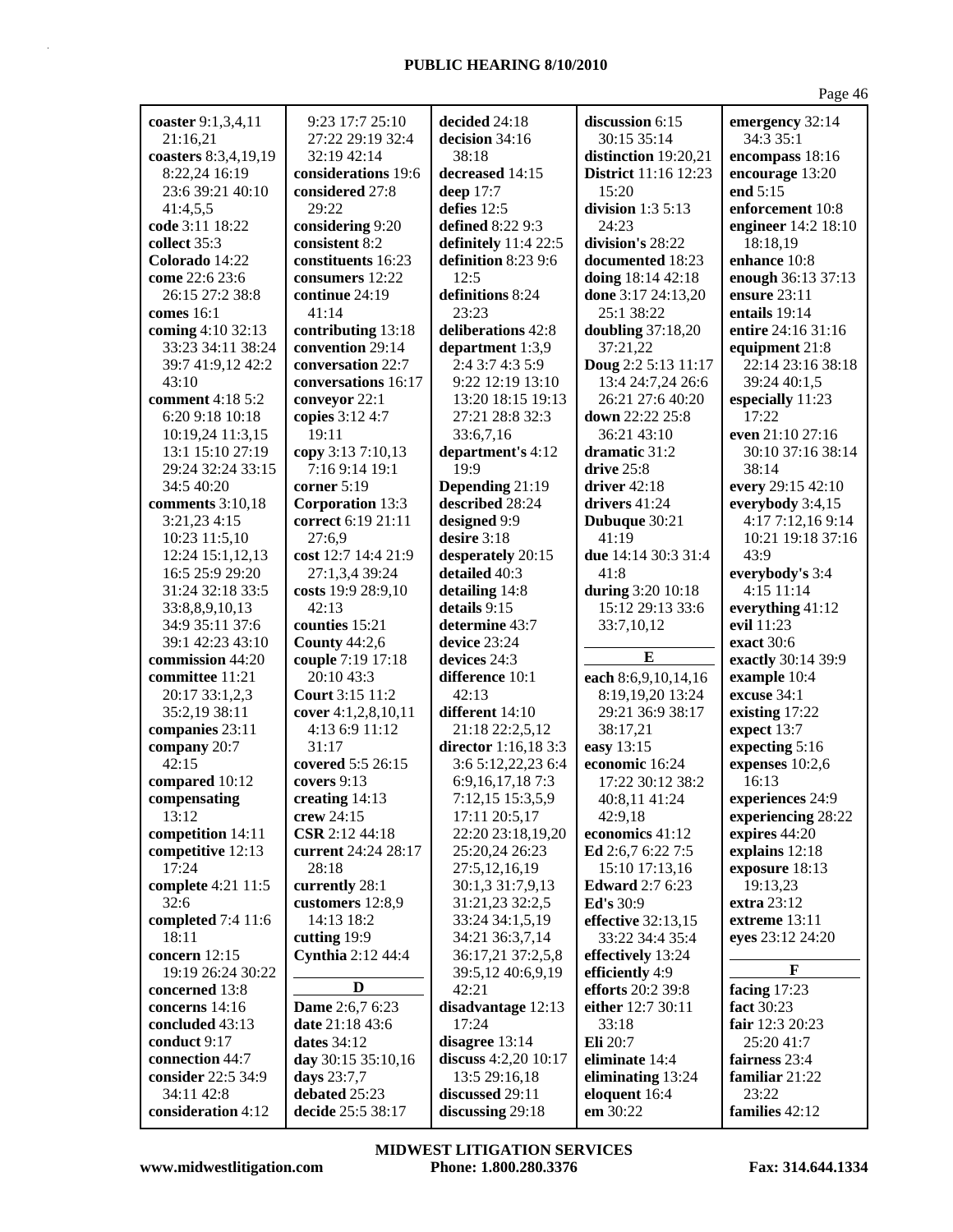**coaster** 9:1,3,4,11 21:16,21
**coasters** 8:3,4,19,19 8:22,24 16:19 23:6 39:21 40:10 41:4,5,5
**code** 3:11 18:22
**collect** 35:3
**Colorado** 14:22
**come** 22:6 23:6 26:15 27:2 38:8
**comes** 16:1
**coming** 4:10 32:13 33:23 34:11 38:24 39:7 41:9,12 42:2 43:10
**comment** 4:18 5:2 6:20 9:18 10:18 10:19,24 11:3,15 13:1 15:10 27:19 29:24 32:24 33:15 34:5 40:20
**comments** 3:10,18 3:21,23 4:15 10:23 11:5,10 12:24 15:1,12,13 16:5 25:9 29:20 31:24 32:18 33:5 33:8,8,9,10,13 34:9 35:11 37:6 39:1 42:23 43:10
**commission** 44:20
**committee** 11:21 20:17 33:1,2,3 35:2,19 38:11
**companies** 23:11
**company** 20:7 42:15
**compared** 10:12
**compensating** 13:12
**competition** 14:11
**competitive** 12:13 17:24
**complete** 4:21 11:5 32:6
**completed** 7:4 11:6 18:11
**concern** 12:15 19:19 26:24 30:22
**concerned** 13:8
**concerns** 14:16
**concluded** 43:13
**conduct** 9:17
**connection** 44:7
**consider** 22:5 34:9 34:11 42:8
**consideration** 4:12 9:23 17:7 25:10 27:22 29:19 32:4 32:19 42:14
**considerations** 19:6
**considered** 27:8 29:22
**considering** 9:20
**consistent** 8:2
**constituents** 16:23
**consumers** 12:22
**continue** 24:19 41:14
**contributing** 13:18
**convention** 29:14
**conversation** 22:7
**conversations** 16:17
**conveyor** 22:1
**copies** 3:12 4:7 19:11
**copy** 3:13 7:10,13 7:16 9:14 19:1
**corner** 5:19
**Corporation** 13:3
**correct** 6:19 21:11 27:6,9
**cost** 12:7 14:4 21:9 27:1,3,4 39:24
**costs** 19:9 28:9,10 42:13
**counties** 15:21
**County** 44:2,6
**couple** 7:19 17:18 20:10 43:3
**Court** 3:15 11:2
**cover** 4:1,2,8,10,11 4:13 6:9 11:12 31:17
**covered** 5:5 26:15
**covers** 9:13
**creating** 14:13
**crew** 24:15
**CSR** 2:12 44:18
**current** 24:24 28:17 28:18
**currently** 28:1
**customers** 12:8,9 14:13 18:2
**cutting** 19:9
**Cynthia** 2:12 44:4

**D**

**Dame** 2:6,7 6:23
**date** 21:18 43:6
**dates** 34:12
**day** 30:15 35:10,16
**days** 23:7,7
**debated** 25:23
**decide** 25:5 38:17
**decided** 24:18
**decision** 34:16 38:18
**decreased** 14:15
**deep** 17:7
**defies** 12:5
**defined** 8:22 9:3
**definitely** 11:4 22:5
**definition** 8:23 9:6 12:5
**definitions** 8:24 23:23
**deliberations** 42:8
**department** 1:3,9 2:4 3:7 4:3 5:9 9:22 12:19 13:10 13:20 18:15 19:13 27:21 28:8 32:3 33:6,7,16
**department's** 4:12 19:9
**Depending** 21:19
**described** 28:24
**designed** 9:9
**desire** 3:18
**desperately** 20:15
**detailed** 40:3
**detailing** 14:8
**details** 9:15
**determine** 43:7
**device** 23:24
**devices** 24:3
**difference** 10:1 42:13
**different** 14:10 21:18 22:2,5,12
**director** 1:16,18 3:3 3:6 5:12,22,23 6:4 6:9,16,17,18 7:3 7:12,15 15:3,5,9 17:11 20:5,17 22:20 23:18,19,20 25:20,24 26:23 27:5,12,16,19 30:1,3 31:7,9,13 31:21,23 32:2,5 33:24 34:1,5,19 34:21 36:3,7,14 36:17,21 37:2,5,8 39:5,12 40:6,9,19 42:21
**disadvantage** 12:13 17:24
**disagree** 13:14
**discuss** 4:2,20 10:17 13:5 29:16,18
**discussed** 29:11
**discussing** 29:18
**discussion** 6:15 30:15 35:14
**distinction** 19:20,21
**District** 11:16 12:23 15:20
**division** 1:3 5:13 24:23
**division's** 28:22
**documented** 18:23
**doing** 18:14 42:18
**done** 3:17 24:13,20 25:1 38:22
**doubling** 37:18,20 37:21,22
**Doug** 2:2 5:13 11:17 13:4 24:7,24 26:6 26:21 27:6 40:20
**down** 22:22 25:8 36:21 43:10
**dramatic** 31:2
**drive** 25:8
**driver** 42:18
**drivers** 41:24
**Dubuque** 30:21 41:19
**due** 14:14 30:3 31:4 41:8
**during** 3:20 10:18 15:12 29:13 33:6 33:7,10,12

**E**

**each** 8:6,9,10,14,16 8:19,19,20 13:24 29:21 36:9 38:17 38:17,21
**easy** 13:15
**economic** 16:24 17:22 30:12 38:2 40:8,11 41:24 42:9,18
**economics** 41:12
**Ed** 2:6,7 6:22 7:5 15:10 17:13,16
**Edward** 2:7 6:23
**Ed's** 30:9
**effective** 32:13,15 33:22 34:4 35:4
**effectively** 13:24
**efficiently** 4:9
**efforts** 20:2 39:8
**either** 12:7 30:11 33:18
**Eli** 20:7
**eliminate** 14:4
**eliminating** 13:24
**eloquent** 16:4
**em** 30:22
**emergency** 32:14 34:3 35:1
**encompass** 18:16
**encourage** 13:20
**end** 5:15
**enforcement** 10:8
**engineer** 14:2 18:10 18:18,19
**enhance** 10:8
**enough** 36:13 37:13
**ensure** 23:11
**entails** 19:14
**entire** 24:16 31:16
**equipment** 21:8 22:14 23:16 38:18 39:24 40:1,5
**especially** 11:23 17:22
**even** 21:10 27:16 30:10 37:16 38:14 38:14
**every** 29:15 42:10
**everybody** 3:4,15 4:17 7:12,16 9:14 10:21 19:18 37:16 43:9
**everybody's** 3:4 4:15 11:14
**everything** 41:12
**evil** 11:23
**exact** 30:6
**exactly** 30:14 39:9
**example** 10:4
**excuse** 34:1
**existing** 17:22
**expect** 13:7
**expecting** 5:16
**expenses** 10:2,6 16:13
**experiences** 24:9
**experiencing** 28:22
**expires** 44:20
**explains** 12:18
**exposure** 18:13 19:13,23
**extra** 23:12
**extreme** 13:11
**eyes** 23:12 24:20

**F**

**facing** 17:23
**fact** 30:23
**fair** 12:3 20:23 25:20 41:7
**fairness** 23:4
**familiar** 21:22 23:22
**families** 42:12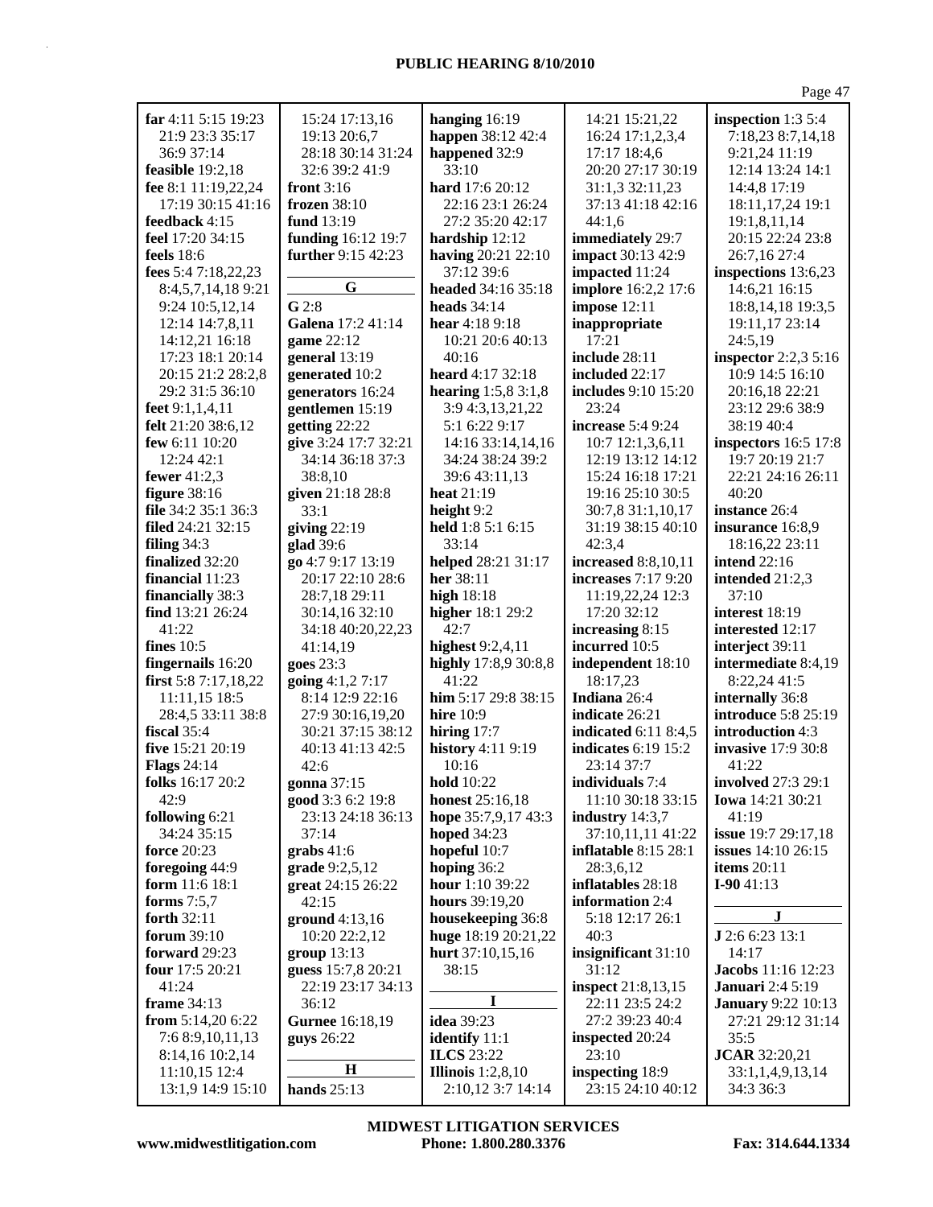**far** 4:11 5:15 19:23 21:9 23:3 35:17 36:9 37:14
**feasible** 19:2,18
**fee** 8:1 11:19,22,24 17:19 30:15 41:16
**feedback** 4:15
**feel** 17:20 34:15
**feels** 18:6
**fees** 5:4 7:18,22,23 8:4,5,7,14,18 9:21 9:24 10:5,12,14 12:14 14:7,8,11 14:12,21 16:18 17:23 18:1 20:14 20:15 21:2 28:2,8 29:2 31:5 36:10
**feet** 9:1,1,4,11
**felt** 21:20 38:6,12
**few** 6:11 10:20 12:24 42:1
**fewer** 41:2,3
**figure** 38:16
**file** 34:2 35:1 36:3
**filed** 24:21 32:15
**filing** 34:3
**finalized** 32:20
**financial** 11:23
**financially** 38:3
**find** 13:21 26:24 41:22
**fines** 10:5
**fingernails** 16:20
**first** 5:8 7:17,18,22 11:11,15 18:5 28:4,5 33:11 38:8
**fiscal** 35:4
**five** 15:21 20:19
**Flags** 24:14
**folks** 16:17 20:2 42:9
**following** 6:21 34:24 35:15
**force** 20:23
**foregoing** 44:9
**form** 11:6 18:1
**forms** 7:5,7
**forth** 32:11
**forum** 39:10
**forward** 29:23
**four** 17:5 20:21 41:24
**frame** 34:13
**from** 5:14,20 6:22 7:6 8:9,10,11,13 8:14,16 10:2,14 11:10,15 12:4 13:1,9 14:9 15:10 15:24 17:13,16 19:13 20:6,7 28:18 30:14 31:24 32:6 39:2 41:9
**front** 3:16
**frozen** 38:10
**fund** 13:19
**funding** 16:12 19:7
**further** 9:15 42:23

**G**

**G** 2:8
**Galena** 17:2 41:14
**game** 22:12
**general** 13:19
**generated** 10:2
**generators** 16:24
**gentlemen** 15:19
**getting** 22:22
**give** 3:24 17:7 32:21 34:14 36:18 37:3 38:8,10
**given** 21:18 28:8 33:1
**giving** 22:19
**glad** 39:6
**go** 4:7 9:17 13:19 20:17 22:10 28:6 28:7,18 29:11 30:14,16 32:10 34:18 40:20,22,23 41:14,19
**goes** 23:3
**going** 4:1,2 7:17 8:14 12:9 22:16 27:9 30:16,19,20 30:21 37:15 38:12 40:13 41:13 42:5 42:6
**gonna** 37:15
**good** 3:3 6:2 19:8 23:13 24:18 36:13 37:14
**grabs** 41:6
**grade** 9:2,5,12
**great** 24:15 26:22 42:15
**ground** 4:13,16 10:20 22:2,12
**group** 13:13
**guess** 15:7,8 20:21 22:19 23:17 34:13 36:12
**Gurnee** 16:18,19
**guys** 26:22

**H**

**hands** 25:13
**hanging** 16:19
**happen** 38:12 42:4
**happened** 32:9 33:10
**hard** 17:6 20:12 22:16 23:1 26:24 27:2 35:20 42:17
**hardship** 12:12
**having** 20:21 22:10 37:12 39:6
**headed** 34:16 35:18
**heads** 34:14
**hear** 4:18 9:18 10:21 20:6 40:13 40:16
**heard** 4:17 32:18
**hearing** 1:5,8 3:1,8 3:9 4:3,13,21,22 5:1 6:22 9:17 14:16 33:14,14,16 34:24 38:24 39:2 39:6 43:11,13
**heat** 21:19
**height** 9:2
**held** 1:8 5:1 6:15 33:14
**helped** 28:21 31:17
**her** 38:11
**high** 18:18
**higher** 18:1 29:2 42:7
**highest** 9:2,4,11
**highly** 17:8,9 30:8,8 41:22
**him** 5:17 29:8 38:15
**hire** 10:9
**hiring** 17:7
**history** 4:11 9:19 10:16
**hold** 10:22
**honest** 25:16,18
**hope** 35:7,9,17 43:3
**hoped** 34:23
**hopeful** 10:7
**hoping** 36:2
**hour** 1:10 39:22
**hours** 39:19,20
**housekeeping** 36:8
**huge** 18:19 20:21,22
**hurt** 37:10,15,16 38:15

**I**

**idea** 39:23
**identify** 11:1
**ILCS** 23:22
**Illinois** 1:2,8,10 2:10,12 3:7 14:17 14:21 15:21,22 16:24 17:1,2,3,4 17:17 18:4,6 20:20 27:17 30:19 31:1,3 32:11,23 37:13 41:18 42:16 44:1,6
**immediately** 29:7
**impact** 30:13 42:9
**impacted** 11:24
**implore** 16:2,2 17:6
**impose** 12:11
**inappropriate** 17:21
**include** 28:11
**included** 22:17
**includes** 9:10 15:20 23:24
**increase** 5:4 9:24 10:7 12:1,3,6,11 12:19 13:12 14:12 15:24 16:18 17:21 19:16 25:10 30:5 30:7,8 31:1,10,17 31:19 38:15 40:10 42:3,4
**increased** 8:8,10,11
**increases** 7:17 9:20 11:19,22,24 12:3 17:20 32:12
**increasing** 8:15
**incurred** 10:5
**independent** 18:10 18:17,23
**Indiana** 26:4
**indicate** 26:21
**indicated** 6:11 8:4,5
**indicates** 6:19 15:2 23:14 37:7
**individuals** 7:4 11:10 30:18 33:15
**industry** 14:3,7 37:10,11,11 41:22
**inflatable** 8:15 28:1 28:3,6,12
**inflatables** 28:18
**information** 2:4 5:18 12:17 26:1 40:3
**insignificant** 31:10 31:12
**inspect** 21:8,13,15 22:11 23:5 24:2 27:2 39:23 40:4
**inspected** 20:24 23:10
**inspecting** 18:9 23:15 24:10 40:12
**inspection** 1:3 5:4 7:18,23 8:7,14,18 9:21,24 11:19 12:14 13:24 14:1 14:4,8 17:19 18:11,17,24 19:1 19:1,8,11,14 20:15 22:24 23:8 26:7,16 27:4
**inspections** 13:6,23 14:6,21 16:15 18:8,14,18 19:3,5 19:11,17 23:14 24:5,19
**inspector** 2:2,3 5:16 10:9 14:5 16:10 20:16,18 22:21 23:12 29:6 38:9 38:19 40:4
**inspectors** 16:5 17:8 19:7 20:19 21:7 22:21 24:16 26:11 40:20
**instance** 26:4
**insurance** 16:8,9 18:16,22 23:11
**intend** 22:16
**intended** 21:2,3 37:10
**interest** 18:19
**interested** 12:17
**interject** 39:11
**intermediate** 8:4,19 8:22,24 41:5
**internally** 36:8
**introduce** 5:8 25:19
**introduction** 4:3
**invasive** 17:9 30:8 41:22
**involved** 27:3 29:1
**Iowa** 14:21 30:21 41:19
**issue** 19:7 29:17,18
**issues** 14:10 26:15
**items** 20:11
**I-90** 41:13

**J**

**J** 2:6 6:23 13:1 14:17
**Jacobs** 11:16 12:23
**Januari** 2:4 5:19
**January** 9:22 10:13 27:21 29:12 31:14 35:5
**JCAR** 32:20,21 33:1,1,4,9,13,14 34:3 36:3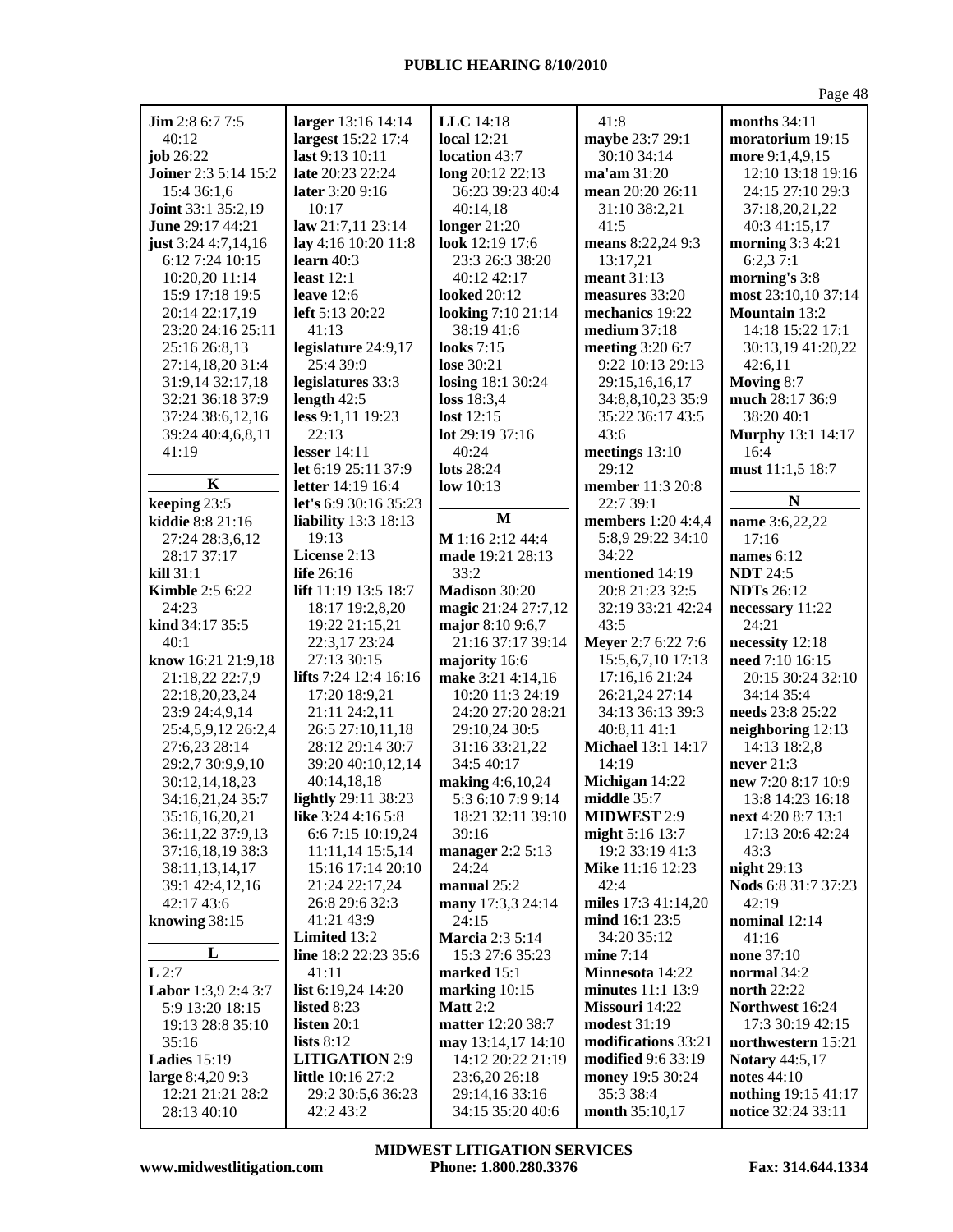**Jim** 2:8 6:7 7:5 40:12
**job** 26:22
**Joiner** 2:3 5:14 15:2 15:4 36:1,6
**Joint** 33:1 35:2,19
**June** 29:17 44:21
**just** 3:24 4:7,14,16 6:12 7:24 10:15 10:20,20 11:14 15:9 17:18 19:5 20:14 22:17,19 23:20 24:16 25:11 25:16 26:8,13 27:14,18,20 31:4 31:9,14 32:17,18 32:21 36:18 37:9 37:24 38:6,12,16 39:24 40:4,6,8,11 41:19

**K**

**keeping** 23:5
**kiddie** 8:8 21:16 27:24 28:3,6,12 28:17 37:17
**kill** 31:1
**Kimble** 2:5 6:22 24:23
**kind** 34:17 35:5 40:1
**know** 16:21 21:9,18 21:18,22 22:7,9 22:18,20,23,24 23:9 24:4,9,14 25:4,5,9,12 26:2,4 27:6,23 28:14 29:2,7 30:9,9,10 30:12,14,18,23 34:16,21,24 35:7 35:16,16,20,21 36:11,22 37:9,13 37:16,18,19 38:3 38:11,13,14,17 39:1 42:4,12,16 42:17 43:6
**knowing** 38:15

**L**

**L** 2:7
**Labor** 1:3,9 2:4 3:7 5:9 13:20 18:15 19:13 28:8 35:10 35:16
**Ladies** 15:19
**large** 8:4,20 9:3 12:21 21:21 28:2 28:13 40:10
**larger** 13:16 14:14
**largest** 15:22 17:4
**last** 9:13 10:11
**late** 20:23 22:24
**later** 3:20 9:16 10:17
**law** 21:7,11 23:14
**lay** 4:16 10:20 11:8
**learn** 40:3
**least** 12:1
**leave** 12:6
**left** 5:13 20:22 41:13
**legislature** 24:9,17 25:4 39:9
**legislatures** 33:3
**length** 42:5
**less** 9:1,11 19:23 22:13
**lesser** 14:11
**let** 6:19 25:11 37:9
**letter** 14:19 16:4
**let's** 6:9 30:16 35:23
**liability** 13:3 18:13 19:13
**License** 2:13
**life** 26:16
**lift** 11:19 13:5 18:7 18:17 19:2,8,20 19:22 21:15,21 22:3,17 23:24 27:13 30:15
**lifts** 7:24 12:4 16:16 17:20 18:9,21 21:11 24:2,11 26:5 27:10,11,18 28:12 29:14 30:7 39:20 40:10,12,14 40:14,18,18
**lightly** 29:11 38:23
**like** 3:24 4:16 5:8 6:6 7:15 10:19,24 11:11,14 15:5,14 15:16 17:14 20:10 21:24 22:17,24 26:8 29:6 32:3 41:21 43:9
**Limited** 13:2
**line** 18:22 22:23 35:6 41:11
**list** 6:19,24 14:20
**listed** 8:23
**listen** 20:1
**lists** 8:12
**LITIGATION** 2:9
**little** 10:16 27:2 29:2 30:5,6 36:23 42:2 43:2
**LLC** 14:18
**local** 12:21
**location** 43:7
**long** 20:12 22:13 36:23 39:23 40:4 40:14,18
**longer** 21:20
**look** 12:19 17:6 23:3 26:3 38:20 40:12 42:17
**looked** 20:12
**looking** 7:10 21:14 38:19 41:6
**looks** 7:15
**lose** 30:21
**losing** 18:1 30:24
**loss** 18:3,4
**lost** 12:15
**lot** 29:19 37:16 40:24
**lots** 28:24
**low** 10:13

**M**

**M** 1:16 2:12 44:4
**made** 19:21 28:13 33:2
**Madison** 30:20
**magic** 21:24 27:7,12
**major** 8:10 9:6,7 21:16 37:17 39:14
**majority** 16:6
**make** 3:21 4:14,16 10:20 11:3 24:19 24:20 27:20 28:21 29:10,24 30:5 31:16 33:21,22 34:5 40:17
**making** 4:6,10,24 5:3 6:10 7:9 9:14 18:21 32:11 39:10 39:16
**manager** 2:2 5:13 24:24
**manual** 25:2
**many** 17:3,3 24:14 24:15
**Marcia** 2:3 5:14 15:3 27:6 35:23
**marked** 15:1
**marking** 10:15
**Matt** 2:2
**matter** 12:20 38:7
**may** 13:14,17 14:10 14:12 20:22 21:19 23:6,20 26:18 29:14,16 33:16 34:15 35:20 40:6 41:8
**maybe** 23:7 29:1 30:10 34:14
**ma'am** 31:20
**mean** 20:20 26:11 31:10 38:2,21 41:5
**means** 8:22,24 9:3 13:17,21
**meant** 31:13
**measures** 33:20
**mechanics** 19:22
**medium** 37:18
**meeting** 3:20 6:7 9:22 10:13 29:13 29:15,16,16,17 34:8,8,10,23 35:9 35:22 36:17 43:5 43:6
**meetings** 13:10 29:12
**member** 11:3 20:8 22:7 39:1
**members** 1:20 4:4,4 5:8,9 29:22 34:10 34:22
**mentioned** 14:19 20:8 21:23 32:5 32:19 33:21 42:24 43:5
**Meyer** 2:7 6:22 7:6 15:5,6,7,10 17:13 17:16,16 21:24 26:21,24 27:14 34:13 36:13 39:3 40:8,11 41:1
**Michael** 13:1 14:17 14:19
**Michigan** 14:22
**middle** 35:7
**MIDWEST** 2:9
**might** 5:16 13:7 19:2 33:19 41:3
**Mike** 11:16 12:23 42:4
**miles** 17:3 41:14,20
**mind** 16:1 23:5 34:20 35:12
**mine** 7:14
**Minnesota** 14:22
**minutes** 11:1 13:9
**Missouri** 14:22
**modest** 31:19
**modifications** 33:21
**modified** 9:6 33:19
**money** 19:5 30:24 35:3 38:4
**month** 35:10,17
**months** 34:11
**moratorium** 19:15
**more** 9:1,4,9,15 12:10 13:18 19:16 24:15 27:10 29:3 37:18,20,21,22 40:3 41:15,17
**morning** 3:3 4:21 6:2,3 7:1
**morning's** 3:8
**most** 23:10,10 37:14
**Mountain** 13:2 14:18 15:22 17:1 30:13,19 41:20,22 42:6,11
**Moving** 8:7
**much** 28:17 36:9 38:20 40:1
**Murphy** 13:1 14:17 16:4
**must** 11:1,5 18:7

**N**

**name** 3:6,22,22 17:16
**names** 6:12
**NDT** 24:5
**NDTs** 26:12
**necessary** 11:22 24:21
**necessity** 12:18
**need** 7:10 16:15 20:15 30:24 32:10 34:14 35:4
**needs** 23:8 25:22
**neighboring** 12:13 14:13 18:2,8
**never** 21:3
**new** 7:20 8:17 10:9 13:8 14:23 16:18
**next** 4:20 8:7 13:1 17:13 20:6 42:24 43:3
**night** 29:13
**Nods** 6:8 31:7 37:23 42:19
**nominal** 12:14 41:16
**none** 37:10
**normal** 34:2
**north** 22:22
**Northwest** 16:24 17:3 30:19 42:15
**northwestern** 15:21
**Notary** 44:5,17
**notes** 44:10
**nothing** 19:15 41:17
**notice** 32:24 33:11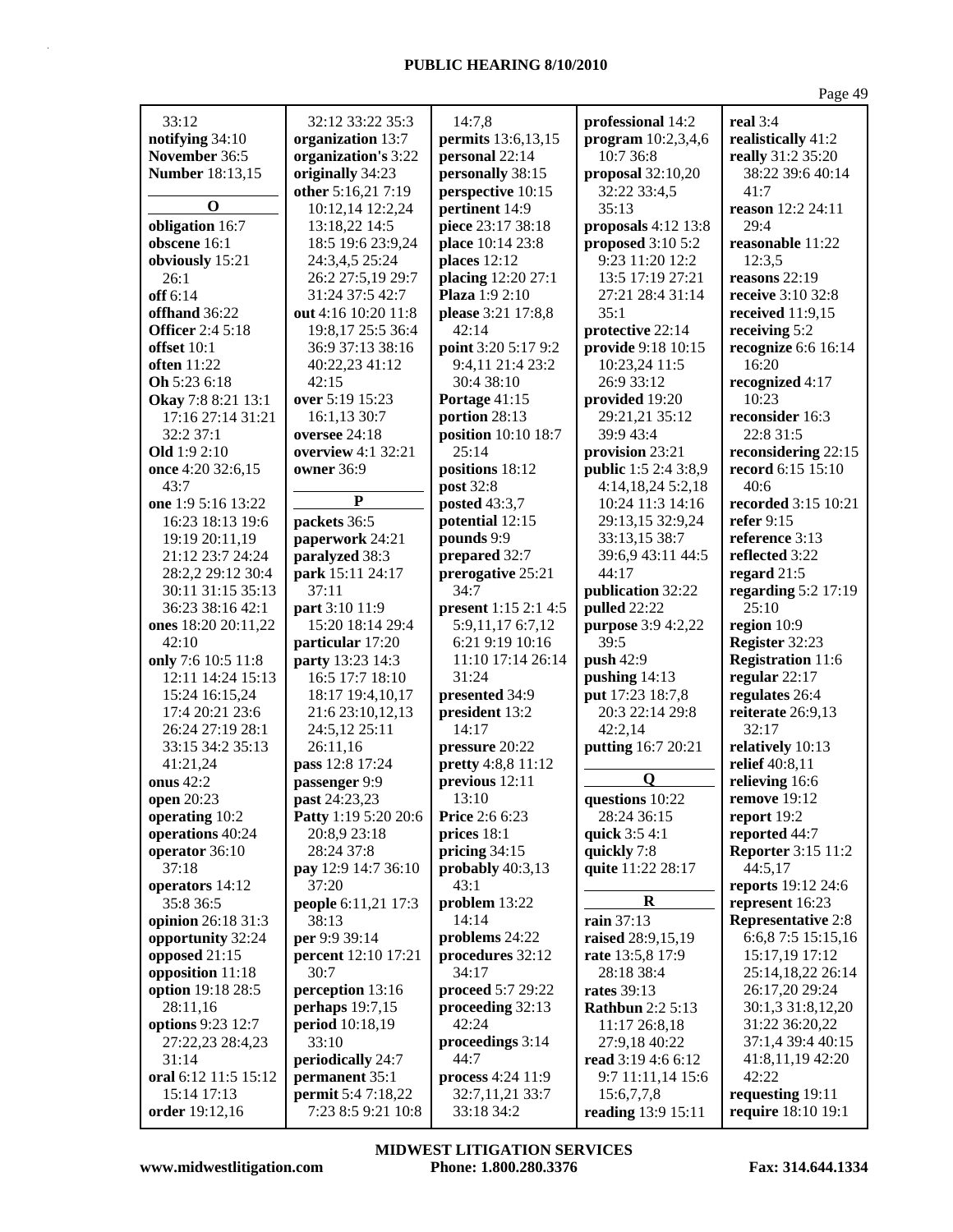33:12
**notifying** 34:10
**November** 36:5
**Number** 18:13,15

**O**

**obligation** 16:7
**obscene** 16:1
**obviously** 15:21
26:1
**off** 6:14
**offhand** 36:22
**Officer** 2:4 5:18
**offset** 10:1
**often** 11:22
**Oh** 5:23 6:18
**Okay** 7:8 8:21 13:1
17:16 27:14 31:21
32:2 37:1
**Old** 1:9 2:10
**once** 4:20 32:6,15
43:7
**one** 1:9 5:16 13:22
16:23 18:13 19:6
19:19 20:11,19
21:12 23:7 24:24
28:2,2 29:12 30:4
30:11 31:15 35:13
36:23 38:16 42:1
**ones** 18:20 20:11,22
42:10
**only** 7:6 10:5 11:8
12:11 14:24 15:13
15:24 16:15,24
17:4 20:21 23:6
26:24 27:19 28:1
33:15 34:2 35:13
41:21,24
**onus** 42:2
**open** 20:23
**operating** 10:2
**operations** 40:24
**operator** 36:10
37:18
**operators** 14:12
35:8 36:5
**opinion** 26:18 31:3
**opportunity** 32:24
**opposed** 21:15
**opposition** 11:18
**option** 19:18 28:5
28:11,16
**options** 9:23 12:7
27:22,23 28:4,23
31:14
**oral** 6:12 11:5 15:12
15:14 17:13
**order** 19:12,16

32:12 33:22 35:3
**organization** 13:7
**organization's** 3:22
**originally** 34:23
**other** 5:16,21 7:19
10:12,14 12:2,24
13:18,22 14:5
18:5 19:6 23:9,24
24:3,4,5 25:24
26:2 27:5,19 29:7
31:24 37:5 42:7
**out** 4:16 10:20 11:8
19:8,17 25:5 36:4
36:9 37:13 38:16
40:22,23 41:12
42:15
**over** 5:19 15:23
16:1,13 30:7
**oversee** 24:18
**overview** 4:1 32:21
**owner** 36:9

**P**

**packets** 36:5
**paperwork** 24:21
**paralyzed** 38:3
**park** 15:11 24:17
37:11
**part** 3:10 11:9
15:20 18:14 29:4
**particular** 17:20
**party** 13:23 14:3
16:5 17:7 18:10
18:17 19:4,10,17
21:6 23:10,12,13
24:5,12 25:11
26:11,16
**pass** 12:8 17:24
**passenger** 9:9
**past** 24:23,23
**Patty** 1:19 5:20 20:6
20:8,9 23:18
28:24 37:8
**pay** 12:9 14:7 36:10
37:20
**people** 6:11,21 17:3
38:13
**per** 9:9 39:14
**percent** 12:10 17:21
30:7
**perception** 13:16
**perhaps** 19:7,15
**period** 10:18,19
33:10
**periodically** 24:7
**permanent** 35:1
**permit** 5:4 7:18,22
7:23 8:5 9:21 10:8

14:7,8
**permits** 13:6,13,15
**personal** 22:14
**personally** 38:15
**perspective** 10:15
**pertinent** 14:9
**piece** 23:17 38:18
**place** 10:14 23:8
**places** 12:12
**placing** 12:20 27:1
**Plaza** 1:9 2:10
**please** 3:21 17:8,8
42:14
**point** 3:20 5:17 9:2
9:4,11 21:4 23:2
30:4 38:10
**Portage** 41:15
**portion** 28:13
**position** 10:10 18:7
25:14
**positions** 18:12
**post** 32:8
**posted** 43:3,7
**potential** 12:15
**pounds** 9:9
**prepared** 32:7
**prerogative** 25:21
34:7
**present** 1:15 2:1 4:5
5:9,11,17 6:7,12
6:21 9:19 10:16
11:10 17:14 26:14
31:24
**presented** 34:9
**president** 13:2
14:17
**pressure** 20:22
**pretty** 4:8,8 11:12
**previous** 12:11
13:10
**Price** 2:6 6:23
**prices** 18:1
**pricing** 34:15
**probably** 40:3,13
43:1
**problem** 13:22
14:14
**problems** 24:22
**procedures** 32:12
34:17
**proceed** 5:7 29:22
**proceeding** 32:13
42:24
**proceedings** 3:14
44:7
**process** 4:24 11:9
32:7,11,21 33:7
33:18 34:2

**professional** 14:2
**program** 10:2,3,4,6
10:7 36:8
**proposal** 32:10,20
32:22 33:4,5
35:13
**proposals** 4:12 13:8
**proposed** 3:10 5:2
9:23 11:20 12:2
13:5 17:19 27:21
27:21 28:4 31:14
35:1
**protective** 22:14
**provide** 9:18 10:15
10:23,24 11:5
26:9 33:12
**provided** 19:20
29:21,21 35:12
39:9 43:4
**provision** 23:21
**public** 1:5 2:4 3:8,9
4:14,18,24 5:2,18
10:24 11:3 14:16
29:13,15 32:9,24
33:13,15 38:7
39:6,9 43:11 44:5
44:17
**publication** 32:22
**pulled** 22:22
**purpose** 3:9 4:2,22
39:5
**push** 42:9
**pushing** 14:13
**put** 17:23 18:7,8
20:3 22:14 29:8
42:2,14
**putting** 16:7 20:21

**Q**

**questions** 10:22
28:24 36:15
**quick** 3:5 4:1
**quickly** 7:8
**quite** 11:22 28:17

**R**

**rain** 37:13
**raised** 28:9,15,19
**rate** 13:5,8 17:9
28:18 38:4
**rates** 39:13
**Rathbun** 2:2 5:13
11:17 26:8,18
27:9,18 40:22
**read** 3:19 4:6 6:12
9:7 11:11,14 15:6
15:6,7,7,8
**reading** 13:9 15:11

**real** 3:4
**realistically** 41:2
**really** 31:2 35:20
38:22 39:6 40:14
41:7
**reason** 12:2 24:11
29:4
**reasonable** 11:22
12:3,5
**reasons** 22:19
**receive** 3:10 32:8
**received** 11:9,15
**receiving** 5:2
**recognize** 6:6 16:14
16:20
**recognized** 4:17
10:23
**reconsider** 16:3
22:8 31:5
**reconsidering** 22:15
**record** 6:15 15:10
40:6
**recorded** 3:15 10:21
**refer** 9:15
**reference** 3:13
**reflected** 3:22
**regard** 21:5
**regarding** 5:2 17:19
25:10
**region** 10:9
**Register** 32:23
**Registration** 11:6
**regular** 22:17
**regulates** 26:4
**reiterate** 26:9,13
32:17
**relatively** 10:13
**relief** 40:8,11
**relieving** 16:6
**remove** 19:12
**report** 19:2
**reported** 44:7
**Reporter** 3:15 11:2
44:5,17
**reports** 19:12 24:6
**represent** 16:23
**Representative** 2:8
6:6,8 7:5 15:15,16
15:17,19 17:12
25:14,18,22 26:14
26:17,20 29:24
30:1,3 31:8,12,20
31:22 36:20,22
37:1,4 39:4 40:15
41:8,11,19 42:20
42:22
**requesting** 19:11
**require** 18:10 19:1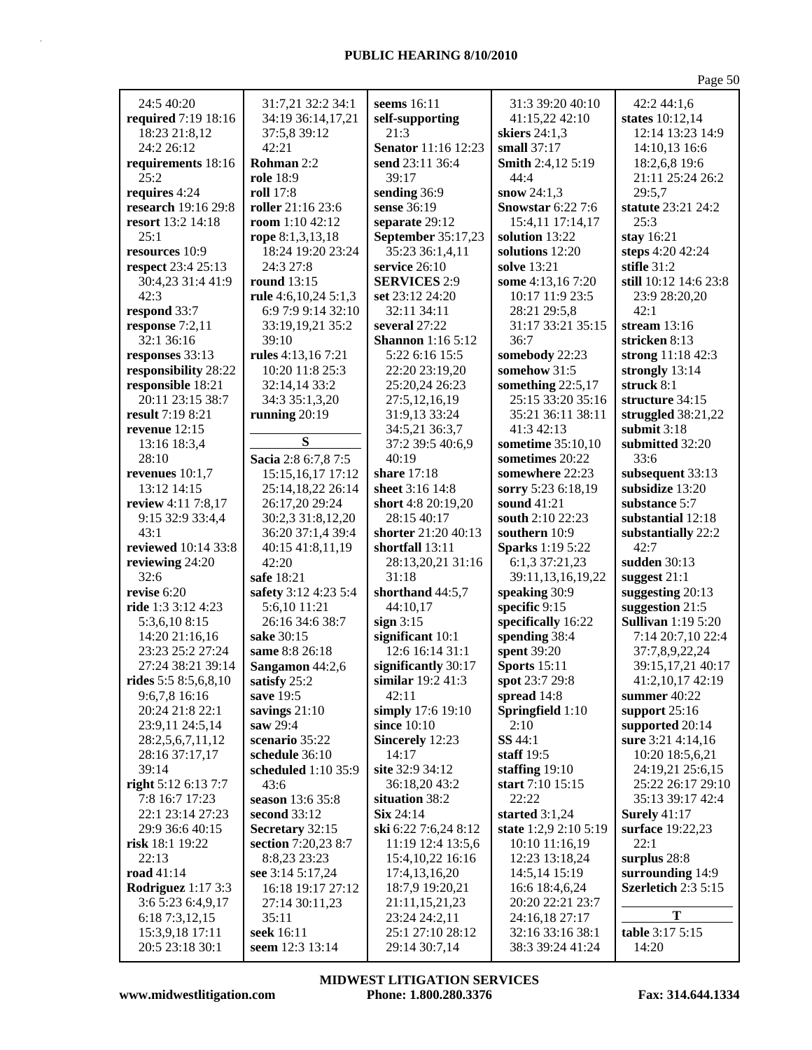24:5 40:20
**required** 7:19 18:16 18:23 21:8,12 24:2 26:12
**requirements** 18:16 25:2
**requires** 4:24
**research** 19:16 29:8
**resort** 13:2 14:18 25:1
**resources** 10:9
**respect** 23:4 25:13 30:4,23 31:4 41:9 42:3
**respond** 33:7
**response** 7:2,11 32:1 36:16
**responses** 33:13
**responsibility** 28:22
**responsible** 18:21 20:11 23:15 38:7
**result** 7:19 8:21
**revenue** 12:15 13:16 18:3,4 28:10
**revenues** 10:1,7 13:12 14:15
**review** 4:11 7:8,17 9:15 32:9 33:4,4 43:1
**reviewed** 10:14 33:8
**reviewing** 24:20 32:6
**revise** 6:20
**ride** 1:3 3:12 4:23 5:3,6,10 8:15 14:20 21:16,16 23:23 25:2 27:24 27:24 38:21 39:14
**rides** 5:5 8:5,6,8,10 9:6,7,8 16:16 20:24 21:8 22:1 23:9,11 24:5,14 28:2,5,6,7,11,12 28:16 37:17,17 39:14
**right** 5:12 6:13 7:7 7:8 16:7 17:23 22:1 23:14 27:23 29:9 36:6 40:15
**risk** 18:1 19:22 22:13
**road** 41:14
**Rodriguez** 1:17 3:3 3:6 5:23 6:4,9,17 6:18 7:3,12,15 15:3,9,18 17:11 20:5 23:18 30:1 31:7,21 32:2 34:1 34:19 36:14,17,21 37:5,8 39:12 42:21
**Rohman** 2:2
**role** 18:9
**roll** 17:8
**roller** 21:16 23:6
**room** 1:10 42:12
**rope** 8:1,3,13,18 18:24 19:20 23:24 24:3 27:8
**round** 13:15
**rule** 4:6,10,24 5:1,3 6:9 7:9 9:14 32:10 33:19,19,21 35:2 39:10
**rules** 4:13,16 7:21 10:20 11:8 25:3 32:14,14 33:2 34:3 35:1,3,20
**running** 20:19

**S**

**Sacia** 2:8 6:7,8 7:5 15:15,16,17 17:12 25:14,18,22 26:14 26:17,20 29:24 30:2,3 31:8,12,20 36:20 37:1,4 39:4 40:15 41:8,11,19 42:20
**safe** 18:21
**safety** 3:12 4:23 5:4 5:6,10 11:21 26:16 34:6 38:7
**sake** 30:15
**same** 8:8 26:18
**Sangamon** 44:2,6
**satisfy** 25:2
**save** 19:5
**savings** 21:10
**saw** 29:4
**scenario** 35:22
**schedule** 36:10
**scheduled** 1:10 35:9 43:6
**season** 13:6 35:8
**second** 33:12
**Secretary** 32:15
**section** 7:20,23 8:7 8:8,23 23:23
**see** 3:14 5:17,24 16:18 19:17 27:12 27:14 30:11,23 35:11
**seek** 16:11
**seem** 12:3 13:14
**seems** 16:11
**self-supporting** 21:3
**Senator** 11:16 12:23
**send** 23:11 36:4 39:17
**sending** 36:9
**sense** 36:19
**separate** 29:12
**September** 35:17,23 35:23 36:1,4,11
**service** 26:10
**SERVICES** 2:9
**set** 23:12 24:20 32:11 34:11
**several** 27:22
**Shannon** 1:16 5:12 5:22 6:16 15:5 22:20 23:19,20 25:20,24 26:23 27:5,12,16,19 31:9,13 33:24 34:5,21 36:3,7 37:2 39:5 40:6,9 40:19
**share** 17:18
**sheet** 3:16 14:8
**short** 4:8 20:19,20 28:15 40:17
**shorter** 21:20 40:13
**shortfall** 13:11 28:13,20,21 31:16 31:18
**shorthand** 44:5,7 44:10,17
**sign** 3:15
**significant** 10:1 12:6 16:14 31:1
**significantly** 30:17
**similar** 19:2 41:3 42:11
**simply** 17:6 19:10
**since** 10:10
**Sincerely** 12:23 14:17
**site** 32:9 34:12 36:18,20 43:2
**situation** 38:2
**Six** 24:14
**ski** 6:22 7:6,24 8:12 11:19 12:4 13:5,6 15:4,10,22 16:16 17:4,13,16,20 18:7,9 19:20,21 21:11,15,21,23 23:24 24:2,11 25:1 27:10 28:12 29:14 30:7,14
31:3 39:20 40:10 41:15,22 42:10
**skiers** 24:1,3
**small** 37:17
**Smith** 2:4,12 5:19 44:4
**snow** 24:1,3
**Snowstar** 6:22 7:6 15:4,11 17:14,17
**solution** 13:22
**solutions** 12:20
**solve** 13:21
**some** 4:13,16 7:20 10:17 11:9 23:5 28:21 29:5,8 31:17 33:21 35:15 36:7
**somebody** 22:23
**somehow** 31:5
**something** 22:5,17 25:15 33:20 35:16 35:21 36:11 38:11 41:3 42:13
**sometime** 35:10,10
**sometimes** 20:22
**somewhere** 22:23
**sorry** 5:23 6:18,19
**sound** 41:21
**south** 2:10 22:23
**southern** 10:9
**Sparks** 1:19 5:22 6:1,3 37:21,23 39:11,13,16,19,22
**speaking** 30:9
**specific** 9:15
**specifically** 16:22
**spending** 38:4
**spent** 39:20
**Sports** 15:11
**spot** 23:7 29:8
**spread** 14:8
**Springfield** 1:10 2:10
**SS** 44:1
**staff** 19:5
**staffing** 19:10
**start** 7:10 15:15 22:22
**started** 3:1,24
**state** 1:2,9 2:10 5:19 10:10 11:16,19 12:23 13:18,24 14:5,14 15:19 16:6 18:4,6,24 20:20 22:21 23:7 24:16,18 27:17 32:16 33:16 38:1 38:3 39:24 41:24
42:2 44:1,6
**states** 10:12,14 12:14 13:23 14:9 14:10,13 16:6 18:2,6,8 19:6 21:11 25:24 26:2 29:5,7
**statute** 23:21 24:2 25:3
**stay** 16:21
**steps** 4:20 42:24
**stifle** 31:2
**still** 10:12 14:6 23:8 23:9 28:20,20 42:1
**stream** 13:16
**stricken** 8:13
**strong** 11:18 42:3
**strongly** 13:14
**struck** 8:1
**structure** 34:15
**struggled** 38:21,22
**submit** 3:18
**submitted** 32:20 33:6
**subsequent** 33:13
**subsidize** 13:20
**substance** 5:7
**substantial** 12:18
**substantially** 22:2 42:7
**sudden** 30:13
**suggest** 21:1
**suggesting** 20:13
**suggestion** 21:5
**Sullivan** 1:19 5:20 7:14 20:7,10 22:4 37:7,8,9,22,24 39:15,17,21 40:17 41:2,10,17 42:19
**summer** 40:22
**support** 25:16
**supported** 20:14
**sure** 3:21 4:14,16 10:20 18:5,6,21 24:19,21 25:6,15 25:22 26:17 29:10 35:13 39:17 42:4
**Surely** 41:17
**surface** 19:22,23 22:1
**surplus** 28:8
**surrounding** 14:9
**Szerletich** 2:3 5:15

**T**

**table** 3:17 5:15 14:20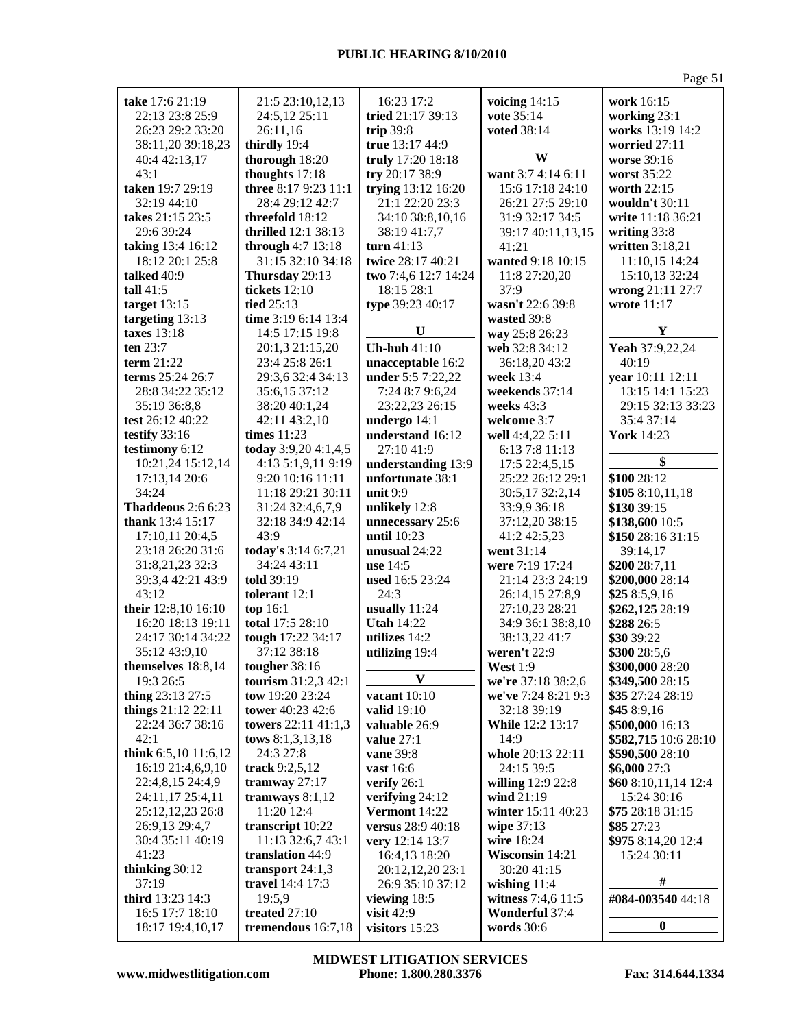**take** 17:6 21:19 22:13 23:8 25:9 26:23 29:2 33:20 38:11,20 39:18,23 40:4 42:13,17 43:1
**taken** 19:7 29:19 32:19 44:10
**takes** 21:15 23:5 29:6 39:24
**taking** 13:4 16:12 18:12 20:1 25:8
**talked** 40:9
**tall** 41:5
**target** 13:15
**targeting** 13:13
**taxes** 13:18
**ten** 23:7
**term** 21:22
**terms** 25:24 26:7 28:8 34:22 35:12 35:19 36:8,8
**test** 26:12 40:22
**testify** 33:16
**testimony** 6:12 10:21,24 15:12,14 17:13,14 20:6 34:24
**Thaddeous** 2:6 6:23
**thank** 13:4 15:17 17:10,11 20:4,5 23:18 26:20 31:6 31:8,21,23 32:3 39:3,4 42:21 43:9 43:12
**their** 12:8,10 16:10 16:20 18:13 19:11 24:17 30:14 34:22 35:12 43:9,10
**themselves** 18:8,14 19:3 26:5
**thing** 23:13 27:5
**things** 21:12 22:11 22:24 36:7 38:16 42:1
**think** 6:5,10 11:6,12 16:19 21:4,6,9,10 22:4,8,15 24:4,9 24:11,17 25:4,11 25:12,12,23 26:8 26:9,13 29:4,7 30:4 35:11 40:19 41:23
**thinking** 30:12 37:19
**third** 13:23 14:3 16:5 17:7 18:10 18:17 19:4,10,17 21:5 23:10,12,13 24:5,12 25:11 26:11,16
**thirdly** 19:4
**thorough** 18:20
**thoughts** 17:18
**three** 8:17 9:23 11:1 28:4 29:12 42:7
**threefold** 18:12
**thrilled** 12:1 38:13
**through** 4:7 13:18 31:15 32:10 34:18
**Thursday** 29:13
**tickets** 12:10
**tied** 25:13
**time** 3:19 6:14 13:4 14:5 17:15 19:8 20:1,3 21:15,20 23:4 25:8 26:1 29:3,6 32:4 34:13 35:6,15 37:12 38:20 40:1,24 42:11 43:2,10
**times** 11:23
**today** 3:9,20 4:1,4,5 4:13 5:1,9,11 9:19 9:20 10:16 11:11 11:18 29:21 30:11 31:24 32:4,6,7,9 32:18 34:9 42:14 43:9
**today's** 3:14 6:7,21 34:24 43:11
**told** 39:19
**tolerant** 12:1
**top** 16:1
**total** 17:5 28:10
**tough** 17:22 34:17 37:12 38:18
**tougher** 38:16
**tourism** 31:2,3 42:1
**tow** 19:20 23:24
**tower** 40:23 42:6
**towers** 22:11 41:1,3
**tows** 8:1,3,13,18 24:3 27:8
**track** 9:2,5,12
**tramway** 27:17
**tramways** 8:1,12 11:20 12:4
**transcript** 10:22 11:13 32:6,7 43:1
**translation** 44:9
**transport** 24:1,3
**travel** 14:4 17:3 19:5,9
**treated** 27:10
**tremendous** 16:7,18 16:23 17:2
**tried** 21:17 39:13
**trip** 39:8
**true** 13:17 44:9
**truly** 17:20 18:18
**try** 20:17 38:9
**trying** 13:12 16:20 21:1 22:20 23:3 34:10 38:8,10,16 38:19 41:7,7
**turn** 41:13
**twice** 28:17 40:21
**two** 7:4,6 12:7 14:24 18:15 28:1
**type** 39:23 40:17

**U**

**Uh-huh** 41:10
**unacceptable** 16:2
**under** 5:5 7:22,22 7:24 8:7 9:6,24 23:22,23 26:15
**undergo** 14:1
**understand** 16:12 27:10 41:9
**understanding** 13:9
**unfortunate** 38:1
**unit** 9:9
**unlikely** 12:8
**unnecessary** 25:6
**until** 10:23
**unusual** 24:22
**use** 14:5
**used** 16:5 23:24 24:3
**usually** 11:24
**Utah** 14:22
**utilizes** 14:2
**utilizing** 19:4

**V**

**vacant** 10:10
**valid** 19:10
**valuable** 26:9
**value** 27:1
**vane** 39:8
**vast** 16:6
**verify** 26:1
**verifying** 24:12
**Vermont** 14:22
**versus** 28:9 40:18
**very** 12:14 13:7 16:4,13 18:20 20:12,12,20 23:1 26:9 35:10 37:12
**viewing** 18:5
**visit** 42:9
**visitors** 15:23
**voicing** 14:15
**vote** 35:14
**voted** 38:14

**W**

**want** 3:7 4:14 6:11 15:6 17:18 24:10 26:21 27:5 29:10 31:9 32:17 34:5 39:17 40:11,13,15 41:21
**wanted** 9:18 10:15 11:8 27:20,20 37:9
**wasn't** 22:6 39:8
**wasted** 39:8
**way** 25:8 26:23
**web** 32:8 34:12 36:18,20 43:2
**week** 13:4
**weekends** 37:14
**weeks** 43:3
**welcome** 3:7
**well** 4:4,22 5:11 6:13 7:8 11:13 17:5 22:4,5,15 25:22 26:12 29:1 30:5,17 32:2,14 33:9,9 36:18 37:12,20 38:15 41:2 42:5,23
**went** 31:14
**were** 7:19 17:24 21:14 23:3 24:19 26:14,15 27:8,9 27:10,23 28:21 34:9 36:1 38:8,10 38:13,22 41:7
**weren't** 22:9
**West** 1:9
**we're** 37:18 38:2,6
**we've** 7:24 8:21 9:3 32:18 39:19
**While** 12:2 13:17 14:9
**whole** 20:13 22:11 24:15 39:5
**willing** 12:9 22:8
**wind** 21:19
**winter** 15:11 40:23
**wipe** 37:13
**wire** 18:24
**Wisconsin** 14:21 30:20 41:15
**wishing** 11:4
**witness** 7:4,6 11:5
**Wonderful** 37:4
**words** 30:6
**work** 16:15
**working** 23:1
**works** 13:19 14:2
**worried** 27:11
**worse** 39:16
**worst** 35:22
**worth** 22:15
**wouldn't** 30:11
**write** 11:18 36:21
**writing** 33:8
**written** 3:18,21 11:10,15 14:24 15:10,13 32:24
**wrong** 21:11 27:7
**wrote** 11:17

**Y**

**Yeah** 37:9,22,24 40:19
**year** 10:11 12:11 13:15 14:1 15:23 29:15 32:13 33:23 35:4 37:14
**York** 14:23

**$**

**$100** 28:12
**$105** 8:10,11,18
**$130** 39:15
**$138,600** 10:5
**$150** 28:16 31:15 39:14,17
**$200** 28:7,11
**$200,000** 28:14
**$25** 8:5,9,16
**$262,125** 28:19
**$288** 26:5
**$30** 39:22
**$300** 28:5,6
**$300,000** 28:20
**$349,500** 28:15
**$35** 27:24 28:19
**$45** 8:9,16
**$500,000** 16:13
**$582,715** 10:6 28:10
**$590,500** 28:10
**$6,000** 27:3
**$60** 8:10,11,14 12:4 15:24 30:16
**$75** 28:18 31:15
**$85** 27:23
**$975** 8:14,20 12:4 15:24 30:11

**#**

**#084-003540** 44:18

**0**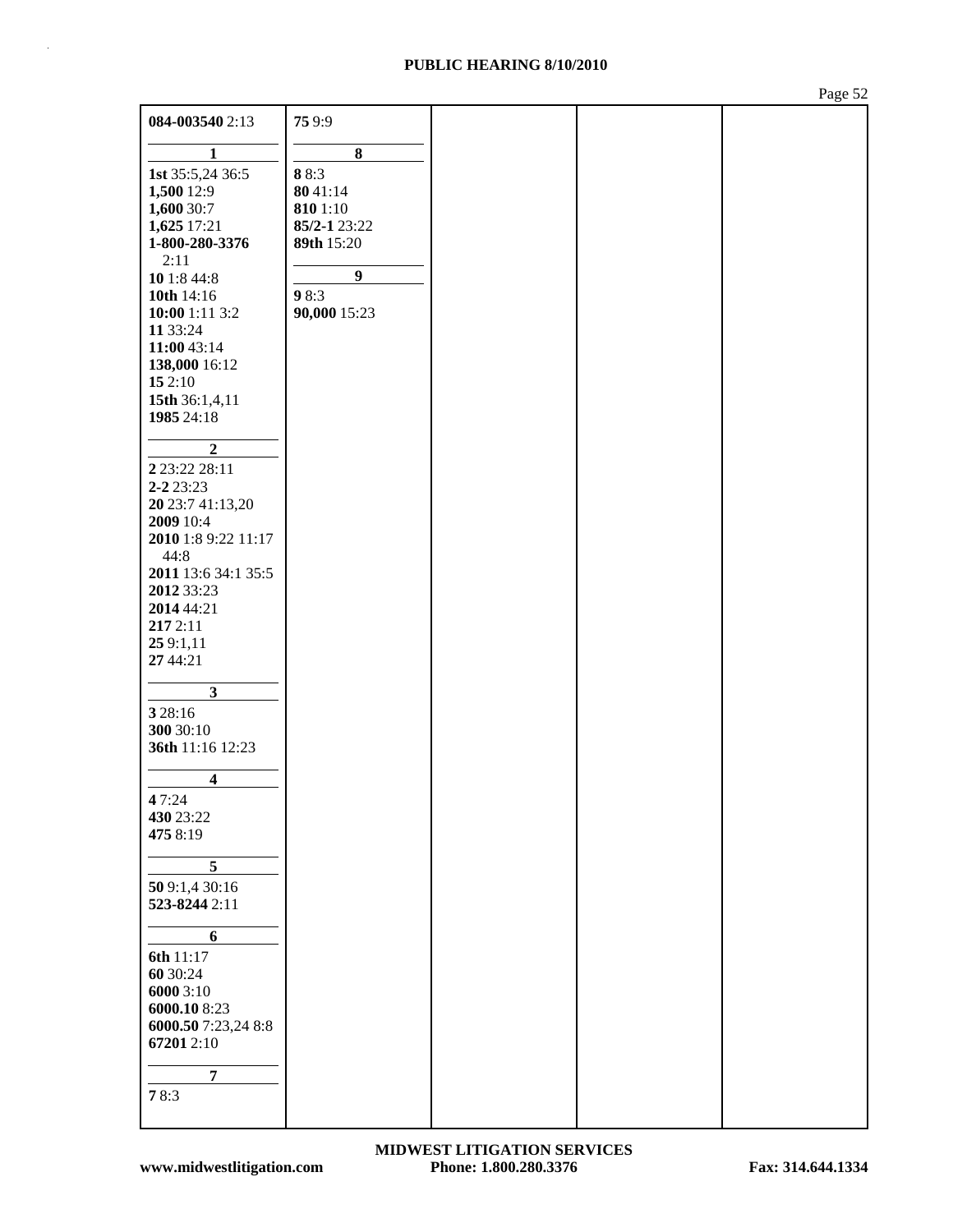**084-003540** 2:13

**1**

**1st** 35:5,24 36:5
**1,500** 12:9
**1,600** 30:7
**1,625** 17:21
**1-800-280-3376** 2:11
**10** 1:8 44:8
**10th** 14:16
**10:00** 1:11 3:2
**11** 33:24
**11:00** 43:14
**138,000** 16:12
**15** 2:10
**15th** 36:1,4,11
**1985** 24:18

**2**

**2** 23:22 28:11
**2-2** 23:23
**20** 23:7 41:13,20
**2009** 10:4
**2010** 1:8 9:22 11:17 44:8
**2011** 13:6 34:1 35:5
**2012** 33:23
**2014** 44:21
**217** 2:11
**25** 9:1,11
**27** 44:21

**3**

**3** 28:16
**300** 30:10
**36th** 11:16 12:23

**4**

**4** 7:24
**430** 23:22
**475** 8:19

**5**

**50** 9:1,4 30:16
**523-8244** 2:11

**6**

**6th** 11:17
**60** 30:24
**6000** 3:10
**6000.10** 8:23
**6000.50** 7:23,24 8:8
**67201** 2:10

**7**

**7** 8:3
**75** 9:9

**8**

**8** 8:3
**80** 41:14
**810** 1:10
**85/2-1** 23:22
**89th** 15:20

**9**

**9** 8:3
**90,000** 15:23